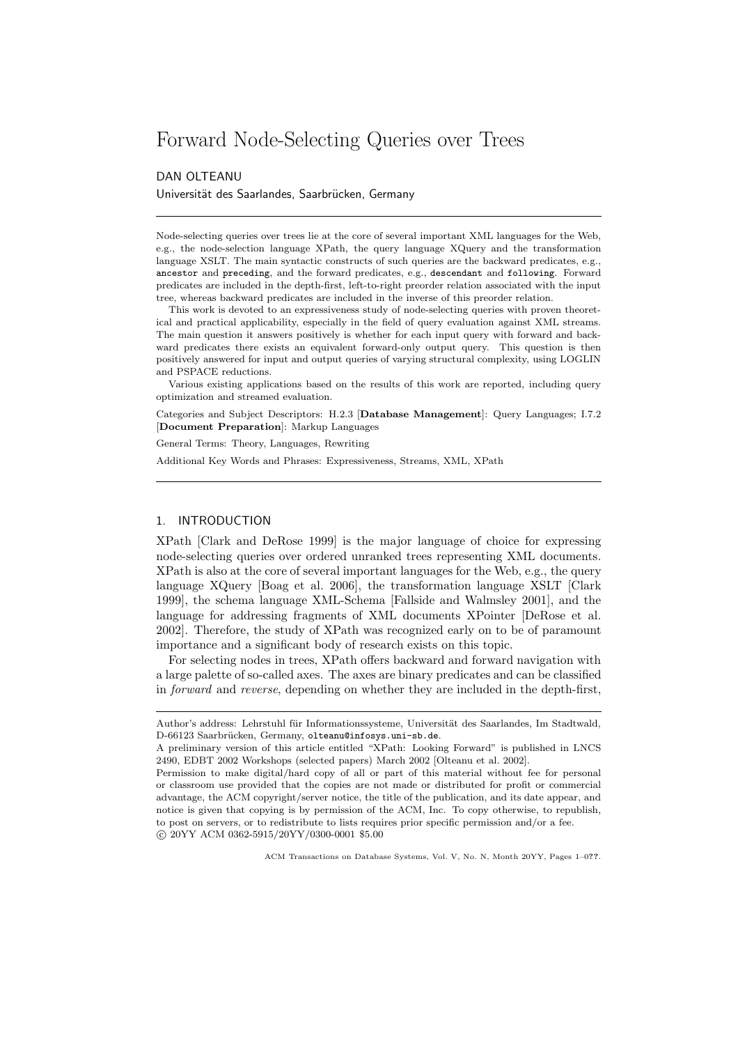# Forward Node-Selecting Queries over Trees

DAN OLTEANU

Universität des Saarlandes, Saarbrücken, Germany

---

Node-selecting queries over trees lie at the core of several important XML languages for the Web, e.g., the node-selection language XPath, the query language XQuery and the transformation language XSLT. The main syntactic constructs of such queries are the backward predicates, e.g., `ancestor` and `preceding`, and the forward predicates, e.g., `descendant` and `following`. Forward predicates are included in the depth-first, left-to-right preorder relation associated with the input tree, whereas backward predicates are included in the inverse of this preorder relation.

This work is devoted to an expressiveness study of node-selecting queries with proven theoretical and practical applicability, especially in the field of query evaluation against XML streams. The main question it answers positively is whether for each input query with forward and backward predicates there exists an equivalent forward-only output query. This question is then positively answered for input and output queries of varying structural complexity, using LOGLIN and PSPACE reductions.

Various existing applications based on the results of this work are reported, including query optimization and streamed evaluation.

Categories and Subject Descriptors: H.2.3 [**Database Management**]: Query Languages; I.7.2 [**Document Preparation**]: Markup Languages

General Terms: Theory, Languages, Rewriting

Additional Key Words and Phrases: Expressiveness, Streams, XML, XPath

---

## 1. INTRODUCTION

XPath [Clark and DeRose 1999] is the major language of choice for expressing node-selecting queries over ordered unranked trees representing XML documents. XPath is also at the core of several important languages for the Web, e.g., the query language XQuery [Boag et al. 2006], the transformation language XSLT [Clark 1999], the schema language XML-Schema [Fallside and Walmsley 2001], and the language for addressing fragments of XML documents XPointer [DeRose et al. 2002]. Therefore, the study of XPath was recognized early on to be of paramount importance and a significant body of research exists on this topic.

For selecting nodes in trees, XPath offers backward and forward navigation with a large palette of so-called axes. The axes are binary predicates and can be classified in *forward* and *reverse*, depending on whether they are included in the depth-first,

---

Author's address: Lehrstuhl für Informationssysteme, Universität des Saarlandes, Im Stadtwald, D-66123 Saarbrücken, Germany, `olteanu@infosys.uni-sb.de`.

A preliminary version of this article entitled "XPath: Looking Forward" is published in LNCS 2490, EDBT 2002 Workshops (selected papers) March 2002 [Olteanu et al. 2002].

Permission to make digital/hard copy of all or part of this material without fee for personal or classroom use provided that the copies are not made or distributed for profit or commercial advantage, the ACM copyright/server notice, the title of the publication, and its date appear, and notice is given that copying is by permission of the ACM, Inc. To copy otherwise, to republish, to post on servers, or to redistribute to lists requires prior specific permission and/or a fee.
© 20YY ACM 0362-5915/20YY/0300-0001 $5.00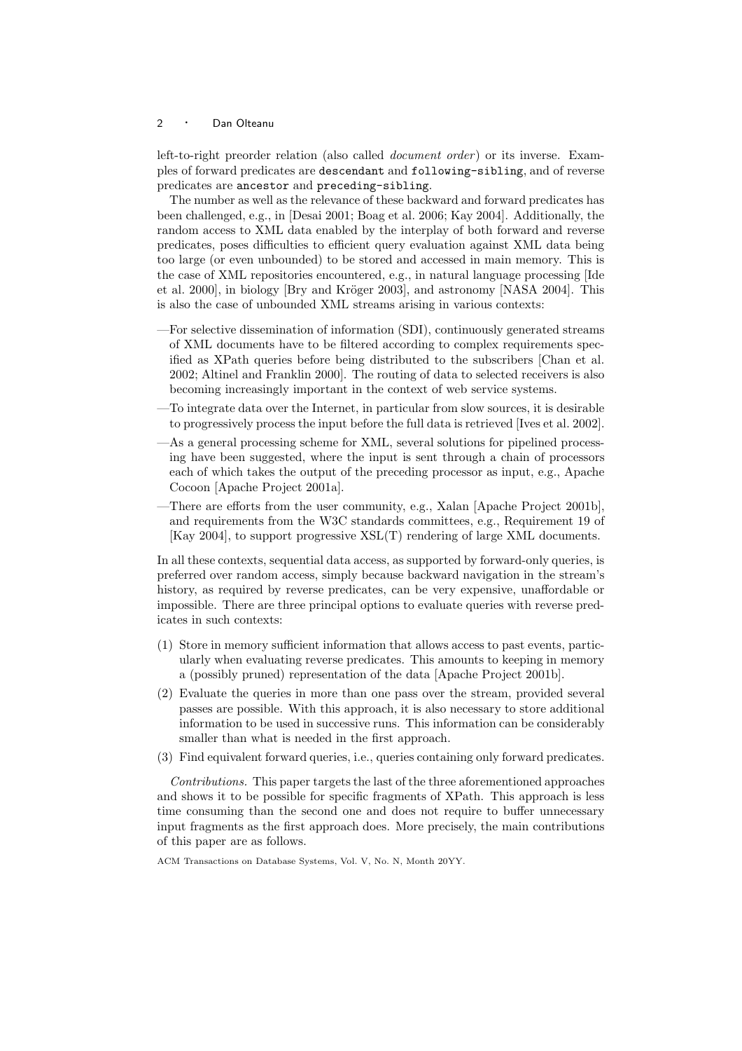left-to-right preorder relation (also called *document order*) or its inverse. Examples of forward predicates are `descendant` and `following-sibling`, and of reverse predicates are `ancestor` and `preceding-sibling`.

The number as well as the relevance of these backward and forward predicates has been challenged, e.g., in [Desai 2001; Boag et al. 2006; Kay 2004]. Additionally, the random access to XML data enabled by the interplay of both forward and reverse predicates, poses difficulties to efficient query evaluation against XML data being too large (or even unbounded) to be stored and accessed in main memory. This is the case of XML repositories encountered, e.g., in natural language processing [Ide et al. 2000], in biology [Bry and Kröger 2003], and astronomy [NASA 2004]. This is also the case of unbounded XML streams arising in various contexts:

—For selective dissemination of information (SDI), continuously generated streams of XML documents have to be filtered according to complex requirements specified as XPath queries before being distributed to the subscribers [Chan et al. 2002; Altinel and Franklin 2000]. The routing of data to selected receivers is also becoming increasingly important in the context of web service systems.

—To integrate data over the Internet, in particular from slow sources, it is desirable to progressively process the input before the full data is retrieved [Ives et al. 2002].

—As a general processing scheme for XML, several solutions for pipelined processing have been suggested, where the input is sent through a chain of processors each of which takes the output of the preceding processor as input, e.g., Apache Cocoon [Apache Project 2001a].

—There are efforts from the user community, e.g., Xalan [Apache Project 2001b], and requirements from the W3C standards committees, e.g., Requirement 19 of [Kay 2004], to support progressive XSL(T) rendering of large XML documents.

In all these contexts, sequential data access, as supported by forward-only queries, is preferred over random access, simply because backward navigation in the stream's history, as required by reverse predicates, can be very expensive, unaffordable or impossible. There are three principal options to evaluate queries with reverse predicates in such contexts:

(1) Store in memory sufficient information that allows access to past events, particularly when evaluating reverse predicates. This amounts to keeping in memory a (possibly pruned) representation of the data [Apache Project 2001b].

(2) Evaluate the queries in more than one pass over the stream, provided several passes are possible. With this approach, it is also necessary to store additional information to be used in successive runs. This information can be considerably smaller than what is needed in the first approach.

(3) Find equivalent forward queries, i.e., queries containing only forward predicates.

*Contributions.* This paper targets the last of the three aforementioned approaches and shows it to be possible for specific fragments of XPath. This approach is less time consuming than the second one and does not require to buffer unnecessary input fragments as the first approach does. More precisely, the main contributions of this paper are as follows.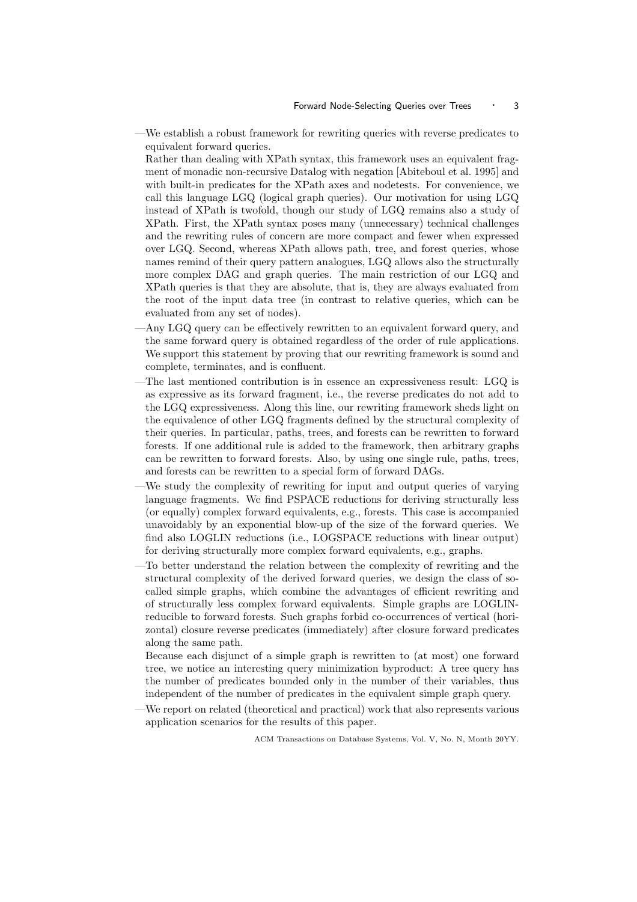—We establish a robust framework for rewriting queries with reverse predicates to equivalent forward queries.

Rather than dealing with XPath syntax, this framework uses an equivalent fragment of monadic non-recursive Datalog with negation [Abiteboul et al. 1995] and with built-in predicates for the XPath axes and nodetests. For convenience, we call this language LGQ (logical graph queries). Our motivation for using LGQ instead of XPath is twofold, though our study of LGQ remains also a study of XPath. First, the XPath syntax poses many (unnecessary) technical challenges and the rewriting rules of concern are more compact and fewer when expressed over LGQ. Second, whereas XPath allows path, tree, and forest queries, whose names remind of their query pattern analogues, LGQ allows also the structurally more complex DAG and graph queries. The main restriction of our LGQ and XPath queries is that they are absolute, that is, they are always evaluated from the root of the input data tree (in contrast to relative queries, which can be evaluated from any set of nodes).

—Any LGQ query can be effectively rewritten to an equivalent forward query, and the same forward query is obtained regardless of the order of rule applications. We support this statement by proving that our rewriting framework is sound and complete, terminates, and is confluent.

—The last mentioned contribution is in essence an expressiveness result: LGQ is as expressive as its forward fragment, i.e., the reverse predicates do not add to the LGQ expressiveness. Along this line, our rewriting framework sheds light on the equivalence of other LGQ fragments defined by the structural complexity of their queries. In particular, paths, trees, and forests can be rewritten to forward forests. If one additional rule is added to the framework, then arbitrary graphs can be rewritten to forward forests. Also, by using one single rule, paths, trees, and forests can be rewritten to a special form of forward DAGs.

—We study the complexity of rewriting for input and output queries of varying language fragments. We find PSPACE reductions for deriving structurally less (or equally) complex forward equivalents, e.g., forests. This case is accompanied unavoidably by an exponential blow-up of the size of the forward queries. We find also LOGLIN reductions (i.e., LOGSPACE reductions with linear output) for deriving structurally more complex forward equivalents, e.g., graphs.

—To better understand the relation between the complexity of rewriting and the structural complexity of the derived forward queries, we design the class of so-called simple graphs, which combine the advantages of efficient rewriting and of structurally less complex forward equivalents. Simple graphs are LOGLIN-reducible to forward forests. Such graphs forbid co-occurrences of vertical (horizontal) closure reverse predicates (immediately) after closure forward predicates along the same path.

Because each disjunct of a simple graph is rewritten to (at most) one forward tree, we notice an interesting query minimization byproduct: A tree query has the number of predicates bounded only in the number of their variables, thus independent of the number of predicates in the equivalent simple graph query.

—We report on related (theoretical and practical) work that also represents various application scenarios for the results of this paper.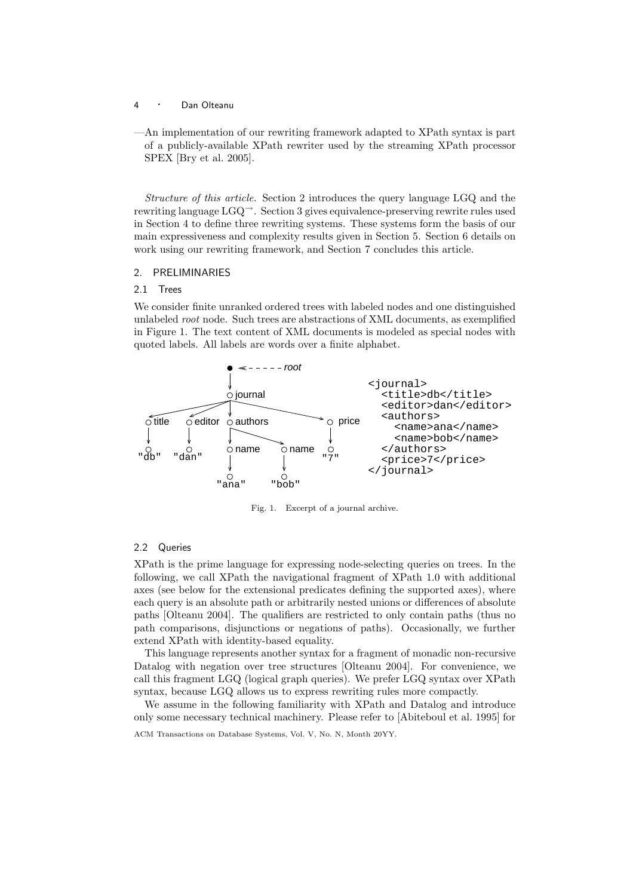—An implementation of our rewriting framework adapted to XPath syntax is part of a publicly-available XPath rewriter used by the streaming XPath processor SPEX [Bry et al. 2005].

*Structure of this article.* Section 2 introduces the query language LGQ and the rewriting language $\text{LGQ}^{\rightarrow}$. Section 3 gives equivalence-preserving rewrite rules used in Section 4 to define three rewriting systems. These systems form the basis of our main expressiveness and complexity results given in Section 5. Section 6 details on work using our rewriting framework, and Section 7 concludes this article.

## 2. PRELIMINARIES

### 2.1 Trees

We consider finite unranked ordered trees with labeled nodes and one distinguished unlabeled *root* node. Such trees are abstractions of XML documents, as exemplified in Figure 1. The text content of XML documents is modeled as special nodes with quoted labels. All labels are words over a finite alphabet.

```
<journal>
  <title>db</title>
  <editor>dan</editor>
  <authors>
    <name>ana</name>
    <name>bob</name>
  </authors>
  <price>7</price>
</journal>
```

Fig. 1. Excerpt of a journal archive.

### 2.2 Queries

XPath is the prime language for expressing node-selecting queries on trees. In the following, we call XPath the navigational fragment of XPath 1.0 with additional axes (see below for the extensional predicates defining the supported axes), where each query is an absolute path or arbitrarily nested unions or differences of absolute paths [Olteanu 2004]. The qualifiers are restricted to only contain paths (thus no path comparisons, disjunctions or negations of paths). Occasionally, we further extend XPath with identity-based equality.

This language represents another syntax for a fragment of monadic non-recursive Datalog with negation over tree structures [Olteanu 2004]. For convenience, we call this fragment LGQ (logical graph queries). We prefer LGQ syntax over XPath syntax, because LGQ allows us to express rewriting rules more compactly.

We assume in the following familiarity with XPath and Datalog and introduce only some necessary technical machinery. Please refer to [Abiteboul et al. 1995] for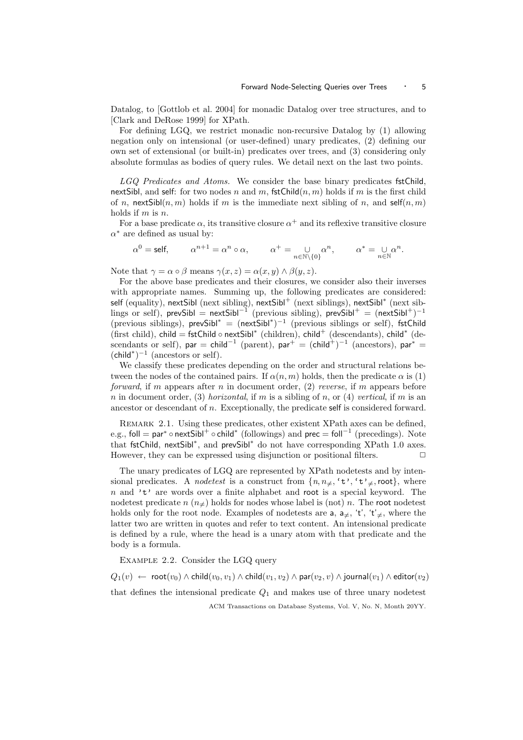Datalog, to [Gottlob et al. 2004] for monadic Datalog over tree structures, and to [Clark and DeRose 1999] for XPath.

For defining LGQ, we restrict monadic non-recursive Datalog by (1) allowing negation only on intensional (or user-defined) unary predicates, (2) defining our own set of extensional (or built-in) predicates over trees, and (3) considering only absolute formulas as bodies of query rules. We detail next on the last two points.

*LGQ Predicates and Atoms.* We consider the base binary predicates fstChild, nextSibl, and self: for two nodes $n$ and $m$, $\mathsf{fstChild}(n, m)$ holds if $m$ is the first child of $n$, $\mathsf{nextSibl}(n, m)$ holds if $m$ is the immediate next sibling of $n$, and $\mathsf{self}(n, m)$ holds if $m$ is $n$.

For a base predicate $\alpha$, its transitive closure $\alpha^+$ and its reflexive transitive closure $\alpha^*$ are defined as usual by:

$$\alpha^0 = \mathsf{self}, \qquad \alpha^{n+1} = \alpha^n \circ \alpha, \qquad \alpha^+ = \bigcup_{n \in \mathbb{N} \setminus \{0\}} \alpha^n, \qquad \alpha^* = \bigcup_{n \in \mathbb{N}} \alpha^n.$$

Note that $\gamma = \alpha \circ \beta$ means $\gamma(x, z) = \alpha(x, y) \wedge \beta(y, z)$.

For the above base predicates and their closures, we consider also their inverses with appropriate names. Summing up, the following predicates are considered: self (equality), nextSibl (next sibling), $\mathsf{nextSibl}^+$ (next siblings), $\mathsf{nextSibl}^*$ (next siblings or self), $\mathsf{prevSibl} = \mathsf{nextSibl}^{-1}$ (previous sibling), $\mathsf{prevSibl}^+ = (\mathsf{nextSibl}^+)^{-1}$ (previous siblings), $\mathsf{prevSibl}^* = (\mathsf{nextSibl}^*)^{-1}$ (previous siblings or self), fstChild (first child), $\mathsf{child} = \mathsf{fstChild} \circ \mathsf{nextSibl}^*$ (children), $\mathsf{child}^+$ (descendants), $\mathsf{child}^*$ (descendants or self), $\mathsf{par} = \mathsf{child}^{-1}$ (parent), $\mathsf{par}^+ = (\mathsf{child}^+)^{-1}$ (ancestors), $\mathsf{par}^* = (\mathsf{child}^*)^{-1}$ (ancestors or self).

We classify these predicates depending on the order and structural relations between the nodes of the contained pairs. If $\alpha(n, m)$ holds, then the predicate $\alpha$ is (1) *forward*, if $m$ appears after $n$ in document order, (2) *reverse*, if $m$ appears before $n$ in document order, (3) *horizontal*, if $m$ is a sibling of $n$, or (4) *vertical*, if $m$ is an ancestor or descendant of $n$. Exceptionally, the predicate self is considered forward.

Remark 2.1. Using these predicates, other existent XPath axes can be defined, e.g., $\mathsf{foll} = \mathsf{par}^* \circ \mathsf{nextSibl}^+ \circ \mathsf{child}^*$ (followings) and $\mathsf{prec} = \mathsf{foll}^{-1}$ (precedings). Note that fstChild, $\mathsf{nextSibl}^*$, and $\mathsf{prevSibl}^*$ do not have corresponding XPath 1.0 axes. However, they can be expressed using disjunction or positional filters. □

The unary predicates of LGQ are represented by XPath nodetests and by intensional predicates. A *nodetest* is a construct from $\{n, n_{\neq}, \text{'t'}, \text{'t'}_{\neq}, \mathsf{root}\}$, where $n$ and 't' are words over a finite alphabet and root is a special keyword. The nodetest predicate $n$ ($n_{\neq}$) holds for nodes whose label is (not) $n$. The root nodetest holds only for the root node. Examples of nodetests are $\mathsf{a}$, $\mathsf{a}_{\neq}$, 't', $\text{'t'}_{\neq}$, where the latter two are written in quotes and refer to text content. An intensional predicate is defined by a rule, where the head is a unary atom with that predicate and the body is a formula.

Example 2.2. Consider the LGQ query

$$Q_1(v) \leftarrow \mathsf{root}(v_0) \wedge \mathsf{child}(v_0, v_1) \wedge \mathsf{child}(v_1, v_2) \wedge \mathsf{par}(v_2, v) \wedge \mathsf{journal}(v_1) \wedge \mathsf{editor}(v_2)$$

that defines the intensional predicate $Q_1$ and makes use of three unary nodetest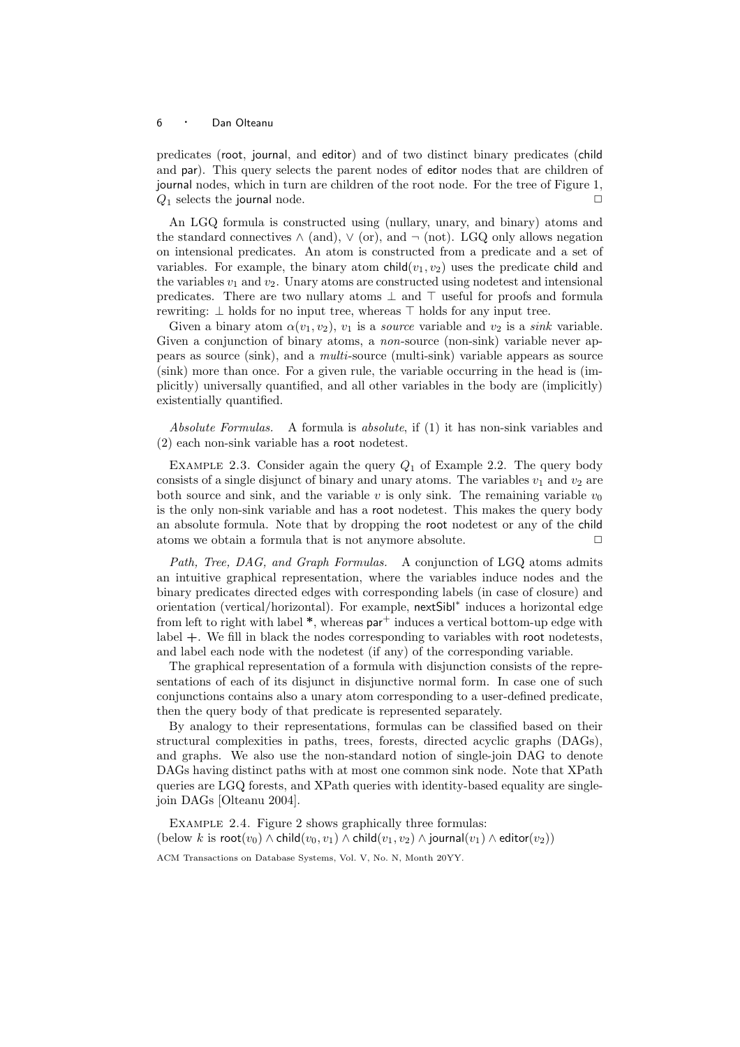predicates (root, journal, and editor) and of two distinct binary predicates (child and par). This query selects the parent nodes of editor nodes that are children of journal nodes, which in turn are children of the root node. For the tree of Figure 1, $Q_1$ selects the journal node. □

An LGQ formula is constructed using (nullary, unary, and binary) atoms and the standard connectives $\wedge$ (and), $\vee$ (or), and $\neg$ (not). LGQ only allows negation on intensional predicates. An atom is constructed from a predicate and a set of variables. For example, the binary atom $\mathsf{child}(v_1, v_2)$ uses the predicate child and the variables $v_1$ and $v_2$. Unary atoms are constructed using nodetest and intensional predicates. There are two nullary atoms $\bot$ and $\top$ useful for proofs and formula rewriting: $\bot$ holds for no input tree, whereas $\top$ holds for any input tree.

Given a binary atom $\alpha(v_1, v_2)$, $v_1$ is a *source* variable and $v_2$ is a *sink* variable. Given a conjunction of binary atoms, a *non*-source (non-sink) variable never appears as source (sink), and a *multi*-source (multi-sink) variable appears as source (sink) more than once. For a given rule, the variable occurring in the head is (implicitly) universally quantified, and all other variables in the body are (implicitly) existentially quantified.

*Absolute Formulas.* A formula is *absolute*, if (1) it has non-sink variables and (2) each non-sink variable has a root nodetest.

EXAMPLE 2.3. Consider again the query $Q_1$ of Example 2.2. The query body consists of a single disjunct of binary and unary atoms. The variables $v_1$ and $v_2$ are both source and sink, and the variable $v$ is only sink. The remaining variable $v_0$ is the only non-sink variable and has a root nodetest. This makes the query body an absolute formula. Note that by dropping the root nodetest or any of the child atoms we obtain a formula that is not anymore absolute. □

*Path, Tree, DAG, and Graph Formulas.* A conjunction of LGQ atoms admits an intuitive graphical representation, where the variables induce nodes and the binary predicates induce directed edges with corresponding labels (in case of closure) and orientation (vertical/horizontal). For example, $\mathsf{nextSibl}^*$ induces a horizontal edge from left to right with label *, whereas $\mathsf{par}^+$ induces a vertical bottom-up edge with label +. We fill in black the nodes corresponding to variables with root nodetests, and label each node with the nodetest (if any) of the corresponding variable.

The graphical representation of a formula with disjunction consists of the representations of each of its disjunct in disjunctive normal form. In case one of such conjunctions contains also a unary atom corresponding to a user-defined predicate, then the query body of that predicate is represented separately.

By analogy to their representations, formulas can be classified based on their structural complexities in paths, trees, forests, directed acyclic graphs (DAGs), and graphs. We also use the non-standard notion of single-join DAG to denote DAGs having distinct paths with at most one common sink node. Note that XPath queries are LGQ forests, and XPath queries with identity-based equality are single-join DAGs [Olteanu 2004].

EXAMPLE 2.4. Figure 2 shows graphically three formulas:
(below $k$ is $\mathsf{root}(v_0) \wedge \mathsf{child}(v_0, v_1) \wedge \mathsf{child}(v_1, v_2) \wedge \mathsf{journal}(v_1) \wedge \mathsf{editor}(v_2)$)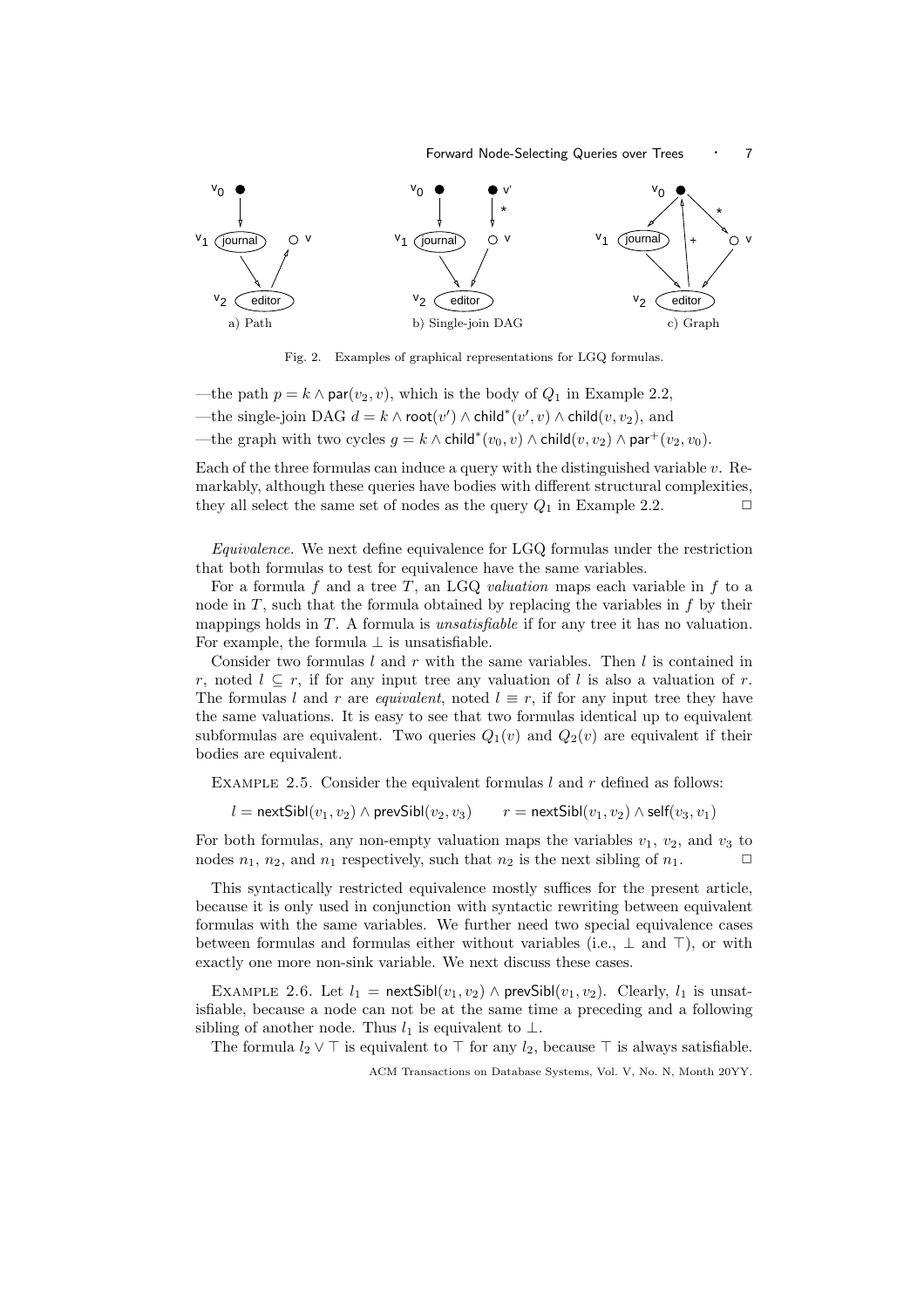Fig. 2. Examples of graphical representations for LGQ formulas.

—the path $p = k \wedge \mathsf{par}(v_2, v)$, which is the body of $Q_1$ in Example 2.2,

—the single-join DAG $d = k \wedge \mathsf{root}(v') \wedge \mathsf{child}^*(v', v) \wedge \mathsf{child}(v, v_2)$, and

—the graph with two cycles $g = k \wedge \mathsf{child}^*(v_0, v) \wedge \mathsf{child}(v, v_2) \wedge \mathsf{par}^+(v_2, v_0)$.

Each of the three formulas can induce a query with the distinguished variable $v$. Remarkably, although these queries have bodies with different structural complexities, they all select the same set of nodes as the query $Q_1$ in Example 2.2. □

*Equivalence.* We next define equivalence for LGQ formulas under the restriction that both formulas to test for equivalence have the same variables.

For a formula $f$ and a tree $T$, an LGQ *valuation* maps each variable in $f$ to a node in $T$, such that the formula obtained by replacing the variables in $f$ by their mappings holds in $T$. A formula is *unsatisfiable* if for any tree it has no valuation. For example, the formula $\perp$ is unsatisfiable.

Consider two formulas $l$ and $r$ with the same variables. Then $l$ is contained in $r$, noted $l \subseteq r$, if for any input tree any valuation of $l$ is also a valuation of $r$. The formulas $l$ and $r$ are *equivalent*, noted $l \equiv r$, if for any input tree they have the same valuations. It is easy to see that two formulas identical up to equivalent subformulas are equivalent. Two queries $Q_1(v)$ and $Q_2(v)$ are equivalent if their bodies are equivalent.

Example 2.5. Consider the equivalent formulas $l$ and $r$ defined as follows:

$$l = \mathsf{nextSibl}(v_1, v_2) \wedge \mathsf{prevSibl}(v_2, v_3) \qquad r = \mathsf{nextSibl}(v_1, v_2) \wedge \mathsf{self}(v_3, v_1)$$

For both formulas, any non-empty valuation maps the variables $v_1$, $v_2$, and $v_3$ to nodes $n_1$, $n_2$, and $n_1$ respectively, such that $n_2$ is the next sibling of $n_1$. □

This syntactically restricted equivalence mostly suffices for the present article, because it is only used in conjunction with syntactic rewriting between equivalent formulas with the same variables. We further need two special equivalence cases between formulas and formulas either without variables (i.e., $\perp$ and $\top$), or with exactly one more non-sink variable. We next discuss these cases.

Example 2.6. Let $l_1 = \mathsf{nextSibl}(v_1, v_2) \wedge \mathsf{prevSibl}(v_1, v_2)$. Clearly, $l_1$ is unsatisfiable, because a node can not be at the same time a preceding and a following sibling of another node. Thus $l_1$ is equivalent to $\perp$.

The formula $l_2 \vee \top$ is equivalent to $\top$ for any $l_2$, because $\top$ is always satisfiable.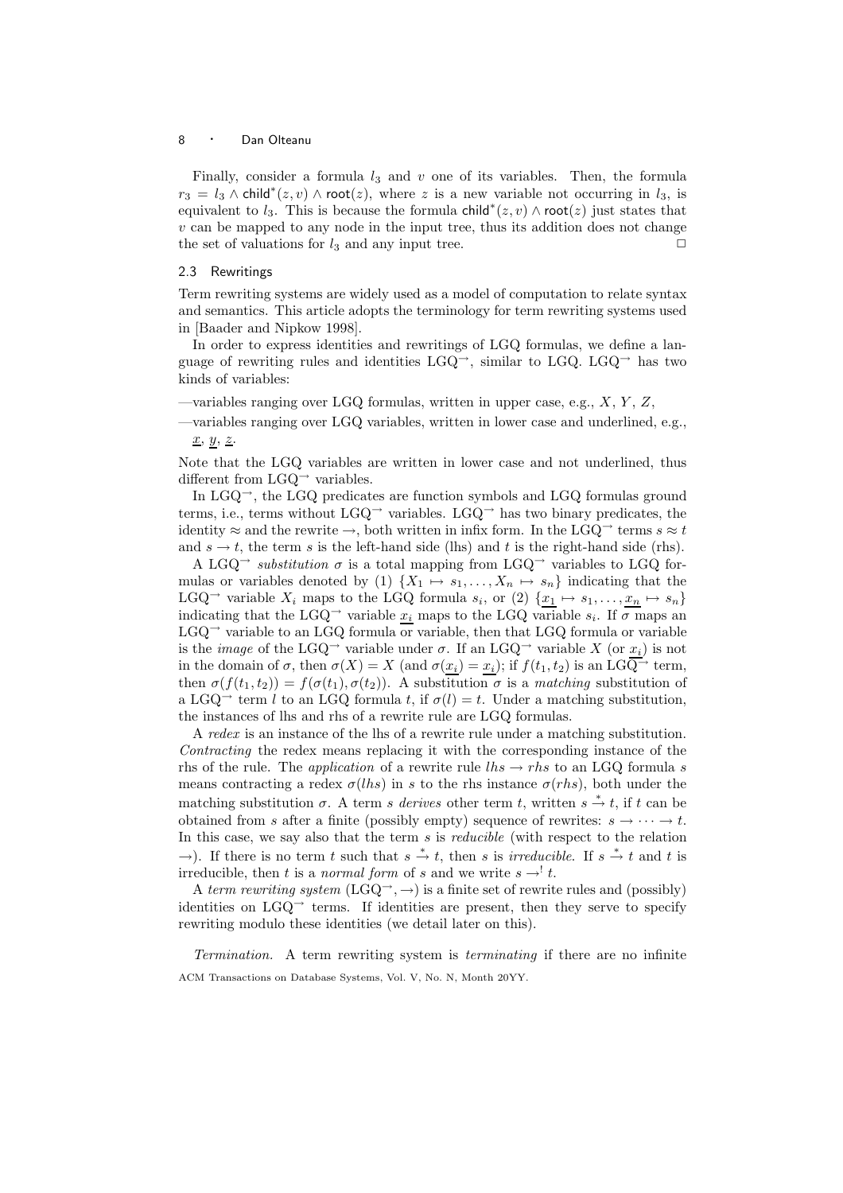Finally, consider a formula $l_3$ and $v$ one of its variables. Then, the formula $r_3 = l_3 \wedge \mathsf{child}^*(z, v) \wedge \mathsf{root}(z)$, where $z$ is a new variable not occurring in $l_3$, is equivalent to $l_3$. This is because the formula $\mathsf{child}^*(z, v) \wedge \mathsf{root}(z)$ just states that $v$ can be mapped to any node in the input tree, thus its addition does not change the set of valuations for $l_3$ and any input tree. $\Box$

### 2.3 Rewritings

Term rewriting systems are widely used as a model of computation to relate syntax and semantics. This article adopts the terminology for term rewriting systems used in [Baader and Nipkow 1998].

In order to express identities and rewritings of LGQ formulas, we define a language of rewriting rules and identities $\text{LGQ}^{\rightarrow}$, similar to LGQ. $\text{LGQ}^{\rightarrow}$ has two kinds of variables:

—variables ranging over LGQ formulas, written in upper case, e.g., $X$, $Y$, $Z$,

—variables ranging over LGQ variables, written in lower case and underlined, e.g., $\underline{x}$, $\underline{y}$, $\underline{z}$.

Note that the LGQ variables are written in lower case and not underlined, thus different from $\text{LGQ}^{\rightarrow}$ variables.

In $\text{LGQ}^{\rightarrow}$, the LGQ predicates are function symbols and LGQ formulas ground terms, i.e., terms without $\text{LGQ}^{\rightarrow}$ variables. $\text{LGQ}^{\rightarrow}$ has two binary predicates, the identity $\approx$ and the rewrite $\rightarrow$, both written in infix form. In the $\text{LGQ}^{\rightarrow}$ terms $s \approx t$ and $s \rightarrow t$, the term $s$ is the left-hand side (lhs) and $t$ is the right-hand side (rhs).

A $\text{LGQ}^{\rightarrow}$ *substitution* $\sigma$ is a total mapping from $\text{LGQ}^{\rightarrow}$ variables to LGQ formulas or variables denoted by (1) $\{X_1 \mapsto s_1, \ldots, X_n \mapsto s_n\}$ indicating that the $\text{LGQ}^{\rightarrow}$ variable $X_i$ maps to the LGQ formula $s_i$, or (2) $\{\underline{x_1} \mapsto s_1, \ldots, \underline{x_n} \mapsto s_n\}$ indicating that the $\text{LGQ}^{\rightarrow}$ variable $\underline{x_i}$ maps to the LGQ variable $s_i$. If $\sigma$ maps an $\text{LGQ}^{\rightarrow}$ variable to an LGQ formula or variable, then that LGQ formula or variable is the *image* of the $\text{LGQ}^{\rightarrow}$ variable under $\sigma$. If an $\text{LGQ}^{\rightarrow}$ variable $X$ (or $\underline{x_i}$) is not in the domain of $\sigma$, then $\sigma(X) = X$ (and $\sigma(\underline{x_i}) = \underline{x_i}$); if $f(t_1, t_2)$ is an $\text{LGQ}^{\rightarrow}$ term, then $\sigma(f(t_1, t_2)) = f(\sigma(t_1), \sigma(t_2))$. A substitution $\sigma$ is a *matching* substitution of a $\text{LGQ}^{\rightarrow}$ term $l$ to an LGQ formula $t$, if $\sigma(l) = t$. Under a matching substitution, the instances of lhs and rhs of a rewrite rule are LGQ formulas.

A *redex* is an instance of the lhs of a rewrite rule under a matching substitution. *Contracting* the redex means replacing it with the corresponding instance of the rhs of the rule. The *application* of a rewrite rule $lhs \rightarrow rhs$ to an LGQ formula $s$ means contracting a redex $\sigma(lhs)$ in $s$ to the rhs instance $\sigma(rhs)$, both under the matching substitution $\sigma$. A term $s$ *derives* other term $t$, written $s \xrightarrow{*} t$, if $t$ can be obtained from $s$ after a finite (possibly empty) sequence of rewrites: $s \rightarrow \cdots \rightarrow t$. In this case, we say also that the term $s$ is *reducible* (with respect to the relation $\rightarrow$). If there is no term $t$ such that $s \xrightarrow{*} t$, then $s$ is *irreducible*. If $s \xrightarrow{*} t$ and $t$ is irreducible, then $t$ is a *normal form* of $s$ and we write $s \rightarrow^! t$.

A *term rewriting system* $(\text{LGQ}^{\rightarrow}, \rightarrow)$ is a finite set of rewrite rules and (possibly) identities on $\text{LGQ}^{\rightarrow}$ terms. If identities are present, then they serve to specify rewriting modulo these identities (we detail later on this).

*Termination.* A term rewriting system is *terminating* if there are no infinite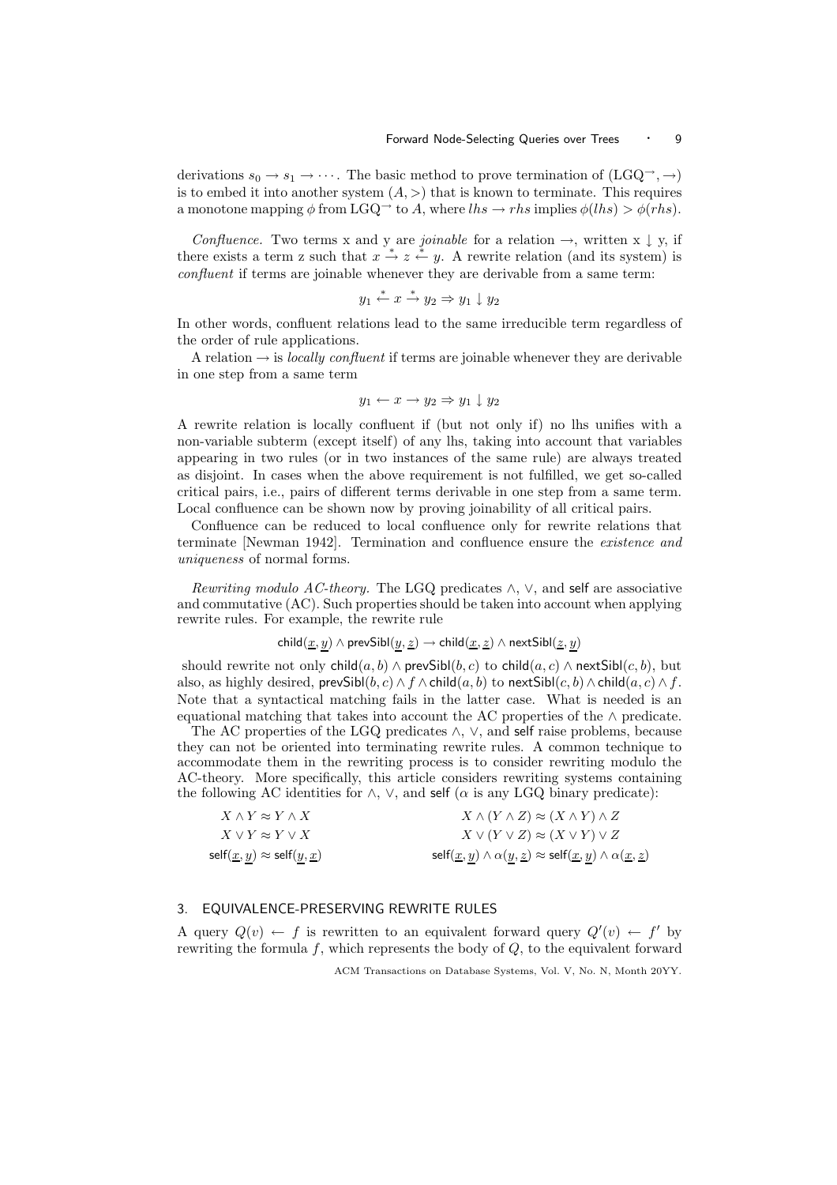derivations $s_0 \rightarrow s_1 \rightarrow \cdots$. The basic method to prove termination of $(\text{LGQ}^{\rightarrow}, \rightarrow)$ is to embed it into another system $(A, >)$ that is known to terminate. This requires a monotone mapping $\phi$ from $\text{LGQ}^{\rightarrow}$ to $A$, where $lhs \rightarrow rhs$ implies $\phi(lhs) > \phi(rhs)$.

*Confluence.* Two terms x and y are *joinable* for a relation $\rightarrow$, written x $\downarrow$ y, if there exists a term z such that $x \overset{*}{\rightarrow} z \overset{*}{\leftarrow} y$. A rewrite relation (and its system) is *confluent* if terms are joinable whenever they are derivable from a same term:

$$y_1 \overset{*}{\leftarrow} x \overset{*}{\rightarrow} y_2 \Rightarrow y_1 \downarrow y_2$$

In other words, confluent relations lead to the same irreducible term regardless of the order of rule applications.

A relation $\rightarrow$ is *locally confluent* if terms are joinable whenever they are derivable in one step from a same term

$$y_1 \leftarrow x \rightarrow y_2 \Rightarrow y_1 \downarrow y_2$$

A rewrite relation is locally confluent if (but not only if) no lhs unifies with a non-variable subterm (except itself) of any lhs, taking into account that variables appearing in two rules (or in two instances of the same rule) are always treated as disjoint. In cases when the above requirement is not fulfilled, we get so-called critical pairs, i.e., pairs of different terms derivable in one step from a same term. Local confluence can be shown now by proving joinability of all critical pairs.

Confluence can be reduced to local confluence only for rewrite relations that terminate [Newman 1942]. Termination and confluence ensure the *existence and uniqueness* of normal forms.

*Rewriting modulo AC-theory.* The LGQ predicates $\wedge$, $\vee$, and self are associative and commutative (AC). Such properties should be taken into account when applying rewrite rules. For example, the rewrite rule

$$\mathsf{child}(\underline{x}, \underline{y}) \wedge \mathsf{prevSibl}(\underline{y}, \underline{z}) \rightarrow \mathsf{child}(\underline{x}, \underline{z}) \wedge \mathsf{nextSibl}(\underline{z}, \underline{y})$$

should rewrite not only $\mathsf{child}(a, b) \wedge \mathsf{prevSibl}(b, c)$ to $\mathsf{child}(a, c) \wedge \mathsf{nextSibl}(c, b)$, but also, as highly desired, $\mathsf{prevSibl}(b, c) \wedge f \wedge \mathsf{child}(a, b)$ to $\mathsf{nextSibl}(c, b) \wedge \mathsf{child}(a, c) \wedge f$. Note that a syntactical matching fails in the latter case. What is needed is an equational matching that takes into account the AC properties of the $\wedge$ predicate.

The AC properties of the LGQ predicates $\wedge$, $\vee$, and self raise problems, because they can not be oriented into terminating rewrite rules. A common technique to accommodate them in the rewriting process is to consider rewriting modulo the AC-theory. More specifically, this article considers rewriting systems containing the following AC identities for $\wedge$, $\vee$, and self ($\alpha$ is any LGQ binary predicate):

$$X \wedge Y \approx Y \wedge X \qquad X \wedge (Y \wedge Z) \approx (X \wedge Y) \wedge Z$$

$$X \vee Y \approx Y \vee X \qquad X \vee (Y \vee Z) \approx (X \vee Y) \vee Z$$

$$\mathsf{self}(\underline{x}, \underline{y}) \approx \mathsf{self}(\underline{y}, \underline{x}) \qquad \mathsf{self}(\underline{x}, \underline{y}) \wedge \alpha(\underline{y}, \underline{z}) \approx \mathsf{self}(\underline{x}, \underline{y}) \wedge \alpha(\underline{x}, \underline{z})$$

## 3. EQUIVALENCE-PRESERVING REWRITE RULES

A query $Q(v) \leftarrow f$ is rewritten to an equivalent forward query $Q'(v) \leftarrow f'$ by rewriting the formula $f$, which represents the body of $Q$, to the equivalent forward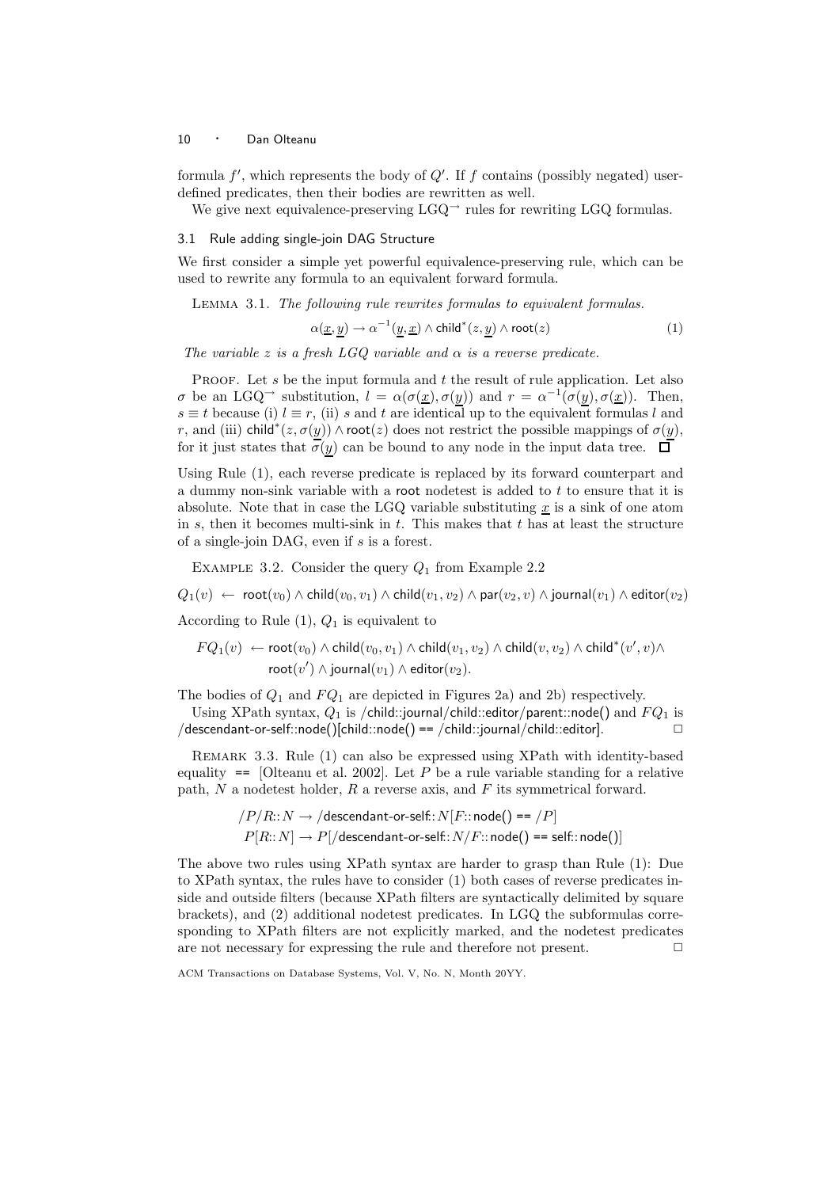formula $f'$, which represents the body of $Q'$. If $f$ contains (possibly negated) user-defined predicates, then their bodies are rewritten as well.

We give next equivalence-preserving LGQ$^{\rightarrow}$ rules for rewriting LGQ formulas.

### 3.1 Rule adding single-join DAG Structure

We first consider a simple yet powerful equivalence-preserving rule, which can be used to rewrite any formula to an equivalent forward formula.

Lemma 3.1. *The following rule rewrites formulas to equivalent formulas.*

$$\alpha(\underline{x}, \underline{y}) \rightarrow \alpha^{-1}(\underline{y}, \underline{x}) \wedge \mathsf{child}^*(z, \underline{y}) \wedge \mathsf{root}(z) \tag{1}$$

*The variable $z$ is a fresh LGQ variable and $\alpha$ is a reverse predicate.*

Proof. Let $s$ be the input formula and $t$ the result of rule application. Let also $\sigma$ be an LGQ$^{\rightarrow}$ substitution, $l = \alpha(\sigma(\underline{x}), \sigma(\underline{y}))$ and $r = \alpha^{-1}(\sigma(\underline{y}), \sigma(\underline{x}))$. Then, $s \equiv t$ because (i) $l \equiv r$, (ii) $s$ and $t$ are identical up to the equivalent formulas $l$ and $r$, and (iii) $\mathsf{child}^*(z, \sigma(\underline{y})) \wedge \mathsf{root}(z)$ does not restrict the possible mappings of $\sigma(\underline{y})$, for it just states that $\sigma(\underline{y})$ can be bound to any node in the input data tree. $\Box$

Using Rule (1), each reverse predicate is replaced by its forward counterpart and a dummy non-sink variable with a root nodetest is added to $t$ to ensure that it is absolute. Note that in case the LGQ variable substituting $\underline{x}$ is a sink of one atom in $s$, then it becomes multi-sink in $t$. This makes that $t$ has at least the structure of a single-join DAG, even if $s$ is a forest.

Example 3.2. Consider the query $Q_1$ from Example 2.2

$$Q_1(v) \leftarrow \mathsf{root}(v_0) \wedge \mathsf{child}(v_0, v_1) \wedge \mathsf{child}(v_1, v_2) \wedge \mathsf{par}(v_2, v) \wedge \mathsf{journal}(v_1) \wedge \mathsf{editor}(v_2)$$

According to Rule (1), $Q_1$ is equivalent to

$$FQ_1(v) \leftarrow \mathsf{root}(v_0) \wedge \mathsf{child}(v_0, v_1) \wedge \mathsf{child}(v_1, v_2) \wedge \mathsf{child}(v, v_2) \wedge \mathsf{child}^*(v', v) \wedge \mathsf{root}(v') \wedge \mathsf{journal}(v_1) \wedge \mathsf{editor}(v_2).$$

The bodies of $Q_1$ and $FQ_1$ are depicted in Figures 2a) and 2b) respectively.

Using XPath syntax, $Q_1$ is /child::journal/child::editor/parent::node() and $FQ_1$ is /descendant-or-self::node()[child::node() == /child::journal/child::editor]. $\Box$

Remark 3.3. Rule (1) can also be expressed using XPath with identity-based equality == [Olteanu et al. 2002]. Let $P$ be a rule variable standing for a relative path, $N$ a nodetest holder, $R$ a reverse axis, and $F$ its symmetrical forward.

$$/P/R{::}N \rightarrow /\text{descendant-or-self}{::}N[F{::}\text{node() == }/P]$$
$$P[R{::}N] \rightarrow P[/\text{descendant-or-self}{::}N/F{::}\text{node() == self::node()}]$$

The above two rules using XPath syntax are harder to grasp than Rule (1): Due to XPath syntax, the rules have to consider (1) both cases of reverse predicates inside and outside filters (because XPath filters are syntactically delimited by square brackets), and (2) additional nodetest predicates. In LGQ the subformulas corresponding to XPath filters are not explicitly marked, and the nodetest predicates are not necessary for expressing the rule and therefore not present. $\Box$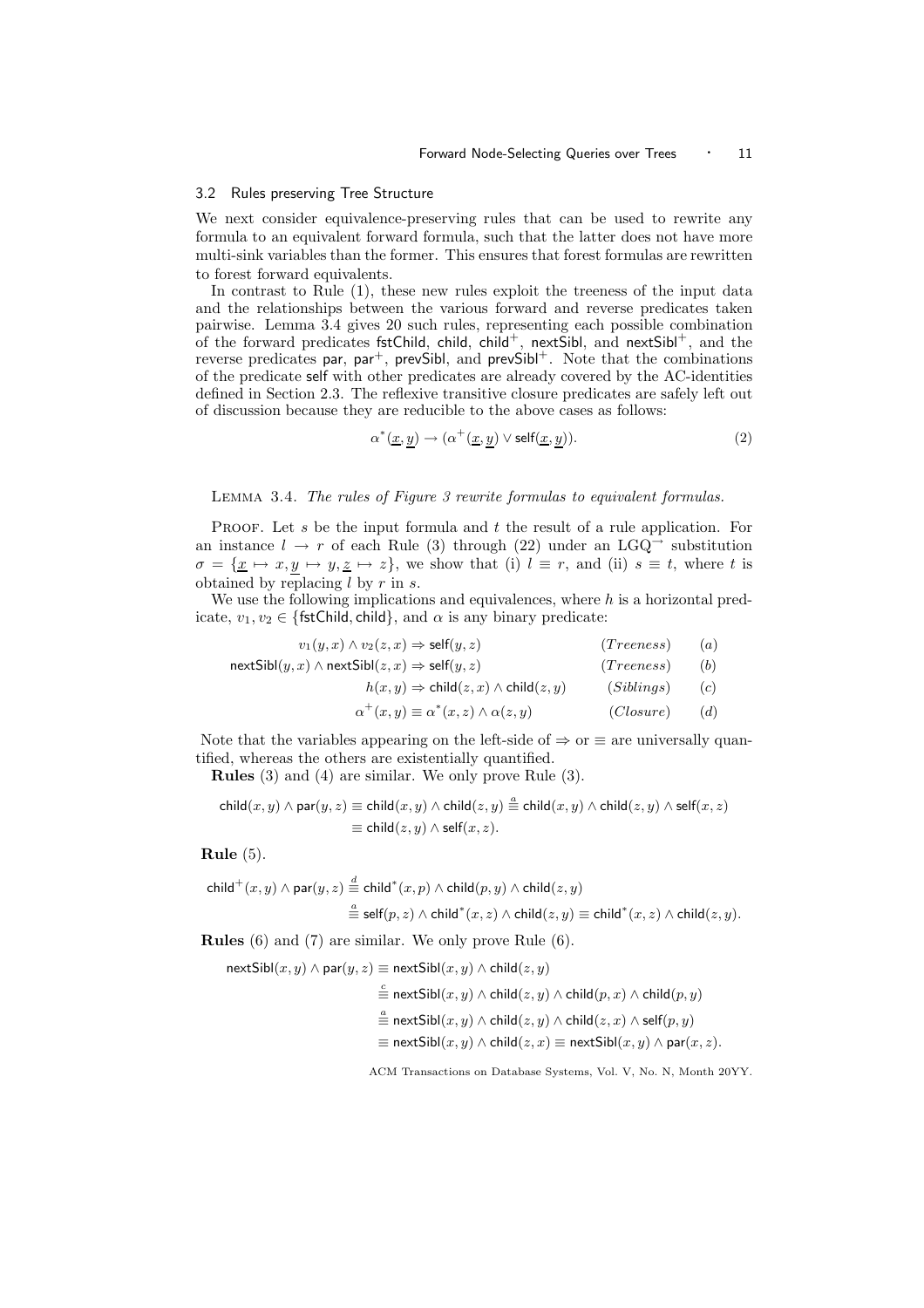### 3.2 Rules preserving Tree Structure

We next consider equivalence-preserving rules that can be used to rewrite any formula to an equivalent forward formula, such that the latter does not have more multi-sink variables than the former. This ensures that forest formulas are rewritten to forest forward equivalents.

In contrast to Rule (1), these new rules exploit the treeness of the input data and the relationships between the various forward and reverse predicates taken pairwise. Lemma 3.4 gives 20 such rules, representing each possible combination of the forward predicates $\mathsf{fstChild}$, $\mathsf{child}$, $\mathsf{child}^+$, $\mathsf{nextSibl}$, and $\mathsf{nextSibl}^+$, and the reverse predicates $\mathsf{par}$, $\mathsf{par}^+$, $\mathsf{prevSibl}$, and $\mathsf{prevSibl}^+$. Note that the combinations of the predicate $\mathsf{self}$ with other predicates are already covered by the AC-identities defined in Section 2.3. The reflexive transitive closure predicates are safely left out of discussion because they are reducible to the above cases as follows:

$$\alpha^*(\underline{x}, \underline{y}) \rightarrow (\alpha^+(\underline{x}, \underline{y}) \lor \mathsf{self}(\underline{x}, \underline{y})). \tag{2}$$

LEMMA 3.4. *The rules of Figure 3 rewrite formulas to equivalent formulas.*

PROOF. Let $s$ be the input formula and $t$ the result of a rule application. For an instance $l \rightarrow r$ of each Rule (3) through (22) under an $\mathrm{LGQ}^{\rightarrow}$ substitution $\sigma = \{\underline{x} \mapsto x, \underline{y} \mapsto y, \underline{z} \mapsto z\}$, we show that (i) $l \equiv r$, and (ii) $s \equiv t$, where $t$ is obtained by replacing $l$ by $r$ in $s$.

We use the following implications and equivalences, where $h$ is a horizontal predicate, $v_1, v_2 \in \{\mathsf{fstChild}, \mathsf{child}\}$, and $\alpha$ is any binary predicate:

$$\begin{array}{rlr} v_1(y,x) \land v_2(z,x) \Rightarrow \mathsf{self}(y,z) & (\mathit{Treeness}) & (a)\\ \mathsf{nextSibl}(y,x) \land \mathsf{nextSibl}(z,x) \Rightarrow \mathsf{self}(y,z) & (\mathit{Treeness}) & (b)\\ h(x,y) \Rightarrow \mathsf{child}(z,x) \land \mathsf{child}(z,y) & (\mathit{Siblings}) & (c)\\ \alpha^+(x,y) \equiv \alpha^*(x,z) \land \alpha(z,y) & (\mathit{Closure}) & (d) \end{array}$$

Note that the variables appearing on the left-side of $\Rightarrow$ or $\equiv$ are universally quantified, whereas the others are existentially quantified.

**Rules** (3) and (4) are similar. We only prove Rule (3).

$$\begin{aligned} \mathsf{child}(x,y) \land \mathsf{par}(y,z) &\equiv \mathsf{child}(x,y) \land \mathsf{child}(z,y) \overset{a}{\equiv} \mathsf{child}(x,y) \land \mathsf{child}(z,y) \land \mathsf{self}(x,z)\\ &\equiv \mathsf{child}(z,y) \land \mathsf{self}(x,z). \end{aligned}$$

**Rule** (5).

$$\begin{aligned} \mathsf{child}^+(x,y) \land \mathsf{par}(y,z) &\overset{d}{\equiv} \mathsf{child}^*(x,p) \land \mathsf{child}(p,y) \land \mathsf{child}(z,y)\\ &\overset{a}{\equiv} \mathsf{self}(p,z) \land \mathsf{child}^*(x,z) \land \mathsf{child}(z,y) \equiv \mathsf{child}^*(x,z) \land \mathsf{child}(z,y). \end{aligned}$$

**Rules** (6) and (7) are similar. We only prove Rule (6).

$$\begin{aligned} \mathsf{nextSibl}(x,y) \land \mathsf{par}(y,z) &\equiv \mathsf{nextSibl}(x,y) \land \mathsf{child}(z,y)\\ &\overset{c}{\equiv} \mathsf{nextSibl}(x,y) \land \mathsf{child}(z,y) \land \mathsf{child}(p,x) \land \mathsf{child}(p,y)\\ &\overset{a}{\equiv} \mathsf{nextSibl}(x,y) \land \mathsf{child}(z,y) \land \mathsf{child}(z,x) \land \mathsf{self}(p,y)\\ &\equiv \mathsf{nextSibl}(x,y) \land \mathsf{child}(z,x) \equiv \mathsf{nextSibl}(x,y) \land \mathsf{par}(x,z). \end{aligned}$$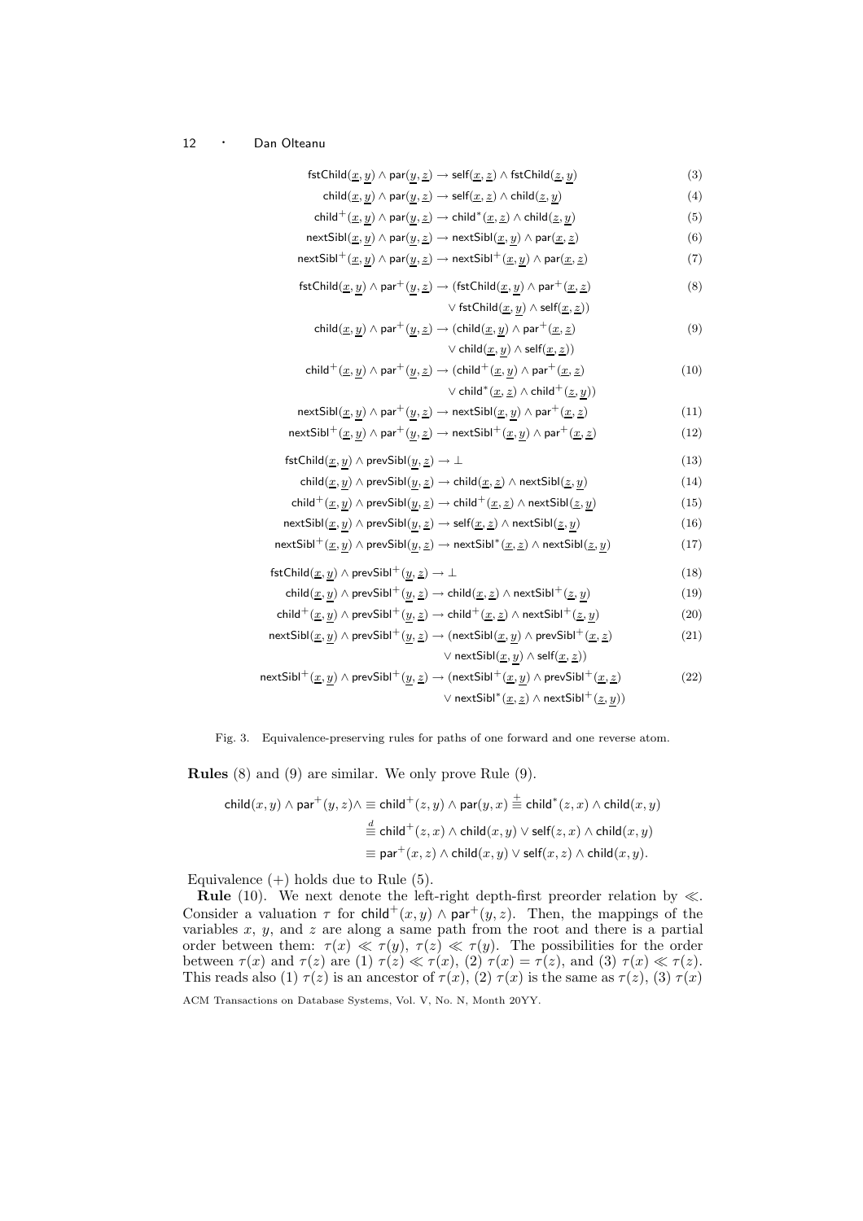$$\mathsf{fstChild}(\underline{x}, \underline{y}) \land \mathsf{par}(\underline{y}, \underline{z}) \to \mathsf{self}(\underline{x}, \underline{z}) \land \mathsf{fstChild}(\underline{z}, \underline{y}) \tag{3}$$

$$\mathsf{child}(\underline{x}, \underline{y}) \land \mathsf{par}(\underline{y}, \underline{z}) \to \mathsf{self}(\underline{x}, \underline{z}) \land \mathsf{child}(\underline{z}, \underline{y}) \tag{4}$$

$$\mathsf{child}^+(\underline{x}, \underline{y}) \land \mathsf{par}(\underline{y}, \underline{z}) \to \mathsf{child}^*(\underline{x}, \underline{z}) \land \mathsf{child}(\underline{z}, \underline{y}) \tag{5}$$

$$\mathsf{nextSibl}(\underline{x}, \underline{y}) \land \mathsf{par}(\underline{y}, \underline{z}) \to \mathsf{nextSibl}(\underline{x}, \underline{y}) \land \mathsf{par}(\underline{x}, \underline{z}) \tag{6}$$

$$\mathsf{nextSibl}^+(\underline{x}, \underline{y}) \land \mathsf{par}(\underline{y}, \underline{z}) \to \mathsf{nextSibl}^+(\underline{x}, \underline{y}) \land \mathsf{par}(\underline{x}, \underline{z}) \tag{7}$$

$$\mathsf{fstChild}(\underline{x}, \underline{y}) \land \mathsf{par}^+(\underline{y}, \underline{z}) \to (\mathsf{fstChild}(\underline{x}, \underline{y}) \land \mathsf{par}^+(\underline{x}, \underline{z}) \lor \mathsf{fstChild}(\underline{x}, \underline{y}) \land \mathsf{self}(\underline{x}, \underline{z})) \tag{8}$$

$$\mathsf{child}(\underline{x}, \underline{y}) \land \mathsf{par}^+(\underline{y}, \underline{z}) \to (\mathsf{child}(\underline{x}, \underline{y}) \land \mathsf{par}^+(\underline{x}, \underline{z}) \lor \mathsf{child}(\underline{x}, \underline{y}) \land \mathsf{self}(\underline{x}, \underline{z})) \tag{9}$$

$$\mathsf{child}^+(\underline{x}, \underline{y}) \land \mathsf{par}^+(\underline{y}, \underline{z}) \to (\mathsf{child}^+(\underline{x}, \underline{y}) \land \mathsf{par}^+(\underline{x}, \underline{z}) \lor \mathsf{child}^*(\underline{x}, \underline{z}) \land \mathsf{child}^+(\underline{z}, \underline{y})) \tag{10}$$

$$\mathsf{nextSibl}(\underline{x}, \underline{y}) \land \mathsf{par}^+(\underline{y}, \underline{z}) \to \mathsf{nextSibl}(\underline{x}, \underline{y}) \land \mathsf{par}^+(\underline{x}, \underline{z}) \tag{11}$$

$$\mathsf{nextSibl}^+(\underline{x}, \underline{y}) \land \mathsf{par}^+(\underline{y}, \underline{z}) \to \mathsf{nextSibl}^+(\underline{x}, \underline{y}) \land \mathsf{par}^+(\underline{x}, \underline{z}) \tag{12}$$

$$\mathsf{fstChild}(\underline{x}, \underline{y}) \land \mathsf{prevSibl}(\underline{y}, \underline{z}) \to \bot \tag{13}$$

$$\mathsf{child}(\underline{x}, \underline{y}) \land \mathsf{prevSibl}(\underline{y}, \underline{z}) \to \mathsf{child}(\underline{x}, \underline{z}) \land \mathsf{nextSibl}(\underline{z}, \underline{y}) \tag{14}$$

$$\mathsf{child}^+(\underline{x}, \underline{y}) \land \mathsf{prevSibl}(\underline{y}, \underline{z}) \to \mathsf{child}^+(\underline{x}, \underline{z}) \land \mathsf{nextSibl}(\underline{z}, \underline{y}) \tag{15}$$

$$\mathsf{nextSibl}(\underline{x}, \underline{y}) \land \mathsf{prevSibl}(\underline{y}, \underline{z}) \to \mathsf{self}(\underline{x}, \underline{z}) \land \mathsf{nextSibl}(\underline{z}, \underline{y}) \tag{16}$$

$$\mathsf{nextSibl}^+(\underline{x}, \underline{y}) \land \mathsf{prevSibl}(\underline{y}, \underline{z}) \to \mathsf{nextSibl}^*(\underline{x}, \underline{z}) \land \mathsf{nextSibl}(\underline{z}, \underline{y}) \tag{17}$$

$$\mathsf{fstChild}(\underline{x}, \underline{y}) \land \mathsf{prevSibl}^+(\underline{y}, \underline{z}) \to \bot \tag{18}$$

$$\mathsf{child}(\underline{x}, \underline{y}) \land \mathsf{prevSibl}^+(\underline{y}, \underline{z}) \to \mathsf{child}(\underline{x}, \underline{z}) \land \mathsf{nextSibl}^+(\underline{z}, \underline{y}) \tag{19}$$

$$\mathsf{child}^+(\underline{x}, \underline{y}) \land \mathsf{prevSibl}^+(\underline{y}, \underline{z}) \to \mathsf{child}^+(\underline{x}, \underline{z}) \land \mathsf{nextSibl}^+(\underline{z}, \underline{y}) \tag{20}$$

$$\mathsf{nextSibl}(\underline{x}, \underline{y}) \land \mathsf{prevSibl}^+(\underline{y}, \underline{z}) \to (\mathsf{nextSibl}(\underline{x}, \underline{y}) \land \mathsf{prevSibl}^+(\underline{x}, \underline{z}) \lor \mathsf{nextSibl}(\underline{x}, \underline{y}) \land \mathsf{self}(\underline{x}, \underline{z})) \tag{21}$$

$$\mathsf{nextSibl}^+(\underline{x}, \underline{y}) \land \mathsf{prevSibl}^+(\underline{y}, \underline{z}) \to (\mathsf{nextSibl}^+(\underline{x}, \underline{y}) \land \mathsf{prevSibl}^+(\underline{x}, \underline{z}) \lor \mathsf{nextSibl}^*(\underline{x}, \underline{z}) \land \mathsf{nextSibl}^+(\underline{z}, \underline{y})) \tag{22}$$

Fig. 3. Equivalence-preserving rules for paths of one forward and one reverse atom.

**Rules** (8) and (9) are similar. We only prove Rule (9).

$$\begin{aligned}
\mathsf{child}(x, y) \land \mathsf{par}^+(y, z) \land &\equiv \mathsf{child}^+(z, y) \land \mathsf{par}(y, x) \stackrel{+}{\equiv} \mathsf{child}^*(z, x) \land \mathsf{child}(x, y) \\
&\stackrel{d}{\equiv} \mathsf{child}^+(z, x) \land \mathsf{child}(x, y) \lor \mathsf{self}(z, x) \land \mathsf{child}(x, y) \\
&\equiv \mathsf{par}^+(x, z) \land \mathsf{child}(x, y) \lor \mathsf{self}(x, z) \land \mathsf{child}(x, y).
\end{aligned}$$

Equivalence (+) holds due to Rule (5).

**Rule** (10). We next denote the left-right depth-first preorder relation by $\ll$. Consider a valuation $\tau$ for $\mathsf{child}^+(x, y) \land \mathsf{par}^+(y, z)$. Then, the mappings of the variables $x$, $y$, and $z$ are along a same path from the root and there is a partial order between them: $\tau(x) \ll \tau(y)$, $\tau(z) \ll \tau(y)$. The possibilities for the order between $\tau(x)$ and $\tau(z)$ are (1) $\tau(z) \ll \tau(x)$, (2) $\tau(x) = \tau(z)$, and (3) $\tau(x) \ll \tau(z)$. This reads also (1) $\tau(z)$ is an ancestor of $\tau(x)$, (2) $\tau(x)$ is the same as $\tau(z)$, (3) $\tau(x)$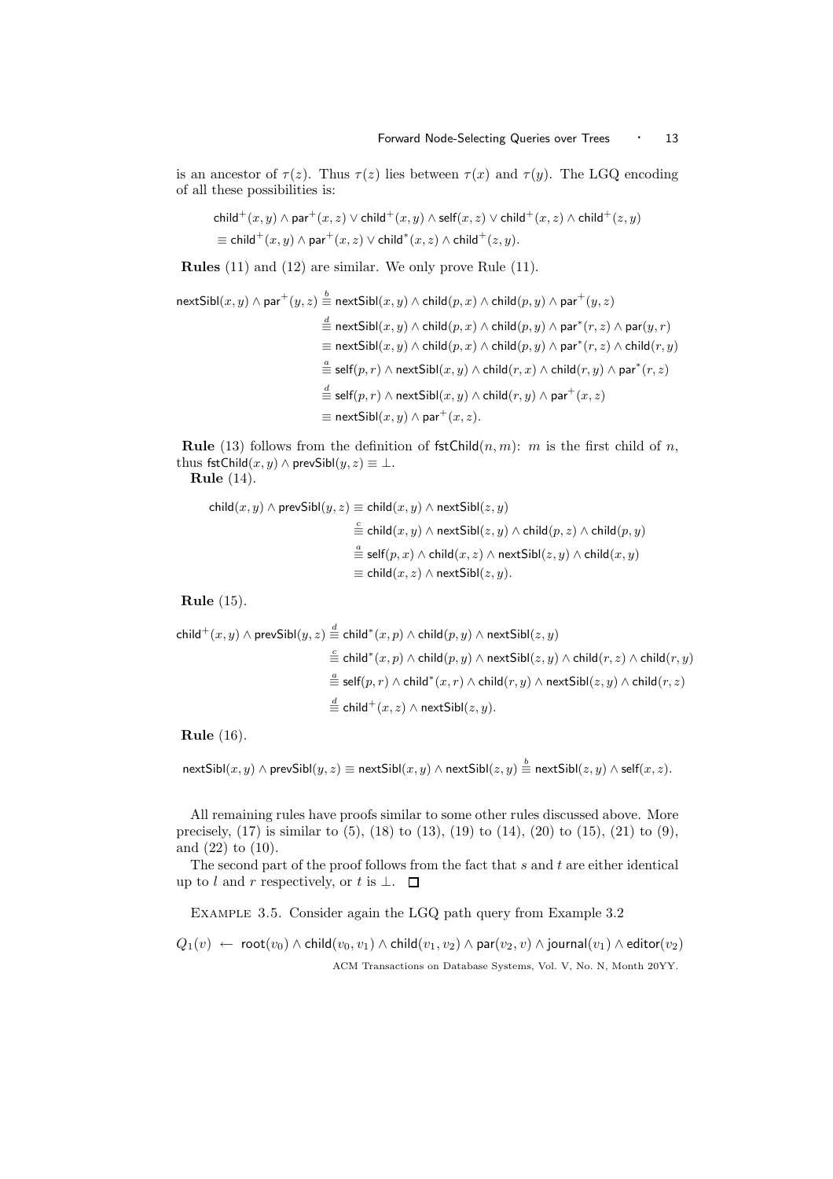is an ancestor of $\tau(z)$. Thus $\tau(z)$ lies between $\tau(x)$ and $\tau(y)$. The LGQ encoding of all these possibilities is:

$$\begin{aligned}
&\mathsf{child}^+(x,y) \wedge \mathsf{par}^+(x,z) \vee \mathsf{child}^+(x,y) \wedge \mathsf{self}(x,z) \vee \mathsf{child}^+(x,z) \wedge \mathsf{child}^+(z,y)\\
&\equiv \mathsf{child}^+(x,y) \wedge \mathsf{par}^+(x,z) \vee \mathsf{child}^*(x,z) \wedge \mathsf{child}^+(z,y).
\end{aligned}$$

**Rules** (11) and (12) are similar. We only prove Rule (11).

$$\begin{aligned}
\mathsf{nextSibl}(x,y) \wedge \mathsf{par}^+(y,z) &\stackrel{b}{\equiv} \mathsf{nextSibl}(x,y) \wedge \mathsf{child}(p,x) \wedge \mathsf{child}(p,y) \wedge \mathsf{par}^+(y,z)\\
&\stackrel{d}{\equiv} \mathsf{nextSibl}(x,y) \wedge \mathsf{child}(p,x) \wedge \mathsf{child}(p,y) \wedge \mathsf{par}^*(r,z) \wedge \mathsf{par}(y,r)\\
&\equiv \mathsf{nextSibl}(x,y) \wedge \mathsf{child}(p,x) \wedge \mathsf{child}(p,y) \wedge \mathsf{par}^*(r,z) \wedge \mathsf{child}(r,y)\\
&\stackrel{a}{\equiv} \mathsf{self}(p,r) \wedge \mathsf{nextSibl}(x,y) \wedge \mathsf{child}(r,x) \wedge \mathsf{child}(r,y) \wedge \mathsf{par}^*(r,z)\\
&\stackrel{d}{\equiv} \mathsf{self}(p,r) \wedge \mathsf{nextSibl}(x,y) \wedge \mathsf{child}(r,y) \wedge \mathsf{par}^+(x,z)\\
&\equiv \mathsf{nextSibl}(x,y) \wedge \mathsf{par}^+(x,z).
\end{aligned}$$

**Rule** (13) follows from the definition of $\mathsf{fstChild}(n,m)$: $m$ is the first child of $n$, thus $\mathsf{fstChild}(x,y) \wedge \mathsf{prevSibl}(y,z) \equiv \bot$.

**Rule** (14).

$$\begin{aligned}
\mathsf{child}(x,y) \wedge \mathsf{prevSibl}(y,z) &\equiv \mathsf{child}(x,y) \wedge \mathsf{nextSibl}(z,y)\\
&\stackrel{c}{\equiv} \mathsf{child}(x,y) \wedge \mathsf{nextSibl}(z,y) \wedge \mathsf{child}(p,z) \wedge \mathsf{child}(p,y)\\
&\stackrel{a}{\equiv} \mathsf{self}(p,x) \wedge \mathsf{child}(x,z) \wedge \mathsf{nextSibl}(z,y) \wedge \mathsf{child}(x,y)\\
&\equiv \mathsf{child}(x,z) \wedge \mathsf{nextSibl}(z,y).
\end{aligned}$$

**Rule** (15).

$$\begin{aligned}
\mathsf{child}^+(x,y) \wedge \mathsf{prevSibl}(y,z) &\stackrel{d}{\equiv} \mathsf{child}^*(x,p) \wedge \mathsf{child}(p,y) \wedge \mathsf{nextSibl}(z,y)\\
&\stackrel{c}{\equiv} \mathsf{child}^*(x,p) \wedge \mathsf{child}(p,y) \wedge \mathsf{nextSibl}(z,y) \wedge \mathsf{child}(r,z) \wedge \mathsf{child}(r,y)\\
&\stackrel{a}{\equiv} \mathsf{self}(p,r) \wedge \mathsf{child}^*(x,r) \wedge \mathsf{child}(r,y) \wedge \mathsf{nextSibl}(z,y) \wedge \mathsf{child}(r,z)\\
&\stackrel{d}{\equiv} \mathsf{child}^+(x,z) \wedge \mathsf{nextSibl}(z,y).
\end{aligned}$$

**Rule** (16).

$$\mathsf{nextSibl}(x,y) \wedge \mathsf{prevSibl}(y,z) \equiv \mathsf{nextSibl}(x,y) \wedge \mathsf{nextSibl}(z,y) \stackrel{b}{\equiv} \mathsf{nextSibl}(z,y) \wedge \mathsf{self}(x,z).$$

All remaining rules have proofs similar to some other rules discussed above. More precisely, (17) is similar to (5), (18) to (13), (19) to (14), (20) to (15), (21) to (9), and (22) to (10).

The second part of the proof follows from the fact that $s$ and $t$ are either identical up to $l$ and $r$ respectively, or $t$ is $\bot$. □

Example 3.5. Consider again the LGQ path query from Example 3.2

$$Q_1(v) \leftarrow \mathsf{root}(v_0) \wedge \mathsf{child}(v_0,v_1) \wedge \mathsf{child}(v_1,v_2) \wedge \mathsf{par}(v_2,v) \wedge \mathsf{journal}(v_1) \wedge \mathsf{editor}(v_2)$$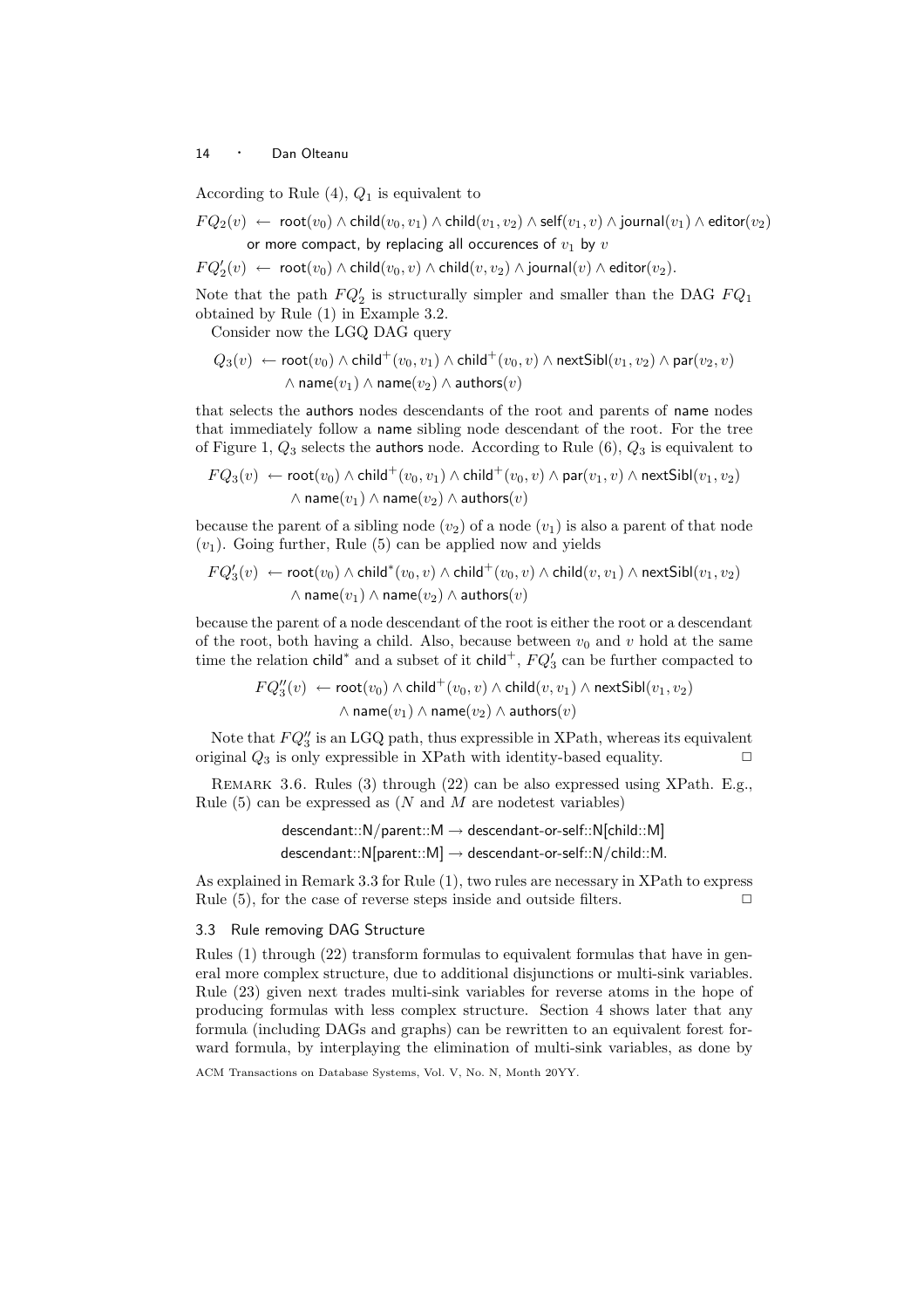According to Rule (4), $Q_1$ is equivalent to

$$FQ_2(v) \leftarrow \mathsf{root}(v_0) \wedge \mathsf{child}(v_0, v_1) \wedge \mathsf{child}(v_1, v_2) \wedge \mathsf{self}(v_1, v) \wedge \mathsf{journal}(v_1) \wedge \mathsf{editor}(v_2)$$

or more compact, by replacing all occurences of $v_1$ by $v$

$$FQ_2'(v) \leftarrow \mathsf{root}(v_0) \wedge \mathsf{child}(v_0, v) \wedge \mathsf{child}(v, v_2) \wedge \mathsf{journal}(v) \wedge \mathsf{editor}(v_2).$$

Note that the path $FQ_2'$ is structurally simpler and smaller than the DAG $FQ_1$ obtained by Rule (1) in Example 3.2.

Consider now the LGQ DAG query

$$Q_3(v) \leftarrow \mathsf{root}(v_0) \wedge \mathsf{child}^+(v_0, v_1) \wedge \mathsf{child}^+(v_0, v) \wedge \mathsf{nextSibl}(v_1, v_2) \wedge \mathsf{par}(v_2, v) \wedge \mathsf{name}(v_1) \wedge \mathsf{name}(v_2) \wedge \mathsf{authors}(v)$$

that selects the authors nodes descendants of the root and parents of name nodes that immediately follow a name sibling node descendant of the root. For the tree of Figure 1, $Q_3$ selects the authors node. According to Rule (6), $Q_3$ is equivalent to

$$FQ_3(v) \leftarrow \mathsf{root}(v_0) \wedge \mathsf{child}^+(v_0, v_1) \wedge \mathsf{child}^+(v_0, v) \wedge \mathsf{par}(v_1, v) \wedge \mathsf{nextSibl}(v_1, v_2) \wedge \mathsf{name}(v_1) \wedge \mathsf{name}(v_2) \wedge \mathsf{authors}(v)$$

because the parent of a sibling node ($v_2$) of a node ($v_1$) is also a parent of that node ($v_1$). Going further, Rule (5) can be applied now and yields

$$FQ_3'(v) \leftarrow \mathsf{root}(v_0) \wedge \mathsf{child}^*(v_0, v) \wedge \mathsf{child}^+(v_0, v) \wedge \mathsf{child}(v, v_1) \wedge \mathsf{nextSibl}(v_1, v_2) \wedge \mathsf{name}(v_1) \wedge \mathsf{name}(v_2) \wedge \mathsf{authors}(v)$$

because the parent of a node descendant of the root is either the root or a descendant of the root, both having a child. Also, because between $v_0$ and $v$ hold at the same time the relation $\mathsf{child}^*$ and a subset of it $\mathsf{child}^+$, $FQ_3'$ can be further compacted to

$$FQ_3''(v) \leftarrow \mathsf{root}(v_0) \wedge \mathsf{child}^+(v_0, v) \wedge \mathsf{child}(v, v_1) \wedge \mathsf{nextSibl}(v_1, v_2) \wedge \mathsf{name}(v_1) \wedge \mathsf{name}(v_2) \wedge \mathsf{authors}(v)$$

Note that $FQ_3''$ is an LGQ path, thus expressible in XPath, whereas its equivalent original $Q_3$ is only expressible in XPath with identity-based equality. □

Remark 3.6. Rules (3) through (22) can be also expressed using XPath. E.g., Rule (5) can be expressed as ($N$ and $M$ are nodetest variables)

descendant::N/parent::M → descendant-or-self::N[child::M]
descendant::N[parent::M] → descendant-or-self::N/child::M.

As explained in Remark 3.3 for Rule (1), two rules are necessary in XPath to express Rule (5), for the case of reverse steps inside and outside filters. □

### 3.3 Rule removing DAG Structure

Rules (1) through (22) transform formulas to equivalent formulas that have in general more complex structure, due to additional disjunctions or multi-sink variables. Rule (23) given next trades multi-sink variables for reverse atoms in the hope of producing formulas with less complex structure. Section 4 shows later that any formula (including DAGs and graphs) can be rewritten to an equivalent forest forward formula, by interplaying the elimination of multi-sink variables, as done by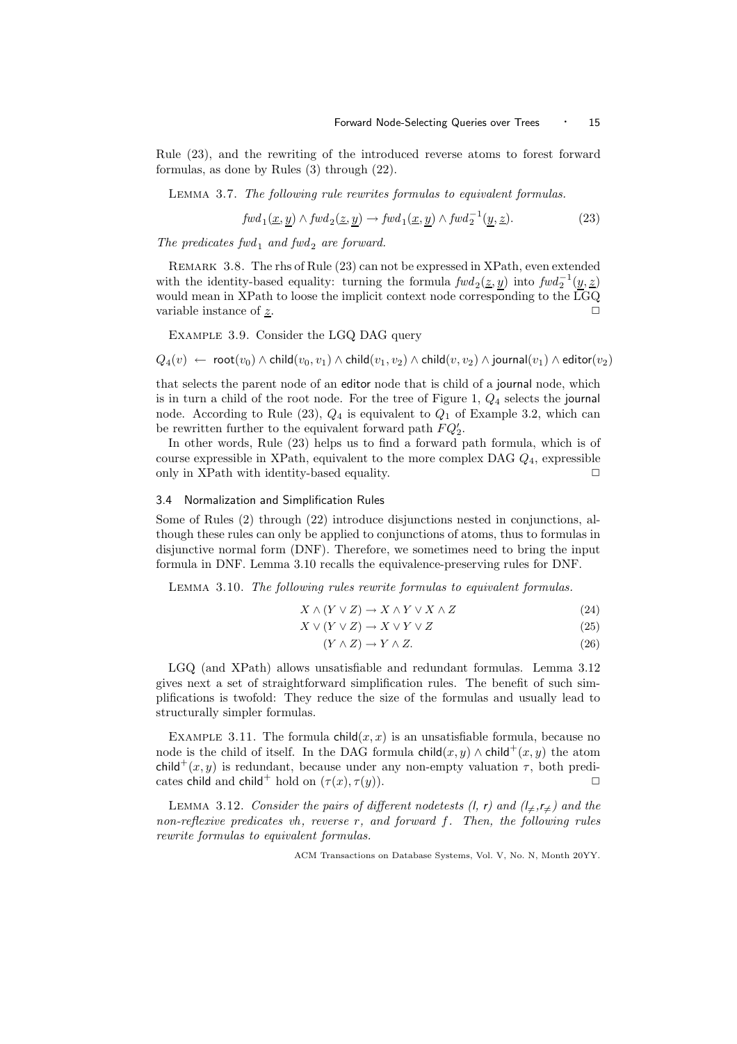Rule (23), and the rewriting of the introduced reverse atoms to forest forward formulas, as done by Rules (3) through (22).

LEMMA 3.7. *The following rule rewrites formulas to equivalent formulas.*

$$fwd_1(\underline{x}, \underline{y}) \land fwd_2(\underline{z}, \underline{y}) \rightarrow fwd_1(\underline{x}, \underline{y}) \land fwd_2^{-1}(\underline{y}, \underline{z}). \tag{23}$$

*The predicates $fwd_1$ and $fwd_2$ are forward.*

REMARK 3.8. The rhs of Rule (23) can not be expressed in XPath, even extended with the identity-based equality: turning the formula $fwd_2(\underline{z}, \underline{y})$ into $fwd_2^{-1}(\underline{y}, \underline{z})$ would mean in XPath to loose the implicit context node corresponding to the LGQ variable instance of $\underline{z}$. □

EXAMPLE 3.9. Consider the LGQ DAG query

$$Q_4(v) \leftarrow \mathsf{root}(v_0) \land \mathsf{child}(v_0, v_1) \land \mathsf{child}(v_1, v_2) \land \mathsf{child}(v, v_2) \land \mathsf{journal}(v_1) \land \mathsf{editor}(v_2)$$

that selects the parent node of an editor node that is child of a journal node, which is in turn a child of the root node. For the tree of Figure 1, $Q_4$ selects the journal node. According to Rule (23), $Q_4$ is equivalent to $Q_1$ of Example 3.2, which can be rewritten further to the equivalent forward path $FQ_2'$.

In other words, Rule (23) helps us to find a forward path formula, which is of course expressible in XPath, equivalent to the more complex DAG $Q_4$, expressible only in XPath with identity-based equality. □

### 3.4 Normalization and Simplification Rules

Some of Rules (2) through (22) introduce disjunctions nested in conjunctions, although these rules can only be applied to conjunctions of atoms, thus to formulas in disjunctive normal form (DNF). Therefore, we sometimes need to bring the input formula in DNF. Lemma 3.10 recalls the equivalence-preserving rules for DNF.

LEMMA 3.10. *The following rules rewrite formulas to equivalent formulas.*

$$X \land (Y \lor Z) \rightarrow X \land Y \lor X \land Z \tag{24}$$

$$X \lor (Y \lor Z) \rightarrow X \lor Y \lor Z \tag{25}$$

$$(Y \land Z) \rightarrow Y \land Z. \tag{26}$$

LGQ (and XPath) allows unsatisfiable and redundant formulas. Lemma 3.12 gives next a set of straightforward simplification rules. The benefit of such simplifications is twofold: They reduce the size of the formulas and usually lead to structurally simpler formulas.

EXAMPLE 3.11. The formula $\mathsf{child}(x, x)$ is an unsatisfiable formula, because no node is the child of itself. In the DAG formula $\mathsf{child}(x, y) \land \mathsf{child}^+(x, y)$ the atom $\mathsf{child}^+(x, y)$ is redundant, because under any non-empty valuation $\tau$, both predicates child and $\mathsf{child}^+$ hold on $(\tau(x), \tau(y))$. □

LEMMA 3.12. *Consider the pairs of different nodetests ($\mathsf{l}$, $\mathsf{r}$) and ($\mathsf{l}_{\neq}$,$\mathsf{r}_{\neq}$) and the non-reflexive predicates vh, reverse r, and forward f. Then, the following rules rewrite formulas to equivalent formulas.*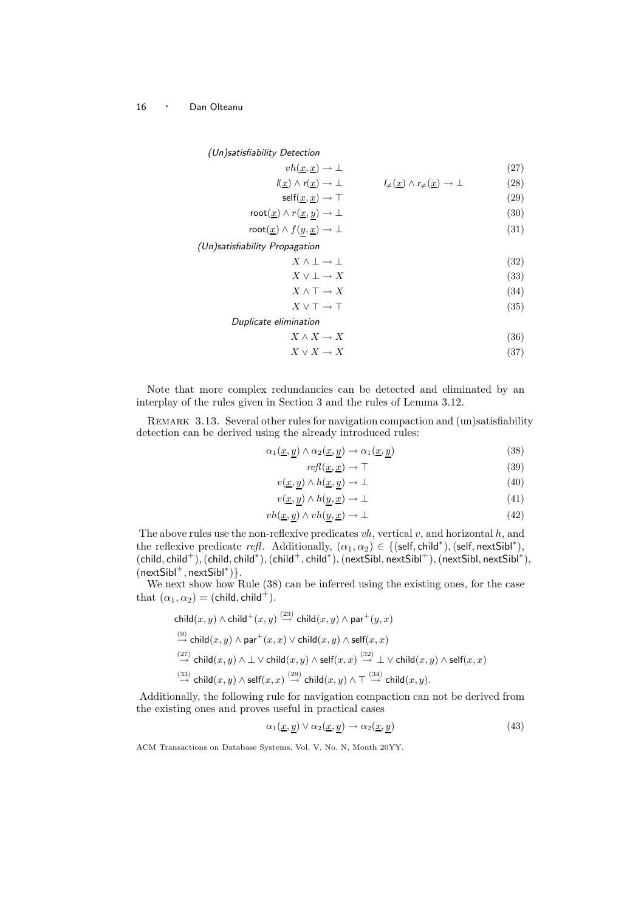*(Un)satisfiability Detection*

$$vh(\underline{x}, \underline{x}) \rightarrow \bot \tag{27}$$

$$\mathsf{l}(\underline{x}) \wedge \mathsf{r}(\underline{x}) \rightarrow \bot \qquad\qquad \mathsf{l}_{\neq}(\underline{x}) \wedge \mathsf{r}_{\neq}(\underline{x}) \rightarrow \bot \tag{28}$$

$$\mathsf{self}(\underline{x}, \underline{x}) \rightarrow \top \tag{29}$$

$$\mathsf{root}(\underline{x}) \wedge r(\underline{x}, \underline{y}) \rightarrow \bot \tag{30}$$

$$\mathsf{root}(\underline{x}) \wedge f(\underline{y}, \underline{x}) \rightarrow \bot \tag{31}$$

*(Un)satisfiability Propagation*

$$X \wedge \bot \rightarrow \bot \tag{32}$$

$$X \vee \bot \rightarrow X \tag{33}$$

$$X \wedge \top \rightarrow X \tag{34}$$

$$X \vee \top \rightarrow \top \tag{35}$$

*Duplicate elimination*

$$X \wedge X \rightarrow X \tag{36}$$

$$X \vee X \rightarrow X \tag{37}$$

Note that more complex redundancies can be detected and eliminated by an interplay of the rules given in Section 3 and the rules of Lemma 3.12.

Remark 3.13. Several other rules for navigation compaction and (un)satisfiability detection can be derived using the already introduced rules:

$$\alpha_1(\underline{x}, \underline{y}) \wedge \alpha_2(\underline{x}, \underline{y}) \rightarrow \alpha_1(\underline{x}, \underline{y}) \tag{38}$$

$$\mathit{refl}(\underline{x}, \underline{x}) \rightarrow \top \tag{39}$$

$$v(\underline{x}, \underline{y}) \wedge h(\underline{x}, \underline{y}) \rightarrow \bot \tag{40}$$

$$v(\underline{x}, \underline{y}) \wedge h(\underline{y}, \underline{x}) \rightarrow \bot \tag{41}$$

$$vh(\underline{x}, \underline{y}) \wedge vh(\underline{y}, \underline{x}) \rightarrow \bot \tag{42}$$

The above rules use the non-reflexive predicates $vh$, vertical $v$, and horizontal $h$, and the reflexive predicate *refl*. Additionally, $(\alpha_1, \alpha_2) \in \{(\mathsf{self}, \mathsf{child}^*), (\mathsf{self}, \mathsf{nextSibl}^*), (\mathsf{child}, \mathsf{child}^+), (\mathsf{child}, \mathsf{child}^*), (\mathsf{child}^+, \mathsf{child}^*), (\mathsf{nextSibl}, \mathsf{nextSibl}^+), (\mathsf{nextSibl}, \mathsf{nextSibl}^*), (\mathsf{nextSibl}^+, \mathsf{nextSibl}^*)\}$.

We next show how Rule (38) can be inferred using the existing ones, for the case that $(\alpha_1, \alpha_2) = (\mathsf{child}, \mathsf{child}^+)$.

$$\mathsf{child}(x, y) \wedge \mathsf{child}^+(x, y) \stackrel{(23)}{\rightarrow} \mathsf{child}(x, y) \wedge \mathsf{par}^+(y, x)$$

$$\stackrel{(9)}{\rightarrow} \mathsf{child}(x, y) \wedge \mathsf{par}^+(x, x) \vee \mathsf{child}(x, y) \wedge \mathsf{self}(x, x)$$

$$\stackrel{(27)}{\rightarrow} \mathsf{child}(x, y) \wedge \bot \vee \mathsf{child}(x, y) \wedge \mathsf{self}(x, x) \stackrel{(32)}{\rightarrow} \bot \vee \mathsf{child}(x, y) \wedge \mathsf{self}(x, x)$$

$$\stackrel{(33)}{\rightarrow} \mathsf{child}(x, y) \wedge \mathsf{self}(x, x) \stackrel{(29)}{\rightarrow} \mathsf{child}(x, y) \wedge \top \stackrel{(34)}{\rightarrow} \mathsf{child}(x, y).$$

Additionally, the following rule for navigation compaction can not be derived from the existing ones and proves useful in practical cases

$$\alpha_1(\underline{x}, \underline{y}) \vee \alpha_2(\underline{x}, \underline{y}) \rightarrow \alpha_2(\underline{x}, \underline{y}) \tag{43}$$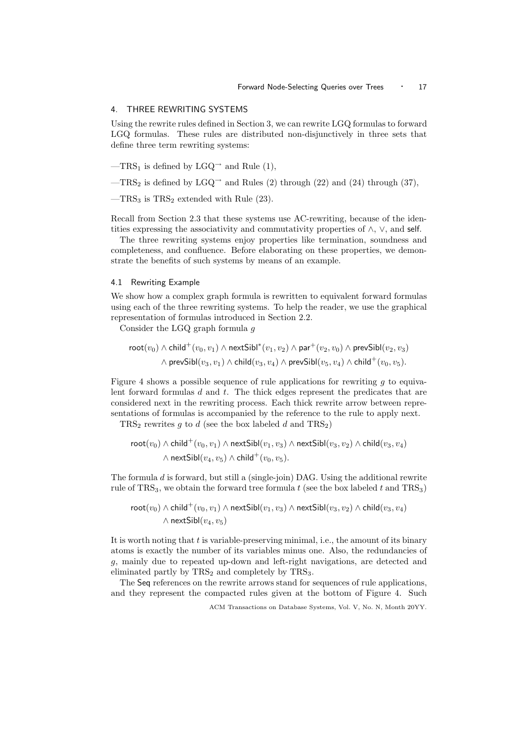## 4. THREE REWRITING SYSTEMS

Using the rewrite rules defined in Section 3, we can rewrite LGQ formulas to forward LGQ formulas. These rules are distributed non-disjunctively in three sets that define three term rewriting systems:

—$\text{TRS}_1$ is defined by $\text{LGQ}^{\rightarrow}$ and Rule (1),

—$\text{TRS}_2$ is defined by $\text{LGQ}^{\rightarrow}$ and Rules (2) through (22) and (24) through (37),

—$\text{TRS}_3$ is $\text{TRS}_2$ extended with Rule (23).

Recall from Section 2.3 that these systems use AC-rewriting, because of the identities expressing the associativity and commutativity properties of $\wedge$, $\vee$, and self.

The three rewriting systems enjoy properties like termination, soundness and completeness, and confluence. Before elaborating on these properties, we demonstrate the benefits of such systems by means of an example.

### 4.1 Rewriting Example

We show how a complex graph formula is rewritten to equivalent forward formulas using each of the three rewriting systems. To help the reader, we use the graphical representation of formulas introduced in Section 2.2.

Consider the LGQ graph formula $g$

$$\mathsf{root}(v_0) \wedge \mathsf{child}^+(v_0, v_1) \wedge \mathsf{nextSibl}^*(v_1, v_2) \wedge \mathsf{par}^+(v_2, v_0) \wedge \mathsf{prevSibl}(v_2, v_3) \\ \wedge \mathsf{prevSibl}(v_3, v_1) \wedge \mathsf{child}(v_3, v_4) \wedge \mathsf{prevSibl}(v_5, v_4) \wedge \mathsf{child}^+(v_0, v_5).$$

Figure 4 shows a possible sequence of rule applications for rewriting $g$ to equivalent forward formulas $d$ and $t$. The thick edges represent the predicates that are considered next in the rewriting process. Each thick rewrite arrow between representations of formulas is accompanied by the reference to the rule to apply next.

$\text{TRS}_2$ rewrites $g$ to $d$ (see the box labeled $d$ and $\text{TRS}_2$)

$$\mathsf{root}(v_0) \wedge \mathsf{child}^+(v_0, v_1) \wedge \mathsf{nextSibl}(v_1, v_3) \wedge \mathsf{nextSibl}(v_3, v_2) \wedge \mathsf{child}(v_3, v_4) \\ \wedge \mathsf{nextSibl}(v_4, v_5) \wedge \mathsf{child}^+(v_0, v_5).$$

The formula $d$ is forward, but still a (single-join) DAG. Using the additional rewrite rule of $\text{TRS}_3$, we obtain the forward tree formula $t$ (see the box labeled $t$ and $\text{TRS}_3$)

$$\mathsf{root}(v_0) \wedge \mathsf{child}^+(v_0, v_1) \wedge \mathsf{nextSibl}(v_1, v_3) \wedge \mathsf{nextSibl}(v_3, v_2) \wedge \mathsf{child}(v_3, v_4) \\ \wedge \mathsf{nextSibl}(v_4, v_5)$$

It is worth noting that $t$ is variable-preserving minimal, i.e., the amount of its binary atoms is exactly the number of its variables minus one. Also, the redundancies of $g$, mainly due to repeated up-down and left-right navigations, are detected and eliminated partly by $\text{TRS}_2$ and completely by $\text{TRS}_3$.

The Seq references on the rewrite arrows stand for sequences of rule applications, and they represent the compacted rules given at the bottom of Figure 4. Such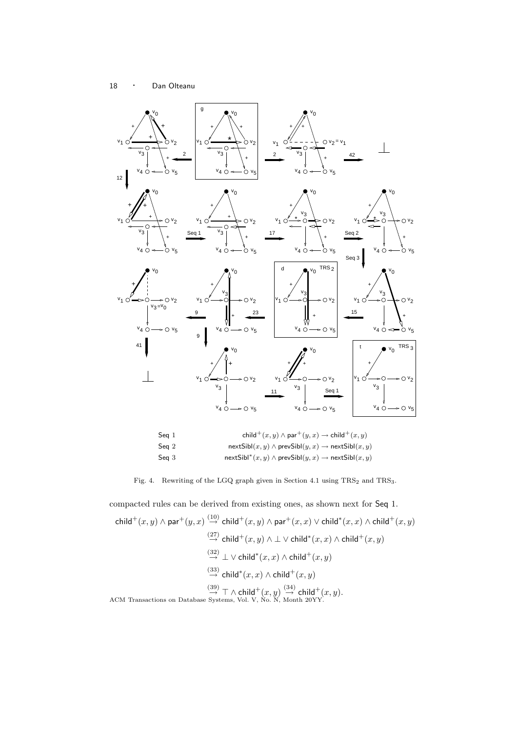Seq 1 $\quad \mathsf{child}^+(x,y) \wedge \mathsf{par}^+(y,x) \rightarrow \mathsf{child}^+(x,y)$

Seq 2 $\quad \mathsf{nextSibl}(x,y) \wedge \mathsf{prevSibl}(y,x) \rightarrow \mathsf{nextSibl}(x,y)$

Seq 3 $\quad \mathsf{nextSibl}^*(x,y) \wedge \mathsf{prevSibl}(y,x) \rightarrow \mathsf{nextSibl}(x,y)$

Fig. 4. Rewriting of the LGQ graph given in Section 4.1 using $\text{TRS}_2$ and $\text{TRS}_3$.

compacted rules can be derived from existing ones, as shown next for Seq 1.

$$
\begin{aligned}
\mathsf{child}^+(x,y) \wedge \mathsf{par}^+(y,x) &\stackrel{(10)}{\rightarrow} \mathsf{child}^+(x,y) \wedge \mathsf{par}^+(x,x) \vee \mathsf{child}^*(x,x) \wedge \mathsf{child}^+(x,y) \\
&\stackrel{(27)}{\rightarrow} \mathsf{child}^+(x,y) \wedge \bot \vee \mathsf{child}^*(x,x) \wedge \mathsf{child}^+(x,y) \\
&\stackrel{(32)}{\rightarrow} \bot \vee \mathsf{child}^*(x,x) \wedge \mathsf{child}^+(x,y) \\
&\stackrel{(33)}{\rightarrow} \mathsf{child}^*(x,x) \wedge \mathsf{child}^+(x,y) \\
&\stackrel{(39)}{\rightarrow} \top \wedge \mathsf{child}^+(x,y) \stackrel{(34)}{\rightarrow} \mathsf{child}^+(x,y).
\end{aligned}
$$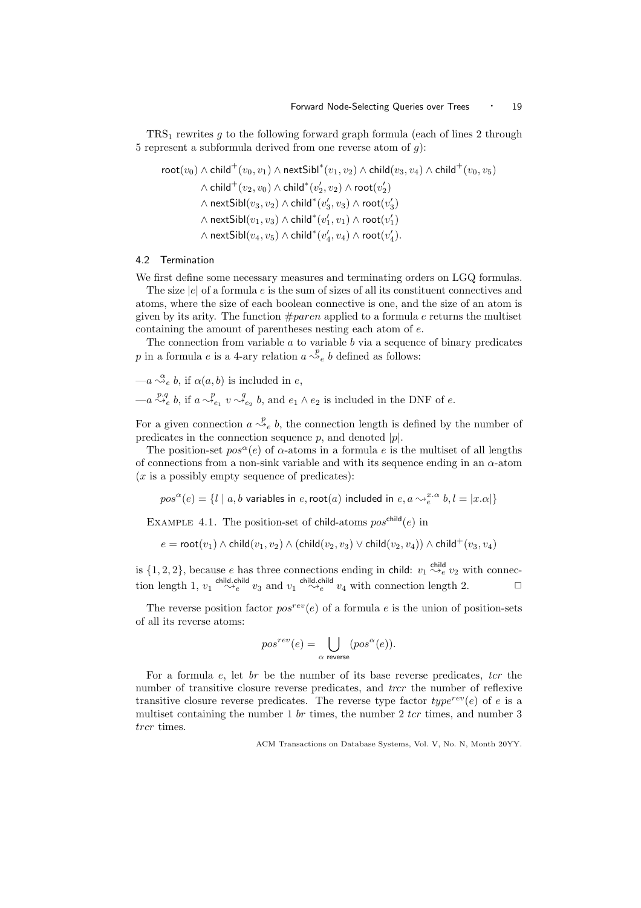$\text{TRS}_1$ rewrites $g$ to the following forward graph formula (each of lines 2 through 5 represent a subformula derived from one reverse atom of $g$):

$$
\begin{aligned}
&\mathsf{root}(v_0) \wedge \mathsf{child}^+(v_0, v_1) \wedge \mathsf{nextSibl}^*(v_1, v_2) \wedge \mathsf{child}(v_3, v_4) \wedge \mathsf{child}^+(v_0, v_5)\\
&\quad \wedge \mathsf{child}^+(v_2, v_0) \wedge \mathsf{child}^*(v_2', v_2) \wedge \mathsf{root}(v_2')\\
&\quad \wedge \mathsf{nextSibl}(v_3, v_2) \wedge \mathsf{child}^*(v_3', v_3) \wedge \mathsf{root}(v_3')\\
&\quad \wedge \mathsf{nextSibl}(v_1, v_3) \wedge \mathsf{child}^*(v_1', v_1) \wedge \mathsf{root}(v_1')\\
&\quad \wedge \mathsf{nextSibl}(v_4, v_5) \wedge \mathsf{child}^*(v_4', v_4) \wedge \mathsf{root}(v_4').
\end{aligned}
$$

### 4.2 Termination

We first define some necessary measures and terminating orders on LGQ formulas.

The size $|e|$ of a formula $e$ is the sum of sizes of all its constituent connectives and atoms, where the size of each boolean connective is one, and the size of an atom is given by its arity. The function $\#paren$ applied to a formula $e$ returns the multiset containing the amount of parentheses nesting each atom of $e$.

The connection from variable $a$ to variable $b$ via a sequence of binary predicates $p$ in a formula $e$ is a 4-ary relation $a \overset{p}{\rightsquigarrow}_e b$ defined as follows:

—$a \overset{\alpha}{\rightsquigarrow}_e b$, if $\alpha(a, b)$ is included in $e$,

—$a \overset{p.q}{\rightsquigarrow}_e b$, if $a \overset{p}{\rightsquigarrow}_{e_1} v \overset{q}{\rightsquigarrow}_{e_2} b$, and $e_1 \wedge e_2$ is included in the DNF of $e$.

For a given connection $a \overset{p}{\rightsquigarrow}_e b$, the connection length is defined by the number of predicates in the connection sequence $p$, and denoted $|p|$.

The position-set $pos^\alpha(e)$ of $\alpha$-atoms in a formula $e$ is the multiset of all lengths of connections from a non-sink variable and with its sequence ending in an $\alpha$-atom ($x$ is a possibly empty sequence of predicates):

$$pos^\alpha(e) = \{l \mid a, b \text{ variables in } e, \mathsf{root}(a) \text{ included in } e, a \overset{x.\alpha}{\rightsquigarrow}_e b, l = |x.\alpha|\}$$

EXAMPLE 4.1. The position-set of child-atoms $pos^{\mathsf{child}}(e)$ in

$$e = \mathsf{root}(v_1) \wedge \mathsf{child}(v_1, v_2) \wedge (\mathsf{child}(v_2, v_3) \vee \mathsf{child}(v_2, v_4)) \wedge \mathsf{child}^+(v_3, v_4)$$

is $\{1, 2, 2\}$, because $e$ has three connections ending in child: $v_1 \overset{\mathsf{child}}{\rightsquigarrow}_e v_2$ with connection length 1, $v_1 \overset{\mathsf{child}.\mathsf{child}}{\rightsquigarrow}_e v_3$ and $v_1 \overset{\mathsf{child}.\mathsf{child}}{\rightsquigarrow}_e v_4$ with connection length 2. $\square$

The reverse position factor $pos^{rev}(e)$ of a formula $e$ is the union of position-sets of all its reverse atoms:

$$pos^{rev}(e) = \bigcup_{\alpha \text{ reverse}} (pos^\alpha(e)).$$

For a formula $e$, let $br$ be the number of its base reverse predicates, $tcr$ the number of transitive closure reverse predicates, and $trcr$ the number of reflexive transitive closure reverse predicates. The reverse type factor $type^{rev}(e)$ of $e$ is a multiset containing the number 1 $br$ times, the number 2 $tcr$ times, and number 3 $trcr$ times.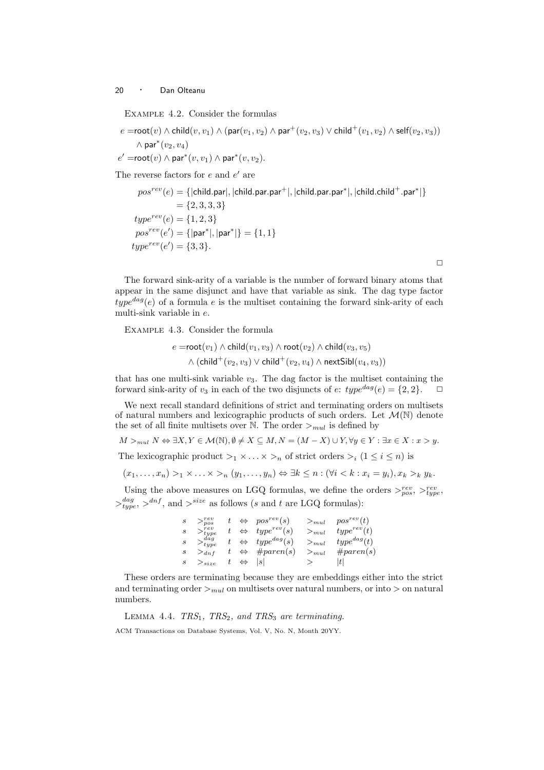Example 4.2. Consider the formulas

$$e = \mathsf{root}(v) \wedge \mathsf{child}(v, v_1) \wedge (\mathsf{par}(v_1, v_2) \wedge \mathsf{par}^+(v_2, v_3) \vee \mathsf{child}^+(v_1, v_2) \wedge \mathsf{self}(v_2, v_3)) \wedge \mathsf{par}^*(v_2, v_4)$$

$$e' = \mathsf{root}(v) \wedge \mathsf{par}^*(v, v_1) \wedge \mathsf{par}^*(v, v_2).$$

The reverse factors for $e$ and $e'$ are

$$\begin{aligned}
pos^{rev}(e) &= \{|\mathsf{child.par}|, |\mathsf{child.par.par}^+|, |\mathsf{child.par.par}^*|, |\mathsf{child.child}^+.\mathsf{par}^*|\} \\
&= \{2, 3, 3, 3\} \\
type^{rev}(e) &= \{1, 2, 3\} \\
pos^{rev}(e') &= \{|\mathsf{par}^*|, |\mathsf{par}^*|\} = \{1, 1\} \\
type^{rev}(e') &= \{3, 3\}.
\end{aligned}$$

□

The forward sink-arity of a variable is the number of forward binary atoms that appear in the same disjunct and have that variable as sink. The dag type factor $type^{dag}(e)$ of a formula $e$ is the multiset containing the forward sink-arity of each multi-sink variable in $e$.

Example 4.3. Consider the formula

$$e = \mathsf{root}(v_1) \wedge \mathsf{child}(v_1, v_3) \wedge \mathsf{root}(v_2) \wedge \mathsf{child}(v_3, v_5) \wedge (\mathsf{child}^+(v_2, v_3) \vee \mathsf{child}^+(v_2, v_4) \wedge \mathsf{nextSibl}(v_4, v_3))$$

that has one multi-sink variable $v_3$. The dag factor is the multiset containing the forward sink-arity of $v_3$ in each of the two disjuncts of $e$: $type^{dag}(e) = \{2, 2\}$. □

We next recall standard definitions of strict and terminating orders on multisets of natural numbers and lexicographic products of such orders. Let $\mathcal{M}(\mathbb{N})$ denote the set of all finite multisets over $\mathbb{N}$. The order $>_{mul}$ is defined by

$$M >_{mul} N \Leftrightarrow \exists X, Y \in \mathcal{M}(\mathbb{N}), \emptyset \neq X \subseteq M, N = (M - X) \cup Y, \forall y \in Y : \exists x \in X : x > y.$$

The lexicographic product $>_1 \times \ldots \times >_n$ of strict orders $>_i$ $(1 \leq i \leq n)$ is

$$(x_1, \ldots, x_n) >_1 \times \ldots \times >_n (y_1, \ldots, y_n) \Leftrightarrow \exists k \leq n : (\forall i < k : x_i = y_i), x_k >_k y_k.$$

Using the above measures on LGQ formulas, we define the orders $>^{rev}_{pos}$, $>^{rev}_{type}$, $>^{dag}_{type}$, $>^{dnf}$, and $>^{size}$ as follows ($s$ and $t$ are LGQ formulas):

$$\begin{array}{lllllll}
s & >^{rev}_{pos} & t & \Leftrightarrow & pos^{rev}(s) & >_{mul} & pos^{rev}(t) \\
s & >^{rev}_{type} & t & \Leftrightarrow & type^{rev}(s) & >_{mul} & type^{rev}(t) \\
s & >^{dag}_{type} & t & \Leftrightarrow & type^{dag}(s) & >_{mul} & type^{dag}(t) \\
s & >_{dnf} & t & \Leftrightarrow & \#paren(s) & >_{mul} & \#paren(s) \\
s & >_{size} & t & \Leftrightarrow & |s| & > & |t|
\end{array}$$

These orders are terminating because they are embeddings either into the strict and terminating order $>_{mul}$ on multisets over natural numbers, or into $>$ on natural numbers.

Lemma 4.4. *$TRS_1$, $TRS_2$, and $TRS_3$ are terminating.*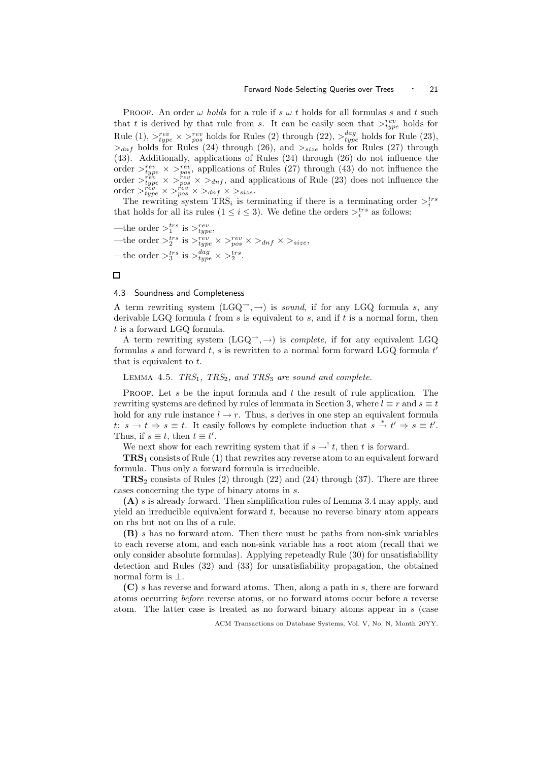PROOF. An order $\omega$ *holds* for a rule if $s\ \omega\ t$ holds for all formulas $s$ and $t$ such that $t$ is derived by that rule from $s$. It can be easily seen that $>^{rev}_{type}$ holds for Rule (1), $>^{rev}_{type} \times >^{rev}_{pos}$ holds for Rules (2) through (22), $>^{dag}_{type}$ holds for Rule (23), $>_{dnf}$ holds for Rules (24) through (26), and $>_{size}$ holds for Rules (27) through (43). Additionally, applications of Rules (24) through (26) do not influence the order $>^{rev}_{type} \times >^{rev}_{pos}$, applications of Rules (27) through (43) do not influence the order $>^{rev}_{type} \times >^{rev}_{pos} \times >_{dnf}$, and applications of Rule (23) does not influence the order $>^{rev}_{type} \times >^{rev}_{pos} \times >_{dnf} \times >_{size}$.

The rewriting system $\text{TRS}_i$ is terminating if there is a terminating order $>^{trs}_i$ that holds for all its rules ($1 \leq i \leq 3$). We define the orders $>^{trs}_i$ as follows:

—the order $>^{trs}_1$ is $>^{rev}_{type}$,
—the order $>^{trs}_2$ is $>^{rev}_{type} \times >^{rev}_{pos} \times >_{dnf} \times >_{size}$,
—the order $>^{trs}_3$ is $>^{dag}_{type} \times >^{trs}_2$.

□

### 4.3 Soundness and Completeness

A term rewriting system $(\text{LGQ}^{\rightarrow}, \rightarrow)$ is *sound*, if for any LGQ formula $s$, any derivable LGQ formula $t$ from $s$ is equivalent to $s$, and if $t$ is a normal form, then $t$ is a forward LGQ formula.

A term rewriting system $(\text{LGQ}^{\rightarrow}, \rightarrow)$ is *complete*, if for any equivalent LGQ formulas $s$ and forward $t$, $s$ is rewritten to a normal form forward LGQ formula $t'$ that is equivalent to $t$.

LEMMA 4.5. *$TRS_1$, $TRS_2$, and $TRS_3$ are sound and complete.*

PROOF. Let $s$ be the input formula and $t$ the result of rule application. The rewriting systems are defined by rules of lemmata in Section 3, where $l \equiv r$ and $s \equiv t$ hold for any rule instance $l \rightarrow r$. Thus, $s$ derives in one step an equivalent formula $t$: $s \rightarrow t \Rightarrow s \equiv t$. It easily follows by complete induction that $s \xrightarrow{*} t' \Rightarrow s \equiv t'$. Thus, if $s \equiv t$, then $t \equiv t'$.

We next show for each rewriting system that if $s \rightarrow^! t$, then $t$ is forward.

$\textbf{TRS}_1$ consists of Rule (1) that rewrites any reverse atom to an equivalent forward formula. Thus only a forward formula is irreducible.

$\textbf{TRS}_2$ consists of Rules (2) through (22) and (24) through (37). There are three cases concerning the type of binary atoms in $s$.

**(A)** $s$ is already forward. Then simplification rules of Lemma 3.4 may apply, and yield an irreducible equivalent forward $t$, because no reverse binary atom appears on rhs but not on lhs of a rule.

**(B)** $s$ has no forward atom. Then there must be paths from non-sink variables to each reverse atom, and each non-sink variable has a root atom (recall that we only consider absolute formulas). Applying repeteadly Rule (30) for unsatisfiability detection and Rules (32) and (33) for unsatisfiability propagation, the obtained normal form is $\perp$.

**(C)** $s$ has reverse and forward atoms. Then, along a path in $s$, there are forward atoms occurring *before* reverse atoms, or no forward atoms occur before a reverse atom. The latter case is treated as no forward binary atoms appear in $s$ (case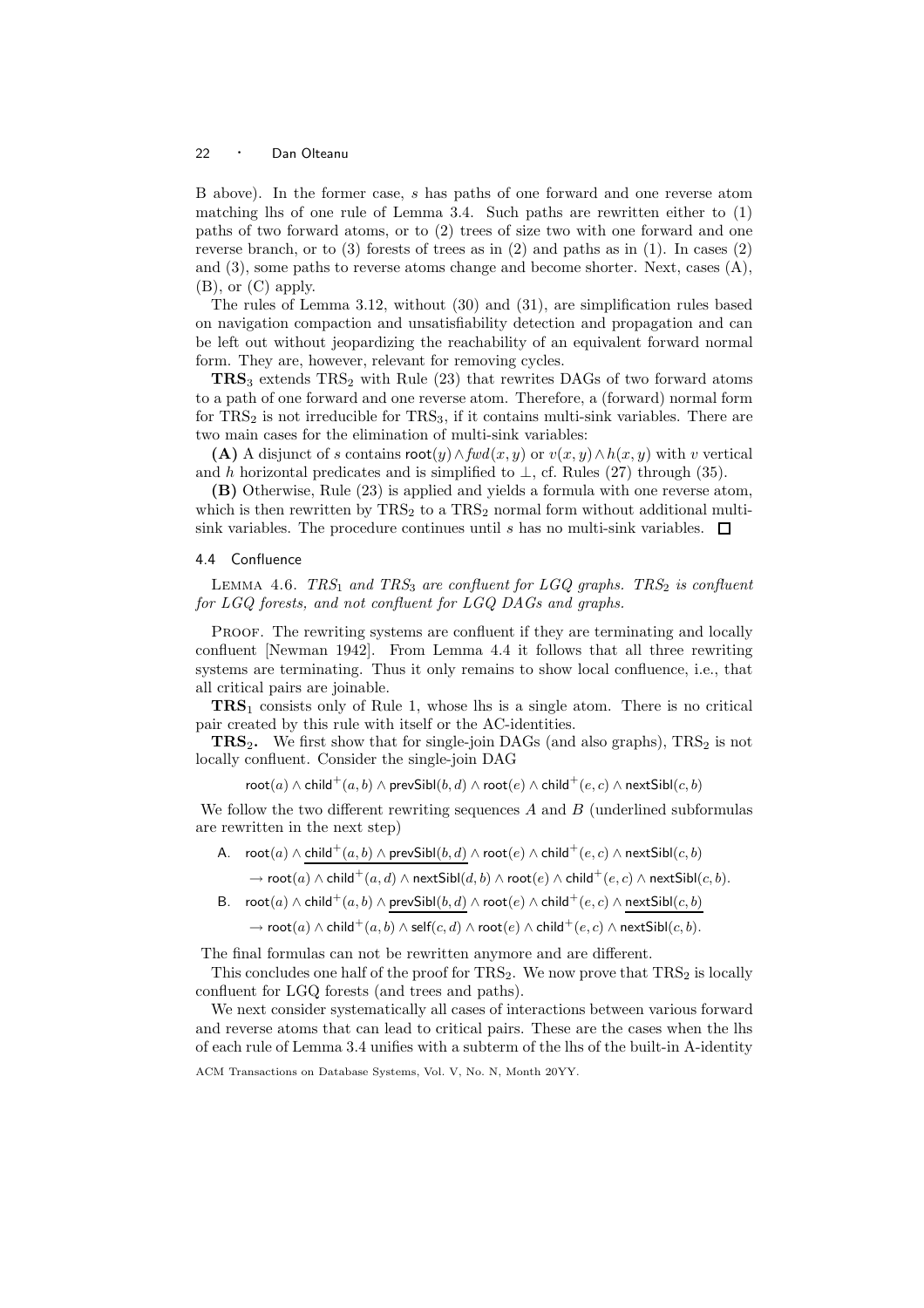B above). In the former case, $s$ has paths of one forward and one reverse atom matching lhs of one rule of Lemma 3.4. Such paths are rewritten either to (1) paths of two forward atoms, or to (2) trees of size two with one forward and one reverse branch, or to (3) forests of trees as in (2) and paths as in (1). In cases (2) and (3), some paths to reverse atoms change and become shorter. Next, cases (A), (B), or (C) apply.

The rules of Lemma 3.12, without (30) and (31), are simplification rules based on navigation compaction and unsatisfiability detection and propagation and can be left out without jeopardizing the reachability of an equivalent forward normal form. They are, however, relevant for removing cycles.

**TRS**$_3$ extends TRS$_2$ with Rule (23) that rewrites DAGs of two forward atoms to a path of one forward and one reverse atom. Therefore, a (forward) normal form for TRS$_2$ is not irreducible for TRS$_3$, if it contains multi-sink variables. There are two main cases for the elimination of multi-sink variables:

**(A)** A disjunct of $s$ contains $\mathsf{root}(y) \wedge fwd(x, y)$ or $v(x, y) \wedge h(x, y)$ with $v$ vertical and $h$ horizontal predicates and is simplified to $\perp$, cf. Rules (27) through (35).

**(B)** Otherwise, Rule (23) is applied and yields a formula with one reverse atom, which is then rewritten by TRS$_2$ to a TRS$_2$ normal form without additional multi-sink variables. The procedure continues until $s$ has no multi-sink variables. $\square$

### 4.4 Confluence

Lemma 4.6. *TRS*$_1$ *and TRS*$_3$ *are confluent for LGQ graphs. TRS*$_2$ *is confluent for LGQ forests, and not confluent for LGQ DAGs and graphs.*

Proof. The rewriting systems are confluent if they are terminating and locally confluent [Newman 1942]. From Lemma 4.4 it follows that all three rewriting systems are terminating. Thus it only remains to show local confluence, i.e., that all critical pairs are joinable.

**TRS**$_1$ consists only of Rule 1, whose lhs is a single atom. There is no critical pair created by this rule with itself or the AC-identities.

**TRS**$_2$. We first show that for single-join DAGs (and also graphs), TRS$_2$ is not locally confluent. Consider the single-join DAG

$$\mathsf{root}(a) \wedge \mathsf{child}^+(a, b) \wedge \mathsf{prevSibl}(b, d) \wedge \mathsf{root}(e) \wedge \mathsf{child}^+(e, c) \wedge \mathsf{nextSibl}(c, b)$$

We follow the two different rewriting sequences $A$ and $B$ (underlined subformulas are rewritten in the next step)

A. $\mathsf{root}(a) \wedge \underline{\mathsf{child}^+(a, b) \wedge \mathsf{prevSibl}(b, d)} \wedge \mathsf{root}(e) \wedge \mathsf{child}^+(e, c) \wedge \mathsf{nextSibl}(c, b)$
$\rightarrow \mathsf{root}(a) \wedge \mathsf{child}^+(a, d) \wedge \mathsf{nextSibl}(d, b) \wedge \mathsf{root}(e) \wedge \mathsf{child}^+(e, c) \wedge \mathsf{nextSibl}(c, b)$.

B. $\mathsf{root}(a) \wedge \mathsf{child}^+(a, b) \wedge \underline{\mathsf{prevSibl}(b, d)} \wedge \mathsf{root}(e) \wedge \mathsf{child}^+(e, c) \wedge \underline{\mathsf{nextSibl}(c, b)}$
$\rightarrow \mathsf{root}(a) \wedge \mathsf{child}^+(a, b) \wedge \mathsf{self}(c, d) \wedge \mathsf{root}(e) \wedge \mathsf{child}^+(e, c) \wedge \mathsf{nextSibl}(c, b)$.

The final formulas can not be rewritten anymore and are different.

This concludes one half of the proof for TRS$_2$. We now prove that TRS$_2$ is locally confluent for LGQ forests (and trees and paths).

We next consider systematically all cases of interactions between various forward and reverse atoms that can lead to critical pairs. These are the cases when the lhs of each rule of Lemma 3.4 unifies with a subterm of the lhs of the built-in A-identity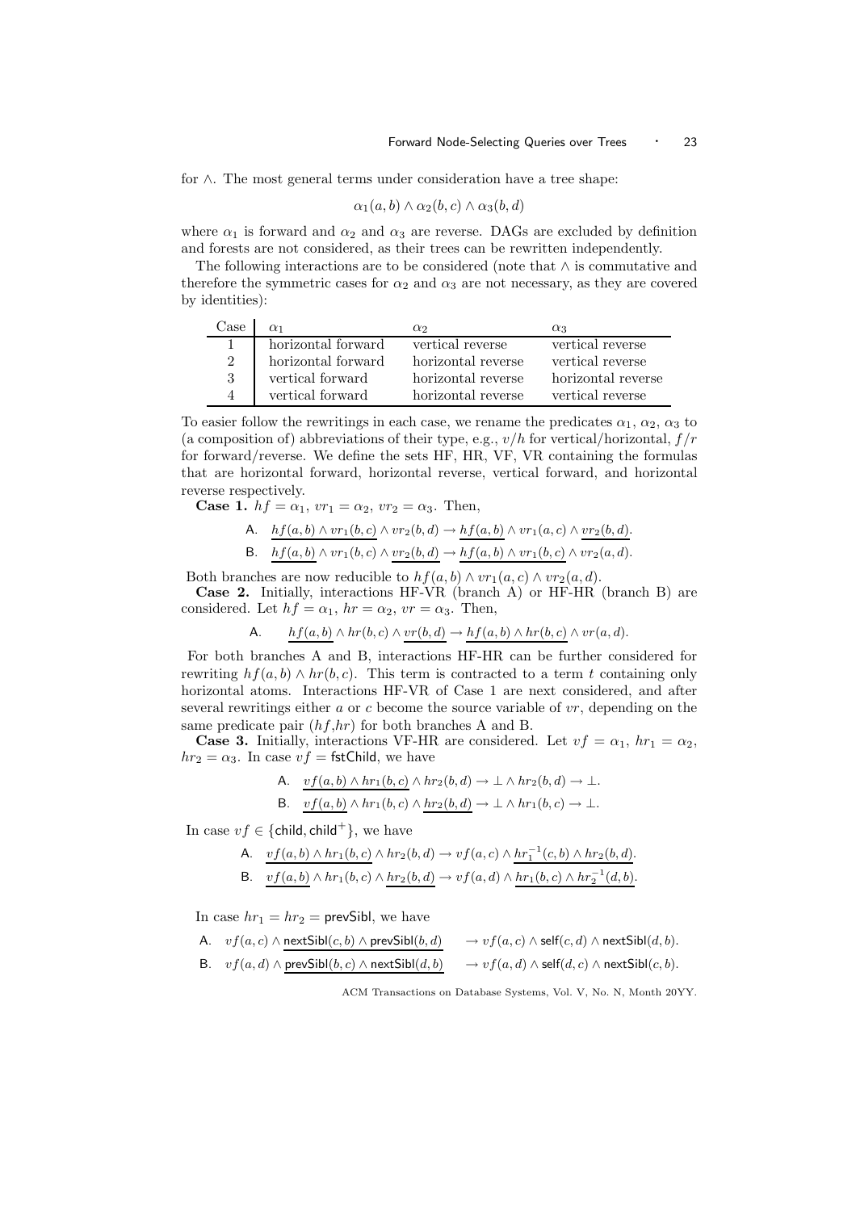for $\wedge$. The most general terms under consideration have a tree shape:

$$\alpha_1(a, b) \wedge \alpha_2(b, c) \wedge \alpha_3(b, d)$$

where $\alpha_1$ is forward and $\alpha_2$ and $\alpha_3$ are reverse. DAGs are excluded by definition and forests are not considered, as their trees can be rewritten independently.

The following interactions are to be considered (note that $\wedge$ is commutative and therefore the symmetric cases for $\alpha_2$ and $\alpha_3$ are not necessary, as they are covered by identities):

| Case | $\alpha_1$ | $\alpha_2$ | $\alpha_3$ |
|---|---|---|---|
| 1 | horizontal forward | vertical reverse | vertical reverse |
| 2 | horizontal forward | horizontal reverse | vertical reverse |
| 3 | vertical forward | horizontal reverse | horizontal reverse |
| 4 | vertical forward | horizontal reverse | vertical reverse |

To easier follow the rewritings in each case, we rename the predicates $\alpha_1$, $\alpha_2$, $\alpha_3$ to (a composition of) abbreviations of their type, e.g., $v/h$ for vertical/horizontal, $f/r$ for forward/reverse. We define the sets HF, HR, VF, VR containing the formulas that are horizontal forward, horizontal reverse, vertical forward, and horizontal reverse respectively.

**Case 1.** $hf = \alpha_1$, $vr_1 = \alpha_2$, $vr_2 = \alpha_3$. Then,

A. $\underline{hf(a, b)} \wedge vr_1(b, c) \wedge \underline{vr_2(b, d)} \rightarrow \underline{hf(a, b)} \wedge vr_1(a, c) \wedge \underline{vr_2(b, d)}$.

B. $\underline{hf(a, b)} \wedge vr_1(b, c) \wedge \underline{vr_2(b, d)} \rightarrow \underline{hf(a, b) \wedge vr_1(b, c)} \wedge vr_2(a, d)$.

Both branches are now reducible to $hf(a, b) \wedge vr_1(a, c) \wedge vr_2(a, d)$.

**Case 2.** Initially, interactions HF-VR (branch A) or HF-HR (branch B) are considered. Let $hf = \alpha_1$, $hr = \alpha_2$, $vr = \alpha_3$. Then,

A. $\underline{hf(a, b)} \wedge hr(b, c) \wedge \underline{vr(b, d)} \rightarrow \underline{hf(a, b)} \wedge hr(b, c) \wedge vr(a, d)$.

For both branches A and B, interactions HF-HR can be further considered for rewriting $hf(a, b) \wedge hr(b, c)$. This term is contracted to a term $t$ containing only horizontal atoms. Interactions HF-VR of Case 1 are next considered, and after several rewritings either $a$ or $c$ become the source variable of $vr$, depending on the same predicate pair $(hf,hr)$ for both branches A and B.

**Case 3.** Initially, interactions VF-HR are considered. Let $vf = \alpha_1$, $hr_1 = \alpha_2$, $hr_2 = \alpha_3$. In case $vf = \mathsf{fstChild}$, we have

A. $\underline{vf(a, b) \wedge hr_1(b, c)} \wedge hr_2(b, d) \rightarrow \bot \wedge hr_2(b, d) \rightarrow \bot$.

B. $\underline{vf(a, b)} \wedge hr_1(b, c) \wedge \underline{hr_2(b, d)} \rightarrow \bot \wedge hr_1(b, c) \rightarrow \bot$.

In case $vf \in \{\mathsf{child}, \mathsf{child}^+\}$, we have

A. $\underline{vf(a, b) \wedge hr_1(b, c)} \wedge hr_2(b, d) \rightarrow vf(a, c) \wedge \underline{hr_1^{-1}(c, b) \wedge hr_2(b, d)}$.

B. $\underline{vf(a, b)} \wedge hr_1(b, c) \wedge \underline{hr_2(b, d)} \rightarrow vf(a, d) \wedge \underline{hr_1(b, c) \wedge hr_2^{-1}(d, b)}$.

In case $hr_1 = hr_2 = \mathsf{prevSibl}$, we have

A. $vf(a, c) \wedge \underline{\mathsf{nextSibl}(c, b) \wedge \mathsf{prevSibl}(b, d)} \quad \rightarrow vf(a, c) \wedge \mathsf{self}(c, d) \wedge \mathsf{nextSibl}(d, b)$.

B. $vf(a, d) \wedge \underline{\mathsf{prevSibl}(b, c) \wedge \mathsf{nextSibl}(d, b)} \quad \rightarrow vf(a, d) \wedge \mathsf{self}(d, c) \wedge \mathsf{nextSibl}(c, b)$.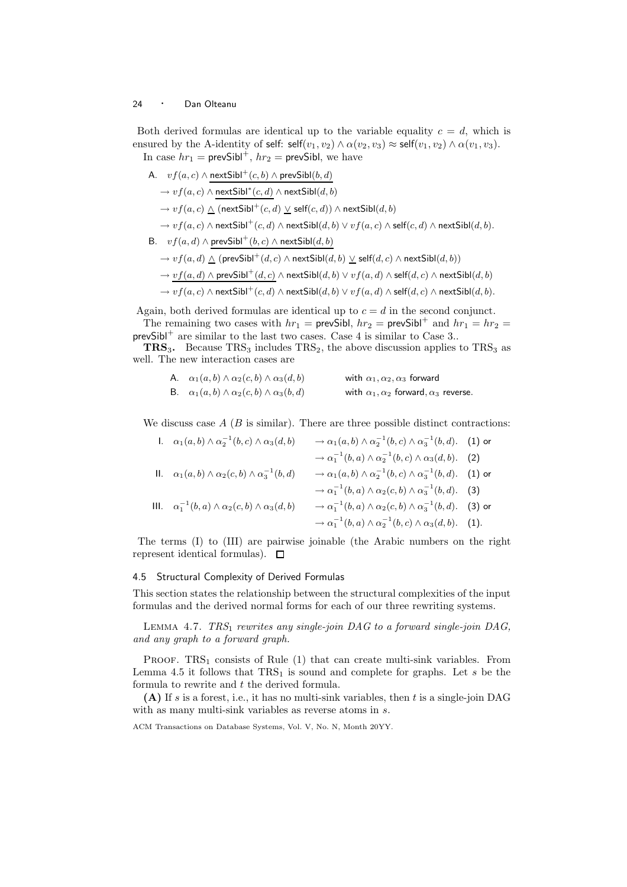Both derived formulas are identical up to the variable equality $c = d$, which is ensured by the A-identity of self: $\mathsf{self}(v_1, v_2) \wedge \alpha(v_2, v_3) \approx \mathsf{self}(v_1, v_2) \wedge \alpha(v_1, v_3)$.

In case $hr_1 = \mathsf{prevSibl}^+$, $hr_2 = \mathsf{prevSibl}$, we have

A. $vf(a,c) \wedge \underline{\mathsf{nextSibl}^+(c,b) \wedge \mathsf{prevSibl}(b,d)}$

$\rightarrow vf(a,c) \wedge \underline{\mathsf{nextSibl}^*(c,d)} \wedge \mathsf{nextSibl}(d,b)$

$\rightarrow vf(a,c) \underline{\wedge} (\mathsf{nextSibl}^+(c,d) \underline{\vee} \mathsf{self}(c,d)) \wedge \mathsf{nextSibl}(d,b)$

$\rightarrow vf(a,c) \wedge \mathsf{nextSibl}^+(c,d) \wedge \mathsf{nextSibl}(d,b) \vee vf(a,c) \wedge \mathsf{self}(c,d) \wedge \mathsf{nextSibl}(d,b).$

B. $vf(a,d) \wedge \underline{\mathsf{prevSibl}^+(b,c) \wedge \mathsf{nextSibl}(d,b)}$

$\rightarrow vf(a,d) \underline{\wedge} (\mathsf{prevSibl}^+(d,c) \wedge \mathsf{nextSibl}(d,b) \underline{\vee} \mathsf{self}(d,c) \wedge \mathsf{nextSibl}(d,b))$

$\rightarrow \underline{vf(a,d) \wedge \mathsf{prevSibl}^+(d,c)} \wedge \mathsf{nextSibl}(d,b) \vee vf(a,d) \wedge \mathsf{self}(d,c) \wedge \mathsf{nextSibl}(d,b)$

$\rightarrow vf(a,c) \wedge \mathsf{nextSibl}^+(c,d) \wedge \mathsf{nextSibl}(d,b) \vee vf(a,d) \wedge \mathsf{self}(d,c) \wedge \mathsf{nextSibl}(d,b).$

Again, both derived formulas are identical up to $c = d$ in the second conjunct.

The remaining two cases with $hr_1 = \mathsf{prevSibl}$, $hr_2 = \mathsf{prevSibl}^+$ and $hr_1 = hr_2 = \mathsf{prevSibl}^+$ are similar to the last two cases. Case 4 is similar to Case 3..

**TRS$_3$.** Because TRS$_3$ includes TRS$_2$, the above discussion applies to TRS$_3$ as well. The new interaction cases are

A. $\alpha_1(a,b) \wedge \alpha_2(c,b) \wedge \alpha_3(d,b)$ with $\alpha_1, \alpha_2, \alpha_3$ forward

B. $\alpha_1(a,b) \wedge \alpha_2(c,b) \wedge \alpha_3(b,d)$ with $\alpha_1, \alpha_2$ forward, $\alpha_3$ reverse.

We discuss case $A$ ($B$ is similar). There are three possible distinct contractions:

I. $\alpha_1(a,b) \wedge \alpha_2^{-1}(b,c) \wedge \alpha_3(d,b) \rightarrow \alpha_1(a,b) \wedge \alpha_2^{-1}(b,c) \wedge \alpha_3^{-1}(b,d).$ (1) or
$\rightarrow \alpha_1^{-1}(b,a) \wedge \alpha_2^{-1}(b,c) \wedge \alpha_3(d,b).$ (2)

II. $\alpha_1(a,b) \wedge \alpha_2(c,b) \wedge \alpha_3^{-1}(b,d) \rightarrow \alpha_1(a,b) \wedge \alpha_2^{-1}(b,c) \wedge \alpha_3^{-1}(b,d).$ (1) or
$\rightarrow \alpha_1^{-1}(b,a) \wedge \alpha_2(c,b) \wedge \alpha_3^{-1}(b,d).$ (3)

III. $\alpha_1^{-1}(b,a) \wedge \alpha_2(c,b) \wedge \alpha_3(d,b) \rightarrow \alpha_1^{-1}(b,a) \wedge \alpha_2(c,b) \wedge \alpha_3^{-1}(b,d).$ (3) or
$\rightarrow \alpha_1^{-1}(b,a) \wedge \alpha_2^{-1}(b,c) \wedge \alpha_3(d,b).$ (1).

The terms (I) to (III) are pairwise joinable (the Arabic numbers on the right represent identical formulas). □

### 4.5 Structural Complexity of Derived Formulas

This section states the relationship between the structural complexities of the input formulas and the derived normal forms for each of our three rewriting systems.

LEMMA 4.7. *TRS$_1$ rewrites any single-join DAG to a forward single-join DAG, and any graph to a forward graph.*

PROOF. TRS$_1$ consists of Rule (1) that can create multi-sink variables. From Lemma 4.5 it follows that TRS$_1$ is sound and complete for graphs. Let $s$ be the formula to rewrite and $t$ the derived formula.

**(A)** If $s$ is a forest, i.e., it has no multi-sink variables, then $t$ is a single-join DAG with as many multi-sink variables as reverse atoms in $s$.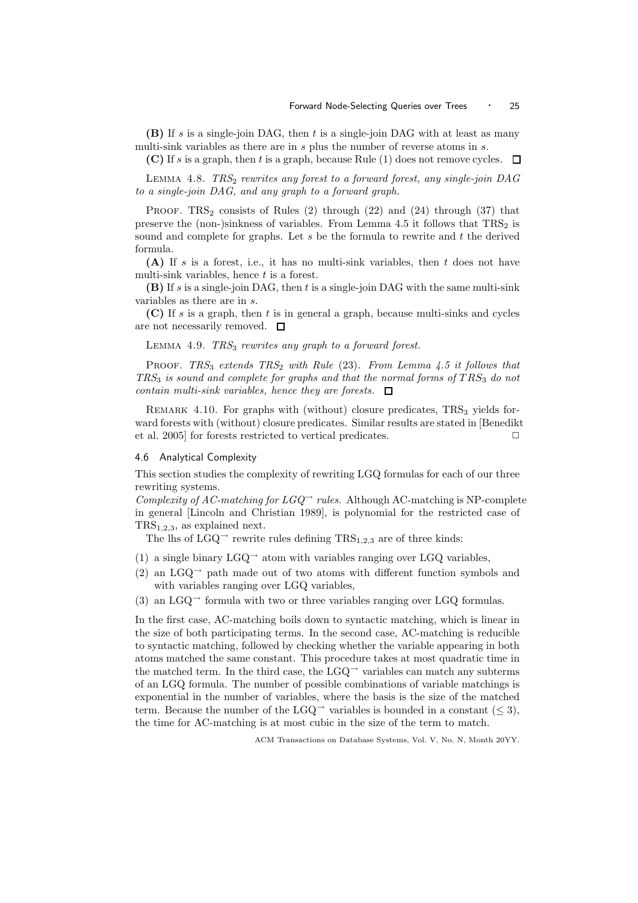**(B)** If $s$ is a single-join DAG, then $t$ is a single-join DAG with at least as many multi-sink variables as there are in $s$ plus the number of reverse atoms in $s$.

**(C)** If $s$ is a graph, then $t$ is a graph, because Rule (1) does not remove cycles. □

Lemma 4.8. *$TRS_2$ rewrites any forest to a forward forest, any single-join DAG to a single-join DAG, and any graph to a forward graph.*

Proof. $\text{TRS}_2$ consists of Rules (2) through (22) and (24) through (37) that preserve the (non-)sinkness of variables. From Lemma 4.5 it follows that $\text{TRS}_2$ is sound and complete for graphs. Let $s$ be the formula to rewrite and $t$ the derived formula.

**(A)** If $s$ is a forest, i.e., it has no multi-sink variables, then $t$ does not have multi-sink variables, hence $t$ is a forest.

**(B)** If $s$ is a single-join DAG, then $t$ is a single-join DAG with the same multi-sink variables as there are in $s$.

**(C)** If $s$ is a graph, then $t$ is in general a graph, because multi-sinks and cycles are not necessarily removed. □

Lemma 4.9. *$TRS_3$ rewrites any graph to a forward forest.*

Proof. *$TRS_3$ extends $TRS_2$ with Rule (23). From Lemma 4.5 it follows that $TRS_3$ is sound and complete for graphs and that the normal forms of $TRS_3$ do not contain multi-sink variables, hence they are forests.* □

Remark 4.10. For graphs with (without) closure predicates, $\text{TRS}_3$ yields forward forests with (without) closure predicates. Similar results are stated in [Benedikt et al. 2005] for forests restricted to vertical predicates. □

### 4.6 Analytical Complexity

This section studies the complexity of rewriting LGQ formulas for each of our three rewriting systems.

*Complexity of AC-matching for $LGQ^{\rightarrow}$ rules.* Although AC-matching is NP-complete in general [Lincoln and Christian 1989], is polynomial for the restricted case of $\text{TRS}_{1,2,3}$, as explained next.

The lhs of $\text{LGQ}^{\rightarrow}$ rewrite rules defining $\text{TRS}_{1,2,3}$ are of three kinds:

(1) a single binary $\text{LGQ}^{\rightarrow}$ atom with variables ranging over LGQ variables,
(2) an $\text{LGQ}^{\rightarrow}$ path made out of two atoms with different function symbols and with variables ranging over LGQ variables,
(3) an $\text{LGQ}^{\rightarrow}$ formula with two or three variables ranging over LGQ formulas.

In the first case, AC-matching boils down to syntactic matching, which is linear in the size of both participating terms. In the second case, AC-matching is reducible to syntactic matching, followed by checking whether the variable appearing in both atoms matched the same constant. This procedure takes at most quadratic time in the matched term. In the third case, the $\text{LGQ}^{\rightarrow}$ variables can match any subterms of an LGQ formula. The number of possible combinations of variable matchings is exponential in the number of variables, where the basis is the size of the matched term. Because the number of the $\text{LGQ}^{\rightarrow}$ variables is bounded in a constant ($\leq 3$), the time for AC-matching is at most cubic in the size of the term to match.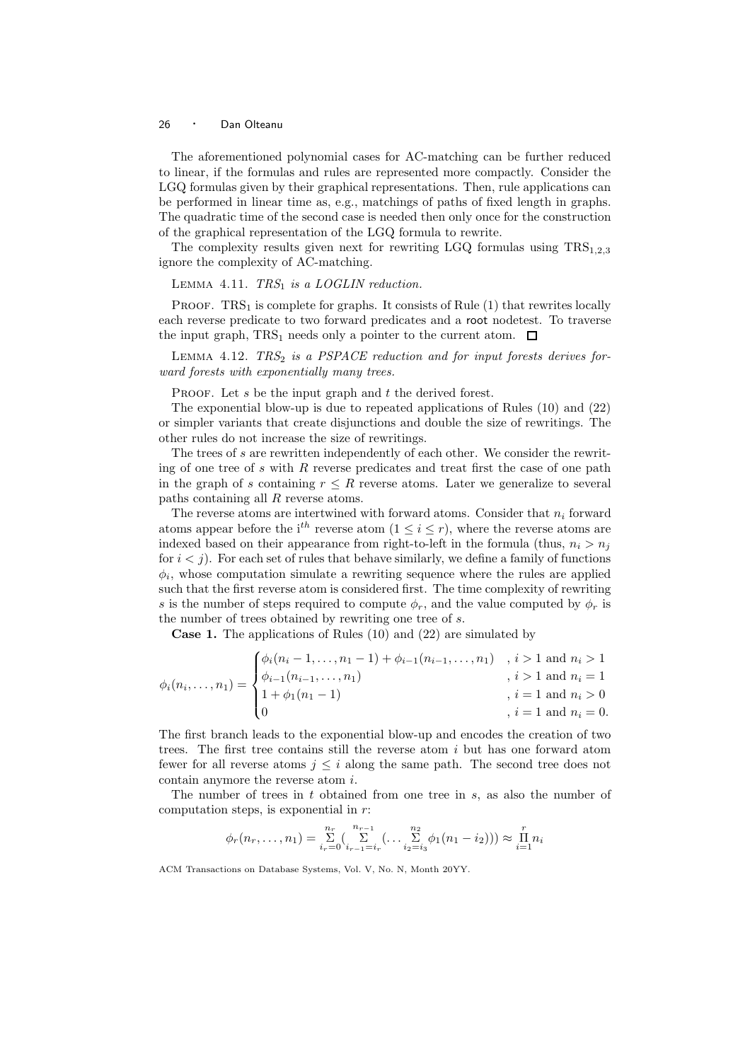The aforementioned polynomial cases for AC-matching can be further reduced to linear, if the formulas and rules are represented more compactly. Consider the LGQ formulas given by their graphical representations. Then, rule applications can be performed in linear time as, e.g., matchings of paths of fixed length in graphs. The quadratic time of the second case is needed then only once for the construction of the graphical representation of the LGQ formula to rewrite.

The complexity results given next for rewriting LGQ formulas using $\text{TRS}_{1,2,3}$ ignore the complexity of AC-matching.

LEMMA 4.11. *$\text{TRS}_1$ is a LOGLIN reduction.*

PROOF. $\text{TRS}_1$ is complete for graphs. It consists of Rule (1) that rewrites locally each reverse predicate to two forward predicates and a root nodetest. To traverse the input graph, $\text{TRS}_1$ needs only a pointer to the current atom. □

LEMMA 4.12. *$\text{TRS}_2$ is a PSPACE reduction and for input forests derives forward forests with exponentially many trees.*

PROOF. Let $s$ be the input graph and $t$ the derived forest.

The exponential blow-up is due to repeated applications of Rules (10) and (22) or simpler variants that create disjunctions and double the size of rewritings. The other rules do not increase the size of rewritings.

The trees of $s$ are rewritten independently of each other. We consider the rewriting of one tree of $s$ with $R$ reverse predicates and treat first the case of one path in the graph of $s$ containing $r \leq R$ reverse atoms. Later we generalize to several paths containing all $R$ reverse atoms.

The reverse atoms are intertwined with forward atoms. Consider that $n_i$ forward atoms appear before the $\text{i}^{th}$ reverse atom ($1 \leq i \leq r$), where the reverse atoms are indexed based on their appearance from right-to-left in the formula (thus, $n_i > n_j$ for $i < j$). For each set of rules that behave similarly, we define a family of functions $\phi_i$, whose computation simulate a rewriting sequence where the rules are applied such that the first reverse atom is considered first. The time complexity of rewriting $s$ is the number of steps required to compute $\phi_r$, and the value computed by $\phi_r$ is the number of trees obtained by rewriting one tree of $s$.

**Case 1.** The applications of Rules (10) and (22) are simulated by

$$\phi_i(n_i, \ldots, n_1) = \begin{cases} \phi_i(n_i - 1, \ldots, n_1 - 1) + \phi_{i-1}(n_{i-1}, \ldots, n_1) & , i > 1 \text{ and } n_i > 1 \\ \phi_{i-1}(n_{i-1}, \ldots, n_1) & , i > 1 \text{ and } n_i = 1 \\ 1 + \phi_1(n_1 - 1) & , i = 1 \text{ and } n_i > 0 \\ 0 & , i = 1 \text{ and } n_i = 0. \end{cases}$$

The first branch leads to the exponential blow-up and encodes the creation of two trees. The first tree contains still the reverse atom $i$ but has one forward atom fewer for all reverse atoms $j \leq i$ along the same path. The second tree does not contain anymore the reverse atom $i$.

The number of trees in $t$ obtained from one tree in $s$, as also the number of computation steps, is exponential in $r$:

$$\phi_r(n_r, \ldots, n_1) = \sum_{i_r=0}^{n_r} \Big( \sum_{i_{r-1}=i_r}^{n_{r-1}} \big( \ldots \sum_{i_2=i_3}^{n_2} \phi_1(n_1 - i_2) \big) \Big) \approx \prod_{i=1}^{r} n_i$$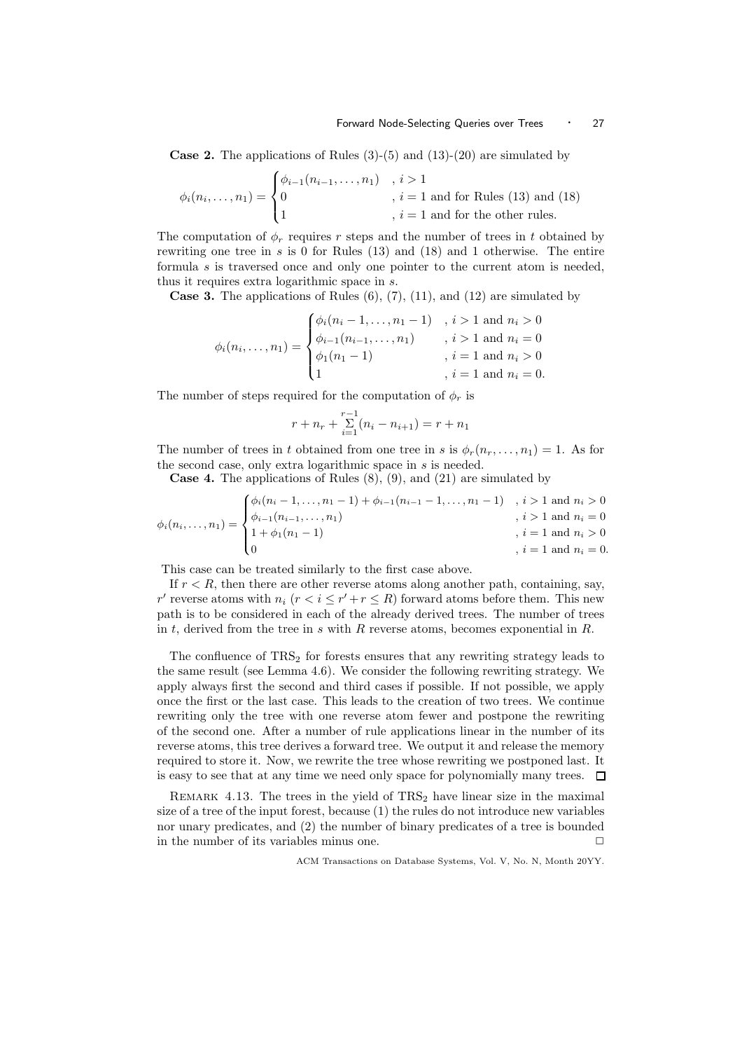**Case 2.** The applications of Rules (3)-(5) and (13)-(20) are simulated by

$$\phi_i(n_i, \ldots, n_1) = \begin{cases} \phi_{i-1}(n_{i-1}, \ldots, n_1) & , i > 1 \\ 0 & , i = 1 \text{ and for Rules (13) and (18)} \\ 1 & , i = 1 \text{ and for the other rules.} \end{cases}$$

The computation of $\phi_r$ requires $r$ steps and the number of trees in $t$ obtained by rewriting one tree in $s$ is 0 for Rules (13) and (18) and 1 otherwise. The entire formula $s$ is traversed once and only one pointer to the current atom is needed, thus it requires extra logarithmic space in $s$.

**Case 3.** The applications of Rules (6), (7), (11), and (12) are simulated by

$$\phi_i(n_i, \ldots, n_1) = \begin{cases} \phi_i(n_i - 1, \ldots, n_1 - 1) & , i > 1 \text{ and } n_i > 0 \\ \phi_{i-1}(n_{i-1}, \ldots, n_1) & , i > 1 \text{ and } n_i = 0 \\ \phi_1(n_1 - 1) & , i = 1 \text{ and } n_i > 0 \\ 1 & , i = 1 \text{ and } n_i = 0. \end{cases}$$

The number of steps required for the computation of $\phi_r$ is

$$r + n_r + \sum_{i=1}^{r-1}(n_i - n_{i+1}) = r + n_1$$

The number of trees in $t$ obtained from one tree in $s$ is $\phi_r(n_r, \ldots, n_1) = 1$. As for the second case, only extra logarithmic space in $s$ is needed.

**Case 4.** The applications of Rules (8), (9), and (21) are simulated by

$$\phi_i(n_i, \ldots, n_1) = \begin{cases} \phi_i(n_i - 1, \ldots, n_1 - 1) + \phi_{i-1}(n_{i-1} - 1, \ldots, n_1 - 1) & , i > 1 \text{ and } n_i > 0 \\ \phi_{i-1}(n_{i-1}, \ldots, n_1) & , i > 1 \text{ and } n_i = 0 \\ 1 + \phi_1(n_1 - 1) & , i = 1 \text{ and } n_i > 0 \\ 0 & , i = 1 \text{ and } n_i = 0. \end{cases}$$

This case can be treated similarly to the first case above.

If $r < R$, then there are other reverse atoms along another path, containing, say, $r'$ reverse atoms with $n_i$ ($r < i \leq r' + r \leq R$) forward atoms before them. This new path is to be considered in each of the already derived trees. The number of trees in $t$, derived from the tree in $s$ with $R$ reverse atoms, becomes exponential in $R$.

The confluence of $\text{TRS}_2$ for forests ensures that any rewriting strategy leads to the same result (see Lemma 4.6). We consider the following rewriting strategy. We apply always first the second and third cases if possible. If not possible, we apply once the first or the last case. This leads to the creation of two trees. We continue rewriting only the tree with one reverse atom fewer and postpone the rewriting of the second one. After a number of rule applications linear in the number of its reverse atoms, this tree derives a forward tree. We output it and release the memory required to store it. Now, we rewrite the tree whose rewriting we postponed last. It is easy to see that at any time we need only space for polynomially many trees. □

Remark 4.13. The trees in the yield of $\text{TRS}_2$ have linear size in the maximal size of a tree of the input forest, because (1) the rules do not introduce new variables nor unary predicates, and (2) the number of binary predicates of a tree is bounded in the number of its variables minus one. □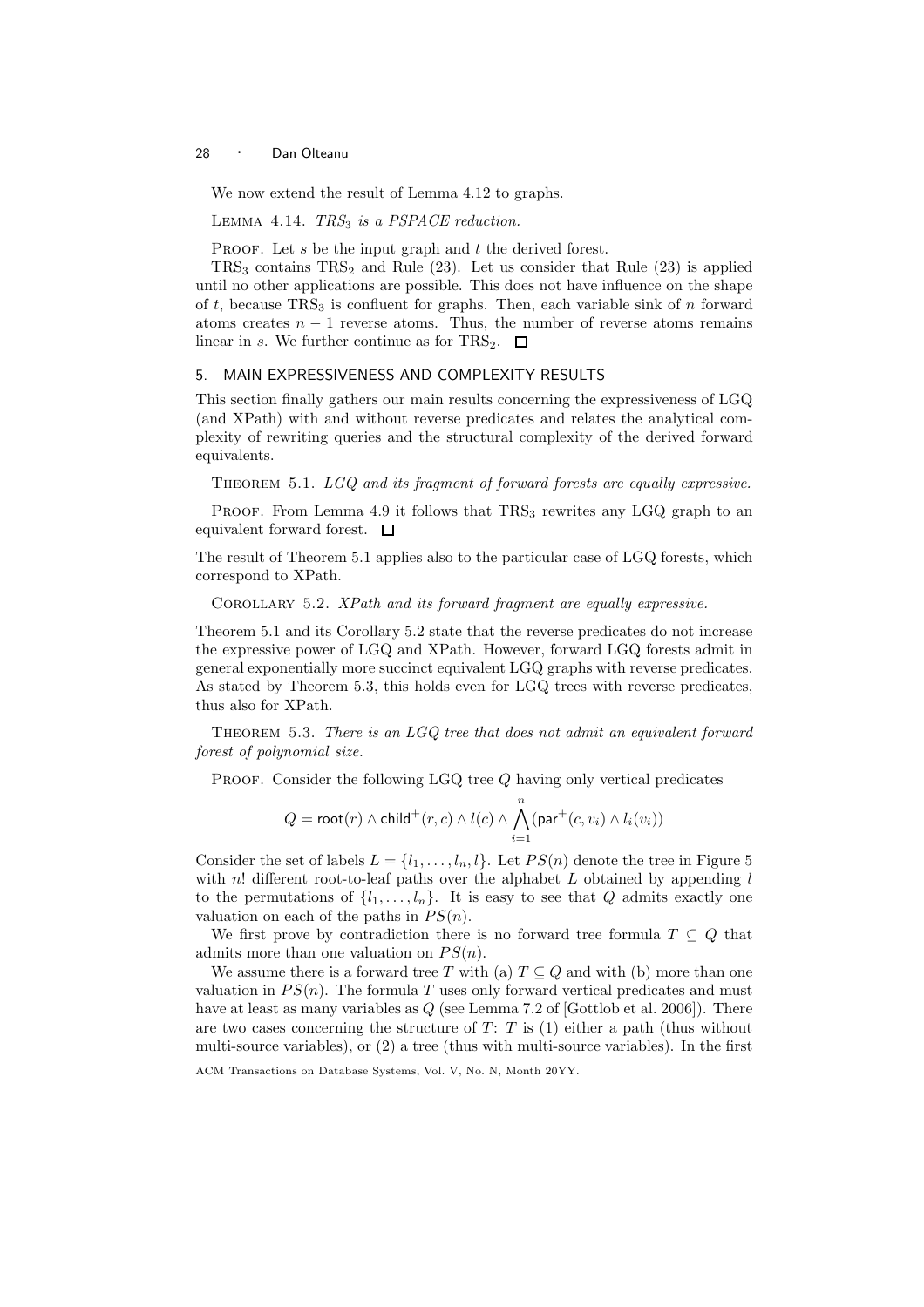We now extend the result of Lemma 4.12 to graphs.

LEMMA 4.14. *$TRS_3$ is a PSPACE reduction.*

PROOF. Let $s$ be the input graph and $t$ the derived forest.

$TRS_3$ contains $TRS_2$ and Rule (23). Let us consider that Rule (23) is applied until no other applications are possible. This does not have influence on the shape of $t$, because $TRS_3$ is confluent for graphs. Then, each variable sink of $n$ forward atoms creates $n-1$ reverse atoms. Thus, the number of reverse atoms remains linear in $s$. We further continue as for $TRS_2$. □

## 5. MAIN EXPRESSIVENESS AND COMPLEXITY RESULTS

This section finally gathers our main results concerning the expressiveness of LGQ (and XPath) with and without reverse predicates and relates the analytical complexity of rewriting queries and the structural complexity of the derived forward equivalents.

THEOREM 5.1. *LGQ and its fragment of forward forests are equally expressive.*

PROOF. From Lemma 4.9 it follows that $TRS_3$ rewrites any LGQ graph to an equivalent forward forest. □

The result of Theorem 5.1 applies also to the particular case of LGQ forests, which correspond to XPath.

COROLLARY 5.2. *XPath and its forward fragment are equally expressive.*

Theorem 5.1 and its Corollary 5.2 state that the reverse predicates do not increase the expressive power of LGQ and XPath. However, forward LGQ forests admit in general exponentially more succinct equivalent LGQ graphs with reverse predicates. As stated by Theorem 5.3, this holds even for LGQ trees with reverse predicates, thus also for XPath.

THEOREM 5.3. *There is an LGQ tree that does not admit an equivalent forward forest of polynomial size.*

PROOF. Consider the following LGQ tree $Q$ having only vertical predicates

$$Q = \mathsf{root}(r) \wedge \mathsf{child}^+(r, c) \wedge l(c) \wedge \bigwedge_{i=1}^{n} (\mathsf{par}^+(c, v_i) \wedge l_i(v_i))$$

Consider the set of labels $L = \{l_1, \ldots, l_n, l\}$. Let $PS(n)$ denote the tree in Figure 5 with $n!$ different root-to-leaf paths over the alphabet $L$ obtained by appending $l$ to the permutations of $\{l_1, \ldots, l_n\}$. It is easy to see that $Q$ admits exactly one valuation on each of the paths in $PS(n)$.

We first prove by contradiction there is no forward tree formula $T \subseteq Q$ that admits more than one valuation on $PS(n)$.

We assume there is a forward tree $T$ with (a) $T \subseteq Q$ and with (b) more than one valuation in $PS(n)$. The formula $T$ uses only forward vertical predicates and must have at least as many variables as $Q$ (see Lemma 7.2 of [Gottlob et al. 2006]). There are two cases concerning the structure of $T$: $T$ is (1) either a path (thus without multi-source variables), or (2) a tree (thus with multi-source variables). In the first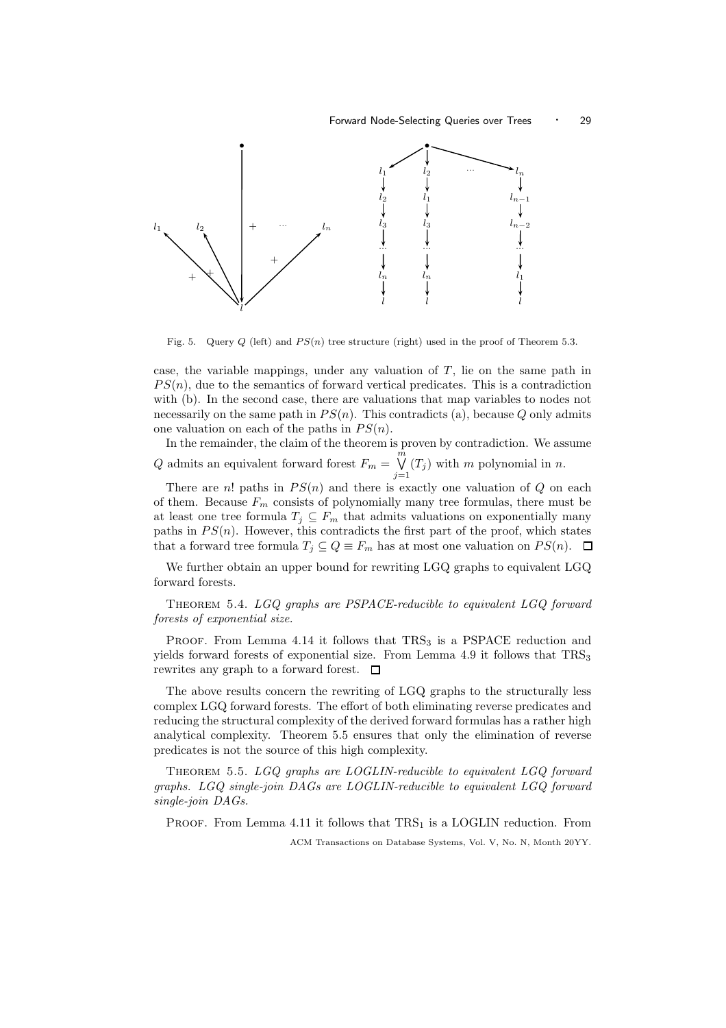Fig. 5. Query $Q$ (left) and $PS(n)$ tree structure (right) used in the proof of Theorem 5.3.

case, the variable mappings, under any valuation of $T$, lie on the same path in $PS(n)$, due to the semantics of forward vertical predicates. This is a contradiction with (b). In the second case, there are valuations that map variables to nodes not necessarily on the same path in $PS(n)$. This contradicts (a), because $Q$ only admits one valuation on each of the paths in $PS(n)$.

In the remainder, the claim of the theorem is proven by contradiction. We assume $Q$ admits an equivalent forward forest $F_m = \bigvee_{j=1}^{m} (T_j)$ with $m$ polynomial in $n$.

There are $n!$ paths in $PS(n)$ and there is exactly one valuation of $Q$ on each of them. Because $F_m$ consists of polynomially many tree formulas, there must be at least one tree formula $T_j \subseteq F_m$ that admits valuations on exponentially many paths in $PS(n)$. However, this contradicts the first part of the proof, which states that a forward tree formula $T_j \subseteq Q \equiv F_m$ has at most one valuation on $PS(n)$. ☐

We further obtain an upper bound for rewriting LGQ graphs to equivalent LGQ forward forests.

Theorem 5.4. *LGQ graphs are PSPACE-reducible to equivalent LGQ forward forests of exponential size.*

Proof. From Lemma 4.14 it follows that $\text{TRS}_3$ is a PSPACE reduction and yields forward forests of exponential size. From Lemma 4.9 it follows that $\text{TRS}_3$ rewrites any graph to a forward forest. ☐

The above results concern the rewriting of LGQ graphs to the structurally less complex LGQ forward forests. The effort of both eliminating reverse predicates and reducing the structural complexity of the derived forward formulas has a rather high analytical complexity. Theorem 5.5 ensures that only the elimination of reverse predicates is not the source of this high complexity.

Theorem 5.5. *LGQ graphs are LOGLIN-reducible to equivalent LGQ forward graphs. LGQ single-join DAGs are LOGLIN-reducible to equivalent LGQ forward single-join DAGs.*

Proof. From Lemma 4.11 it follows that $\text{TRS}_1$ is a LOGLIN reduction. From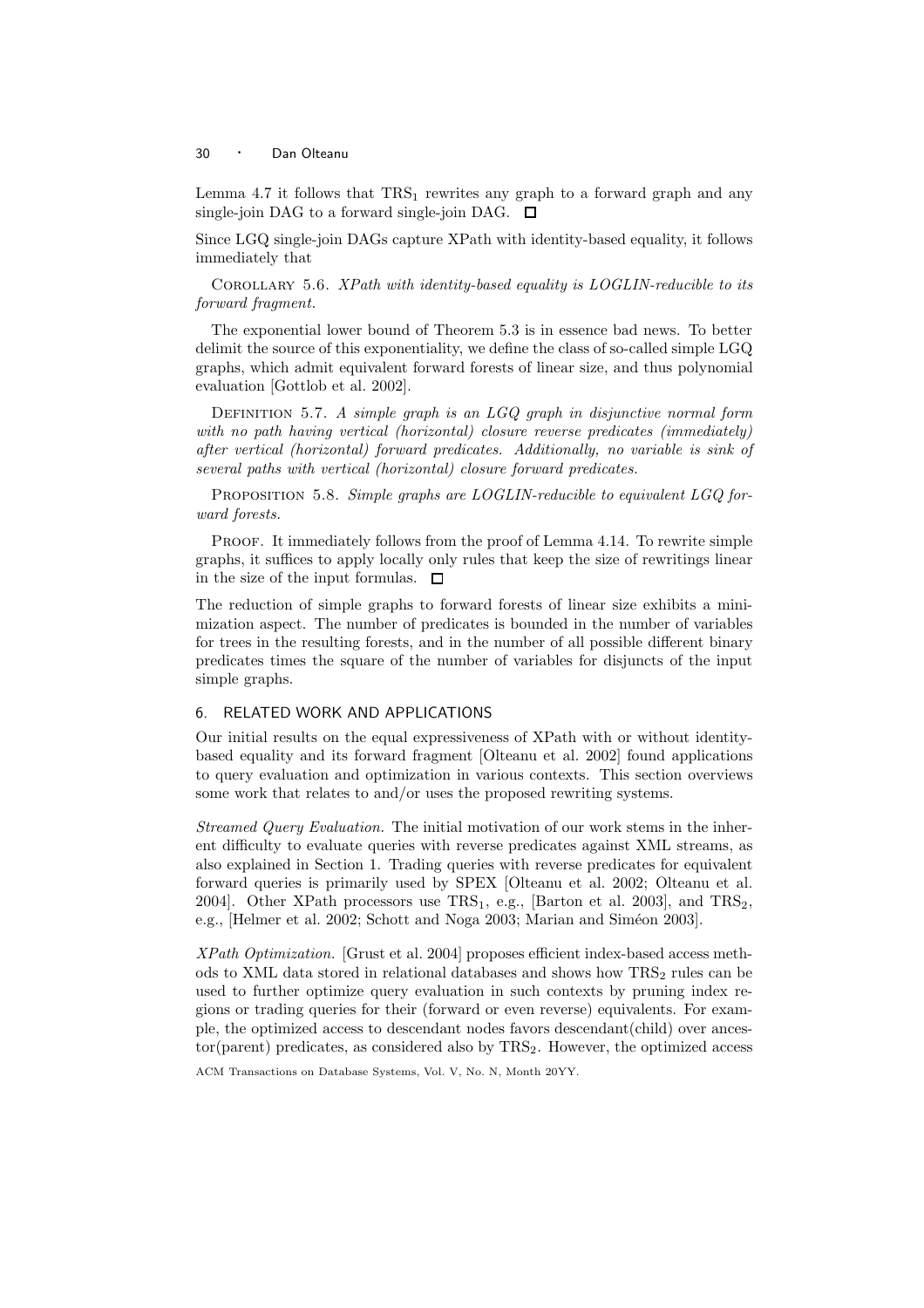Lemma 4.7 it follows that $\text{TRS}_1$ rewrites any graph to a forward graph and any single-join DAG to a forward single-join DAG. □

Since LGQ single-join DAGs capture XPath with identity-based equality, it follows immediately that

Corollary 5.6. *XPath with identity-based equality is LOGLIN-reducible to its forward fragment.*

The exponential lower bound of Theorem 5.3 is in essence bad news. To better delimit the source of this exponentiality, we define the class of so-called simple LGQ graphs, which admit equivalent forward forests of linear size, and thus polynomial evaluation [Gottlob et al. 2002].

Definition 5.7. *A simple graph is an LGQ graph in disjunctive normal form with no path having vertical (horizontal) closure reverse predicates (immediately) after vertical (horizontal) forward predicates. Additionally, no variable is sink of several paths with vertical (horizontal) closure forward predicates.*

Proposition 5.8. *Simple graphs are LOGLIN-reducible to equivalent LGQ forward forests.*

Proof. It immediately follows from the proof of Lemma 4.14. To rewrite simple graphs, it suffices to apply locally only rules that keep the size of rewritings linear in the size of the input formulas. □

The reduction of simple graphs to forward forests of linear size exhibits a minimization aspect. The number of predicates is bounded in the number of variables for trees in the resulting forests, and in the number of all possible different binary predicates times the square of the number of variables for disjuncts of the input simple graphs.

## 6. RELATED WORK AND APPLICATIONS

Our initial results on the equal expressiveness of XPath with or without identity-based equality and its forward fragment [Olteanu et al. 2002] found applications to query evaluation and optimization in various contexts. This section overviews some work that relates to and/or uses the proposed rewriting systems.

*Streamed Query Evaluation.* The initial motivation of our work stems in the inherent difficulty to evaluate queries with reverse predicates against XML streams, as also explained in Section 1. Trading queries with reverse predicates for equivalent forward queries is primarily used by SPEX [Olteanu et al. 2002; Olteanu et al. 2004]. Other XPath processors use $\text{TRS}_1$, e.g., [Barton et al. 2003], and $\text{TRS}_2$, e.g., [Helmer et al. 2002; Schott and Noga 2003; Marian and Siméon 2003].

*XPath Optimization.* [Grust et al. 2004] proposes efficient index-based access methods to XML data stored in relational databases and shows how $\text{TRS}_2$ rules can be used to further optimize query evaluation in such contexts by pruning index regions or trading queries for their (forward or even reverse) equivalents. For example, the optimized access to descendant nodes favors descendant(child) over ancestor(parent) predicates, as considered also by $\text{TRS}_2$. However, the optimized access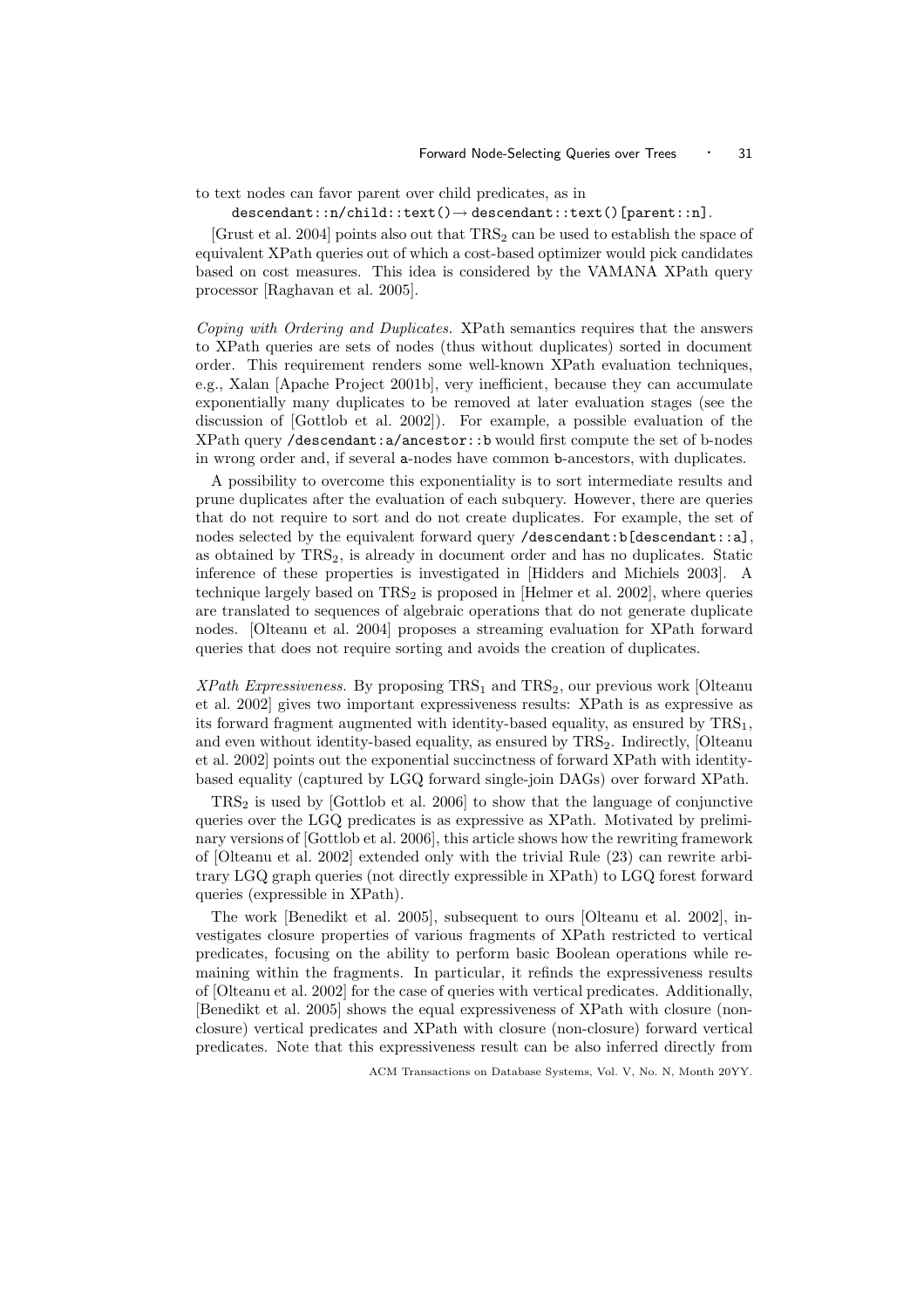to text nodes can favor parent over child predicates, as in

`descendant::n/child::text()` $\rightarrow$ `descendant::text()[parent::n]`.

[Grust et al. 2004] points also out that $\mathrm{TRS}_2$ can be used to establish the space of equivalent XPath queries out of which a cost-based optimizer would pick candidates based on cost measures. This idea is considered by the VAMANA XPath query processor [Raghavan et al. 2005].

*Coping with Ordering and Duplicates.* XPath semantics requires that the answers to XPath queries are sets of nodes (thus without duplicates) sorted in document order. This requirement renders some well-known XPath evaluation techniques, e.g., Xalan [Apache Project 2001b], very inefficient, because they can accumulate exponentially many duplicates to be removed at later evaluation stages (see the discussion of [Gottlob et al. 2002]). For example, a possible evaluation of the XPath query `/descendant:a/ancestor::b` would first compute the set of b-nodes in wrong order and, if several a-nodes have common b-ancestors, with duplicates.

A possibility to overcome this exponentiality is to sort intermediate results and prune duplicates after the evaluation of each subquery. However, there are queries that do not require to sort and do not create duplicates. For example, the set of nodes selected by the equivalent forward query `/descendant:b[descendant::a]`, as obtained by $\mathrm{TRS}_2$, is already in document order and has no duplicates. Static inference of these properties is investigated in [Hidders and Michiels 2003]. A technique largely based on $\mathrm{TRS}_2$ is proposed in [Helmer et al. 2002], where queries are translated to sequences of algebraic operations that do not generate duplicate nodes. [Olteanu et al. 2004] proposes a streaming evaluation for XPath forward queries that does not require sorting and avoids the creation of duplicates.

*XPath Expressiveness.* By proposing $\mathrm{TRS}_1$ and $\mathrm{TRS}_2$, our previous work [Olteanu et al. 2002] gives two important expressiveness results: XPath is as expressive as its forward fragment augmented with identity-based equality, as ensured by $\mathrm{TRS}_1$, and even without identity-based equality, as ensured by $\mathrm{TRS}_2$. Indirectly, [Olteanu et al. 2002] points out the exponential succinctness of forward XPath with identity-based equality (captured by LGQ forward single-join DAGs) over forward XPath.

$\mathrm{TRS}_2$ is used by [Gottlob et al. 2006] to show that the language of conjunctive queries over the LGQ predicates is as expressive as XPath. Motivated by preliminary versions of [Gottlob et al. 2006], this article shows how the rewriting framework of [Olteanu et al. 2002] extended only with the trivial Rule (23) can rewrite arbitrary LGQ graph queries (not directly expressible in XPath) to LGQ forest forward queries (expressible in XPath).

The work [Benedikt et al. 2005], subsequent to ours [Olteanu et al. 2002], investigates closure properties of various fragments of XPath restricted to vertical predicates, focusing on the ability to perform basic Boolean operations while remaining within the fragments. In particular, it refinds the expressiveness results of [Olteanu et al. 2002] for the case of queries with vertical predicates. Additionally, [Benedikt et al. 2005] shows the equal expressiveness of XPath with closure (non-closure) vertical predicates and XPath with closure (non-closure) forward vertical predicates. Note that this expressiveness result can be also inferred directly from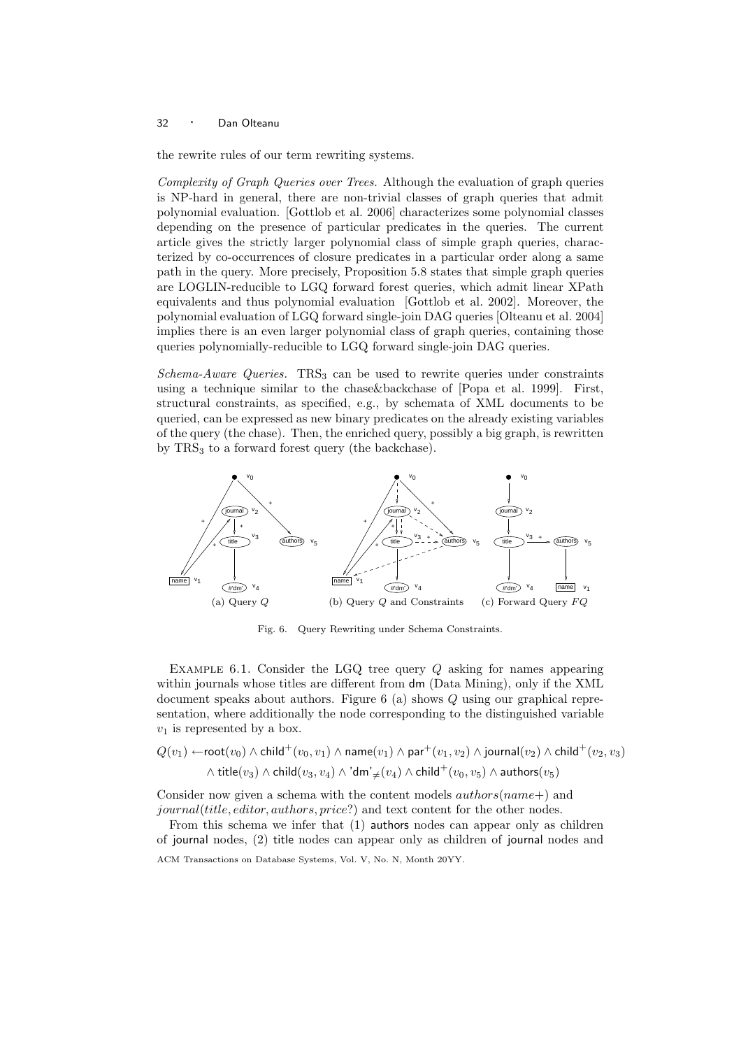the rewrite rules of our term rewriting systems.

*Complexity of Graph Queries over Trees.* Although the evaluation of graph queries is NP-hard in general, there are non-trivial classes of graph queries that admit polynomial evaluation. [Gottlob et al. 2006] characterizes some polynomial classes depending on the presence of particular predicates in the queries. The current article gives the strictly larger polynomial class of simple graph queries, characterized by co-occurrences of closure predicates in a particular order along a same path in the query. More precisely, Proposition 5.8 states that simple graph queries are LOGLIN-reducible to LGQ forward forest queries, which admit linear XPath equivalents and thus polynomial evaluation [Gottlob et al. 2002]. Moreover, the polynomial evaluation of LGQ forward single-join DAG queries [Olteanu et al. 2004] implies there is an even larger polynomial class of graph queries, containing those queries polynomially-reducible to LGQ forward single-join DAG queries.

*Schema-Aware Queries.* $\text{TRS}_3$ can be used to rewrite queries under constraints using a technique similar to the chase&backchase of [Popa et al. 1999]. First, structural constraints, as specified, e.g., by schemata of XML documents to be queried, can be expressed as new binary predicates on the already existing variables of the query (the chase). Then, the enriched query, possibly a big graph, is rewritten by $\text{TRS}_3$ to a forward forest query (the backchase).

(a) Query $Q$ (b) Query $Q$ and Constraints (c) Forward Query $FQ$

Fig. 6. Query Rewriting under Schema Constraints.

Example 6.1. Consider the LGQ tree query $Q$ asking for names appearing within journals whose titles are different from dm (Data Mining), only if the XML document speaks about authors. Figure 6 (a) shows $Q$ using our graphical representation, where additionally the node corresponding to the distinguished variable $v_1$ is represented by a box.

$$Q(v_1) \leftarrow \mathsf{root}(v_0) \land \mathsf{child}^+(v_0, v_1) \land \mathsf{name}(v_1) \land \mathsf{par}^+(v_1, v_2) \land \mathsf{journal}(v_2) \land \mathsf{child}^+(v_2, v_3)$$
$$\land\, \mathsf{title}(v_3) \land \mathsf{child}(v_3, v_4) \land \mathsf{'dm'}_{\neq}(v_4) \land \mathsf{child}^+(v_0, v_5) \land \mathsf{authors}(v_5)$$

Consider now given a schema with the content models $authors(name+)$ and $journal(title, editor, authors, price?)$ and text content for the other nodes.

From this schema we infer that (1) authors nodes can appear only as children of journal nodes, (2) title nodes can appear only as children of journal nodes and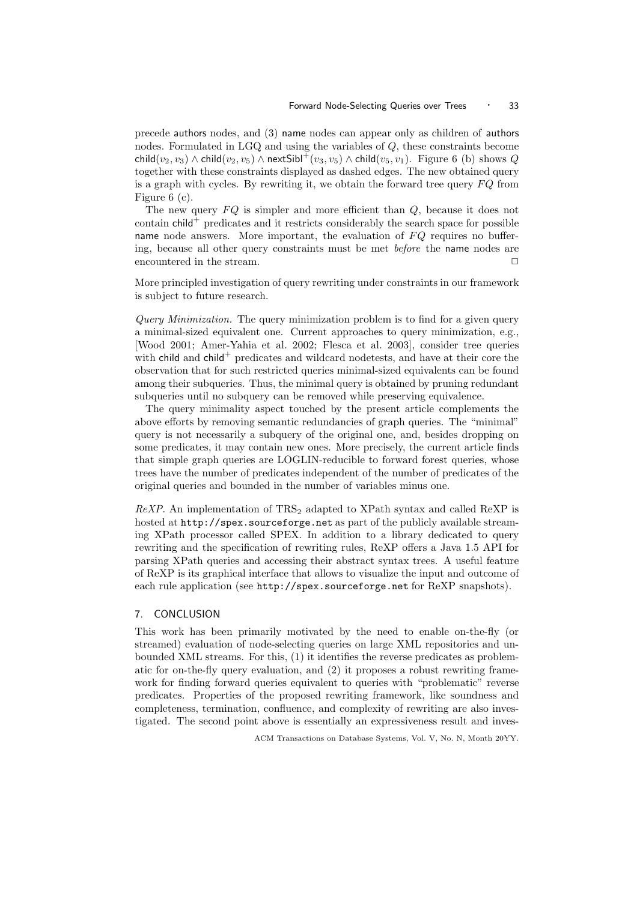precede authors nodes, and (3) name nodes can appear only as children of authors nodes. Formulated in LGQ and using the variables of $Q$, these constraints become $\mathsf{child}(v_2, v_3) \wedge \mathsf{child}(v_2, v_5) \wedge \mathsf{nextSibl}^+(v_3, v_5) \wedge \mathsf{child}(v_5, v_1)$. Figure 6 (b) shows $Q$ together with these constraints displayed as dashed edges. The new obtained query is a graph with cycles. By rewriting it, we obtain the forward tree query $FQ$ from Figure 6 (c).

The new query $FQ$ is simpler and more efficient than $Q$, because it does not contain $\mathsf{child}^+$ predicates and it restricts considerably the search space for possible name node answers. More important, the evaluation of $FQ$ requires no buffering, because all other query constraints must be met *before* the name nodes are encountered in the stream. $\square$

More principled investigation of query rewriting under constraints in our framework is subject to future research.

*Query Minimization.* The query minimization problem is to find for a given query a minimal-sized equivalent one. Current approaches to query minimization, e.g., [Wood 2001; Amer-Yahia et al. 2002; Flesca et al. 2003], consider tree queries with child and $\mathsf{child}^+$ predicates and wildcard nodetests, and have at their core the observation that for such restricted queries minimal-sized equivalents can be found among their subqueries. Thus, the minimal query is obtained by pruning redundant subqueries until no subquery can be removed while preserving equivalence.

The query minimality aspect touched by the present article complements the above efforts by removing semantic redundancies of graph queries. The "minimal" query is not necessarily a subquery of the original one, and, besides dropping on some predicates, it may contain new ones. More precisely, the current article finds that simple graph queries are LOGLIN-reducible to forward forest queries, whose trees have the number of predicates independent of the number of predicates of the original queries and bounded in the number of variables minus one.

*ReXP.* An implementation of $\mathrm{TRS}_2$ adapted to XPath syntax and called ReXP is hosted at `http://spex.sourceforge.net` as part of the publicly available streaming XPath processor called SPEX. In addition to a library dedicated to query rewriting and the specification of rewriting rules, ReXP offers a Java 1.5 API for parsing XPath queries and accessing their abstract syntax trees. A useful feature of ReXP is its graphical interface that allows to visualize the input and outcome of each rule application (see `http://spex.sourceforge.net` for ReXP snapshots).

## 7. CONCLUSION

This work has been primarily motivated by the need to enable on-the-fly (or streamed) evaluation of node-selecting queries on large XML repositories and unbounded XML streams. For this, (1) it identifies the reverse predicates as problematic for on-the-fly query evaluation, and (2) it proposes a robust rewriting framework for finding forward queries equivalent to queries with "problematic" reverse predicates. Properties of the proposed rewriting framework, like soundness and completeness, termination, confluence, and complexity of rewriting are also investigated. The second point above is essentially an expressiveness result and inves-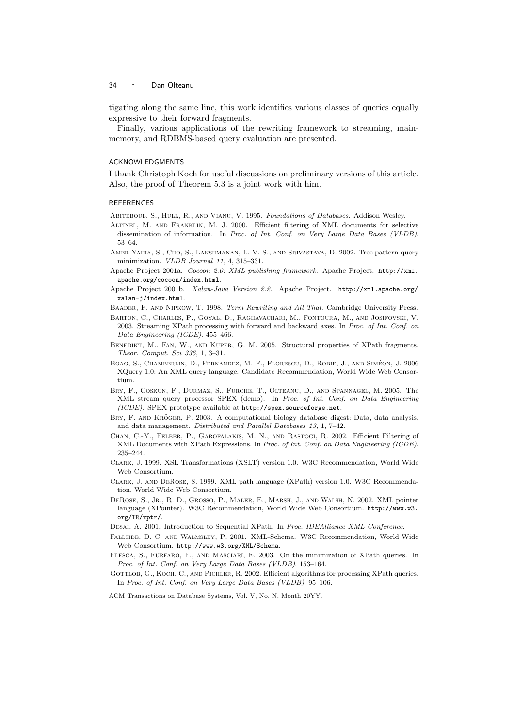tigating along the same line, this work identifies various classes of queries equally expressive to their forward fragments.

Finally, various applications of the rewriting framework to streaming, main-memory, and RDBMS-based query evaluation are presented.

## ACKNOWLEDGMENTS

I thank Christoph Koch for useful discussions on preliminary versions of this article. Also, the proof of Theorem 5.3 is a joint work with him.

## REFERENCES

Abiteboul, S., Hull, R., and Vianu, V. 1995. *Foundations of Databases*. Addison Wesley.

Altinel, M. and Franklin, M. J. 2000. Efficient filtering of XML documents for selective dissemination of information. In *Proc. of Int. Conf. on Very Large Data Bases (VLDB)*. 53–64.

Amer-Yahia, S., Cho, S., Lakshmanan, L. V. S., and Srivastava, D. 2002. Tree pattern query minimization. *VLDB Journal 11,* 4, 315–331.

Apache Project 2001a. *Cocoon 2.0: XML publishing framework*. Apache Project. http://xml.apache.org/cocoon/index.html.

Apache Project 2001b. *Xalan-Java Version 2.2*. Apache Project. http://xml.apache.org/xalan-j/index.html.

Baader, F. and Nipkow, T. 1998. *Term Rewriting and All That*. Cambridge University Press.

Barton, C., Charles, P., Goyal, D., Raghavachari, M., Fontoura, M., and Josifovski, V. 2003. Streaming XPath processing with forward and backward axes. In *Proc. of Int. Conf. on Data Engineering (ICDE)*. 455–466.

Benedikt, M., Fan, W., and Kuper, G. M. 2005. Structural properties of XPath fragments. *Theor. Comput. Sci 336,* 1, 3–31.

Boag, S., Chamberlin, D., Fernandez, M. F., Florescu, D., Robie, J., and Siméon, J. 2006 XQuery 1.0: An XML query language. Candidate Recommendation, World Wide Web Consortium.

Bry, F., Coskun, F., Durmaz, S., Furche, T., Olteanu, D., and Spannagel, M. 2005. The XML stream query processor SPEX (demo). In *Proc. of Int. Conf. on Data Engineering (ICDE)*. SPEX prototype available at http://spex.sourceforge.net.

Bry, F. and Kröger, P. 2003. A computational biology database digest: Data, data analysis, and data management. *Distributed and Parallel Databases 13,* 1, 7–42.

Chan, C.-Y., Felber, P., Garofalakis, M. N., and Rastogi, R. 2002. Efficient Filtering of XML Documents with XPath Expressions. In *Proc. of Int. Conf. on Data Engineering (ICDE)*. 235–244.

Clark, J. 1999. XSL Transformations (XSLT) version 1.0. W3C Recommendation, World Wide Web Consortium.

Clark, J. and DeRose, S. 1999. XML path language (XPath) version 1.0. W3C Recommendation, World Wide Web Consortium.

DeRose, S., Jr., R. D., Grosso, P., Maler, E., Marsh, J., and Walsh, N. 2002. XML pointer language (XPointer). W3C Recommendation, World Wide Web Consortium. http://www.w3.org/TR/xptr/.

Desai, A. 2001. Introduction to Sequential XPath. In *Proc. IDEAlliance XML Conference*.

Fallside, D. C. and Walmsley, P. 2001. XML-Schema. W3C Recommendation, World Wide Web Consortium. http://www.w3.org/XML/Schema.

Flesca, S., Furfaro, F., and Masciari, E. 2003. On the minimization of XPath queries. In *Proc. of Int. Conf. on Very Large Data Bases (VLDB)*. 153–164.

Gottlob, G., Koch, C., and Pichler, R. 2002. Efficient algorithms for processing XPath queries. In *Proc. of Int. Conf. on Very Large Data Bases (VLDB)*. 95–106.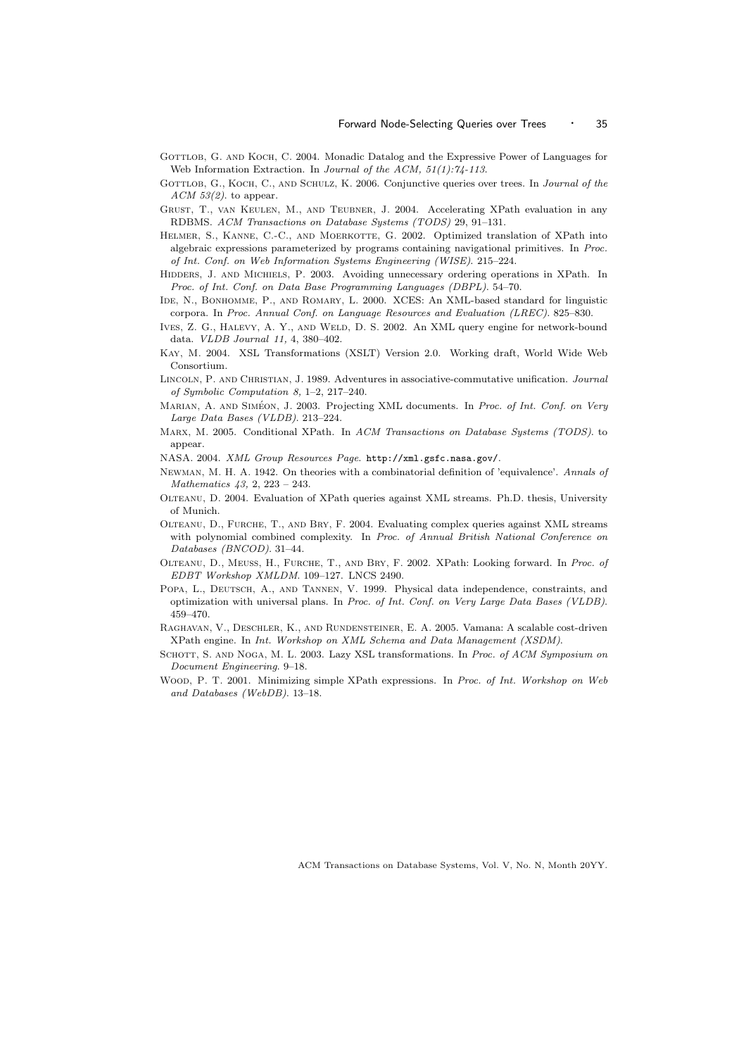Gottlob, G. and Koch, C. 2004. Monadic Datalog and the Expressive Power of Languages for Web Information Extraction. In *Journal of the ACM, 51(1):74-113*.

Gottlob, G., Koch, C., and Schulz, K. 2006. Conjunctive queries over trees. In *Journal of the ACM 53(2)*. to appear.

Grust, T., van Keulen, M., and Teubner, J. 2004. Accelerating XPath evaluation in any RDBMS. *ACM Transactions on Database Systems (TODS)* 29, 91–131.

Helmer, S., Kanne, C.-C., and Moerkotte, G. 2002. Optimized translation of XPath into algebraic expressions parameterized by programs containing navigational primitives. In *Proc. of Int. Conf. on Web Information Systems Engineering (WISE)*. 215–224.

Hidders, J. and Michiels, P. 2003. Avoiding unnecessary ordering operations in XPath. In *Proc. of Int. Conf. on Data Base Programming Languages (DBPL)*. 54–70.

Ide, N., Bonhomme, P., and Romary, L. 2000. XCES: An XML-based standard for linguistic corpora. In *Proc. Annual Conf. on Language Resources and Evaluation (LREC)*. 825–830.

Ives, Z. G., Halevy, A. Y., and Weld, D. S. 2002. An XML query engine for network-bound data. *VLDB Journal 11,* 4, 380–402.

Kay, M. 2004. XSL Transformations (XSLT) Version 2.0. Working draft, World Wide Web Consortium.

Lincoln, P. and Christian, J. 1989. Adventures in associative-commutative unification. *Journal of Symbolic Computation 8,* 1–2, 217–240.

Marian, A. and Siméon, J. 2003. Projecting XML documents. In *Proc. of Int. Conf. on Very Large Data Bases (VLDB)*. 213–224.

Marx, M. 2005. Conditional XPath. In *ACM Transactions on Database Systems (TODS)*. to appear.

NASA. 2004. *XML Group Resources Page*. http://xml.gsfc.nasa.gov/.

Newman, M. H. A. 1942. On theories with a combinatorial definition of 'equivalence'. *Annals of Mathematics 43,* 2, 223 – 243.

Olteanu, D. 2004. Evaluation of XPath queries against XML streams. Ph.D. thesis, University of Munich.

Olteanu, D., Furche, T., and Bry, F. 2004. Evaluating complex queries against XML streams with polynomial combined complexity. In *Proc. of Annual British National Conference on Databases (BNCOD)*. 31–44.

Olteanu, D., Meuss, H., Furche, T., and Bry, F. 2002. XPath: Looking forward. In *Proc. of EDBT Workshop XMLDM*. 109–127. LNCS 2490.

Popa, L., Deutsch, A., and Tannen, V. 1999. Physical data independence, constraints, and optimization with universal plans. In *Proc. of Int. Conf. on Very Large Data Bases (VLDB)*. 459–470.

Raghavan, V., Deschler, K., and Rundensteiner, E. A. 2005. Vamana: A scalable cost-driven XPath engine. In *Int. Workshop on XML Schema and Data Management (XSDM)*.

Schott, S. and Noga, M. L. 2003. Lazy XSL transformations. In *Proc. of ACM Symposium on Document Engineering*. 9–18.

Wood, P. T. 2001. Minimizing simple XPath expressions. In *Proc. of Int. Workshop on Web and Databases (WebDB)*. 13–18.